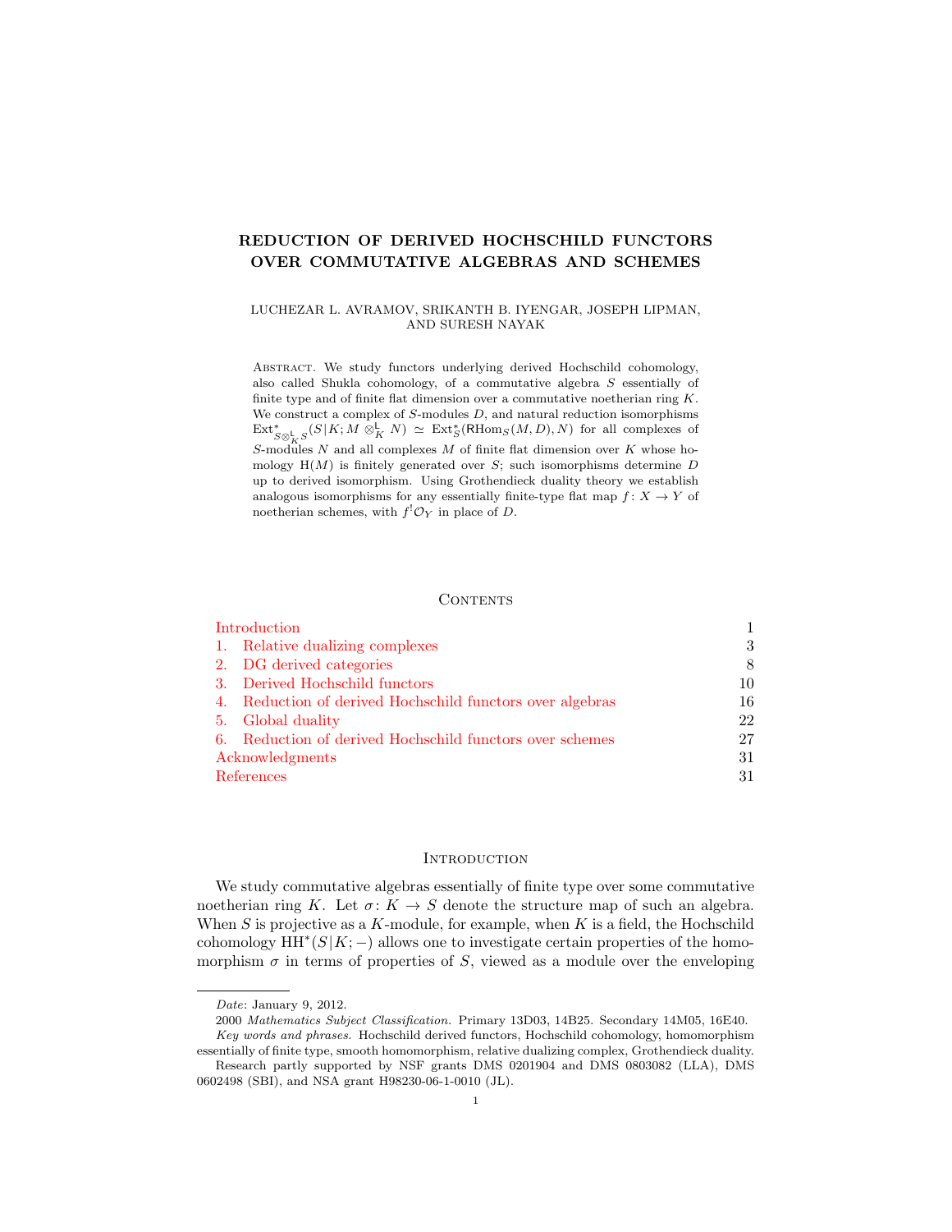# REDUCTION OF DERIVED HOCHSCHILD FUNCTORS OVER COMMUTATIVE ALGEBRAS AND SCHEMES

LUCHEZAR L. AVRAMOV, SRIKANTH B. IYENGAR, JOSEPH LIPMAN, AND SURESH NAYAK

Abstract. We study functors underlying derived Hochschild cohomology, also called Shukla cohomology, of a commutative algebra $S$ essentially of finite type and of finite flat dimension over a commutative noetherian ring $K$. We construct a complex of $S$-modules $D$, and natural reduction isomorphisms $\operatorname{Ext}^*_{S\otimes^{\mathsf{L}}_K S}(S\,|\,K; M\otimes^{\mathsf{L}}_K N) \simeq \operatorname{Ext}^*_S(\mathsf{R}\mathrm{Hom}_S(M,D),N)$ for all complexes of $S$-modules $N$ and all complexes $M$ of finite flat dimension over $K$ whose homology $\mathrm{H}(M)$ is finitely generated over $S$; such isomorphisms determine $D$ up to derived isomorphism. Using Grothendieck duality theory we establish analogous isomorphisms for any essentially finite-type flat map $f\colon X\to Y$ of noetherian schemes, with $f^!\mathcal{O}_Y$ in place of $D$.

## Contents

- Introduction — 1
- 1. Relative dualizing complexes — 3
- 2. DG derived categories — 8
- 3. Derived Hochschild functors — 10
- 4. Reduction of derived Hochschild functors over algebras — 16
- 5. Global duality — 22
- 6. Reduction of derived Hochschild functors over schemes — 27
- Acknowledgments — 31
- References — 31

## Introduction

We study commutative algebras essentially of finite type over some commutative noetherian ring $K$. Let $\sigma\colon K\to S$ denote the structure map of such an algebra. When $S$ is projective as a $K$-module, for example, when $K$ is a field, the Hochschild cohomology $\mathrm{HH}^*(S\,|\,K;-)$ allows one to investigate certain properties of the homomorphism $\sigma$ in terms of properties of $S$, viewed as a module over the enveloping

---

*Date*: January 9, 2012.

2000 *Mathematics Subject Classification.* Primary 13D03, 14B25. Secondary 14M05, 16E40.

*Key words and phrases.* Hochschild derived functors, Hochschild cohomology, homomorphism essentially of finite type, smooth homomorphism, relative dualizing complex, Grothendieck duality.

Research partly supported by NSF grants DMS 0201904 and DMS 0803082 (LLA), DMS 0602498 (SBI), and NSA grant H98230-06-1-0010 (JL).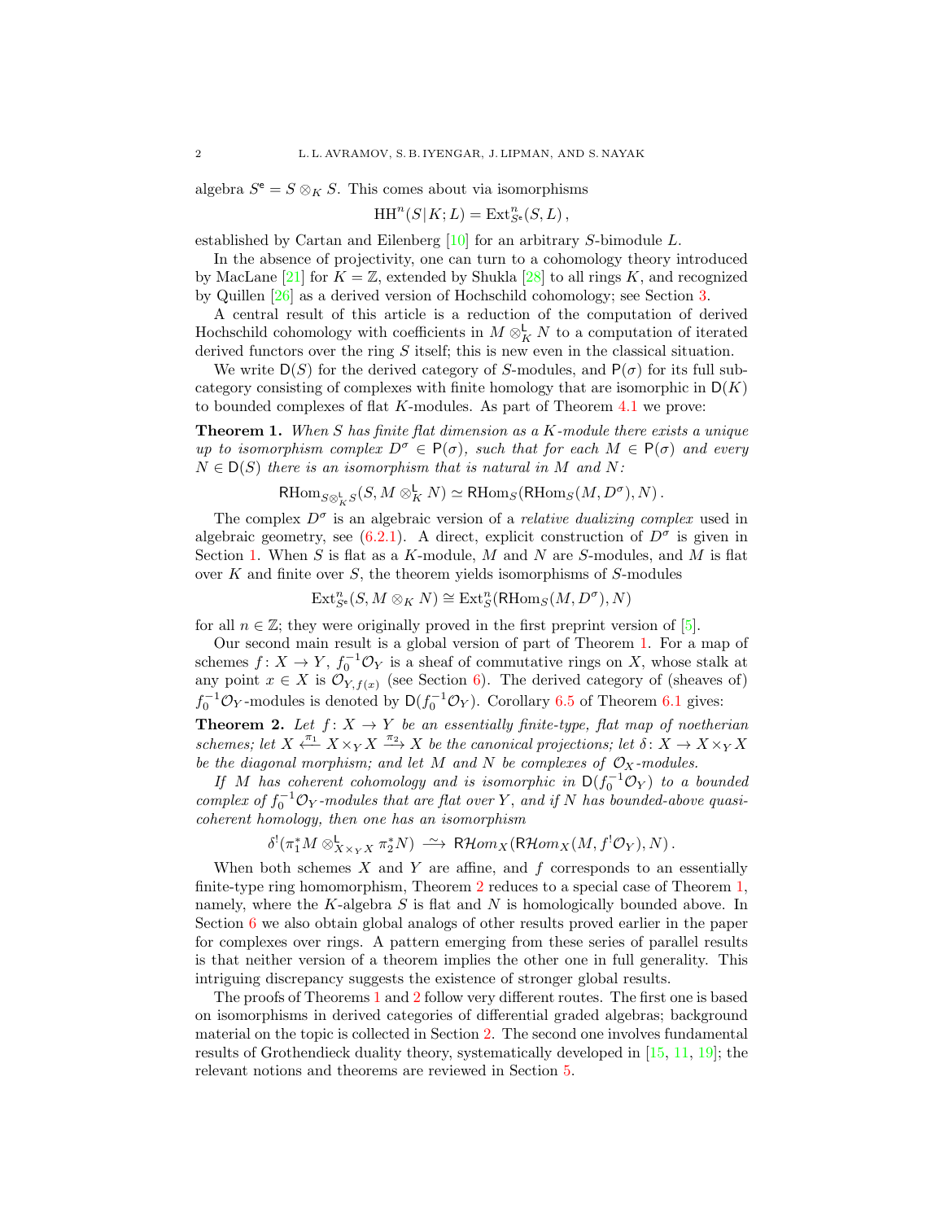algebra $S^{\mathsf{e}} = S \otimes_K S$. This comes about via isomorphisms

$$\mathrm{HH}^n(S|K; L) = \mathrm{Ext}^n_{S^{\mathsf{e}}}(S, L)\,,$$

established by Cartan and Eilenberg [10] for an arbitrary $S$-bimodule $L$.

In the absence of projectivity, one can turn to a cohomology theory introduced by MacLane [21] for $K = \mathbb{Z}$, extended by Shukla [28] to all rings $K$, and recognized by Quillen [26] as a derived version of Hochschild cohomology; see Section 3.

A central result of this article is a reduction of the computation of derived Hochschild cohomology with coefficients in $M \otimes^{\mathsf{L}}_K N$ to a computation of iterated derived functors over the ring $S$ itself; this is new even in the classical situation.

We write $\mathsf{D}(S)$ for the derived category of $S$-modules, and $\mathsf{P}(\sigma)$ for its full subcategory consisting of complexes with finite homology that are isomorphic in $\mathsf{D}(K)$ to bounded complexes of flat $K$-modules. As part of Theorem 4.1 we prove:

**Theorem 1.** *When $S$ has finite flat dimension as a $K$-module there exists a unique up to isomorphism complex $D^\sigma \in \mathsf{P}(\sigma)$, such that for each $M \in \mathsf{P}(\sigma)$ and every $N \in \mathsf{D}(S)$ there is an isomorphism that is natural in $M$ and $N$:*

$$\mathsf{R}\mathrm{Hom}_{S\otimes^{\mathsf{L}}_K S}(S, M \otimes^{\mathsf{L}}_K N) \simeq \mathsf{R}\mathrm{Hom}_S(\mathsf{R}\mathrm{Hom}_S(M, D^\sigma), N)\,.$$

The complex $D^\sigma$ is an algebraic version of a *relative dualizing complex* used in algebraic geometry, see (6.2.1). A direct, explicit construction of $D^\sigma$ is given in Section 1. When $S$ is flat as a $K$-module, $M$ and $N$ are $S$-modules, and $M$ is flat over $K$ and finite over $S$, the theorem yields isomorphisms of $S$-modules

$$\mathrm{Ext}^n_{S^{\mathsf{e}}}(S, M \otimes_K N) \cong \mathrm{Ext}^n_S(\mathsf{R}\mathrm{Hom}_S(M, D^\sigma), N)$$

for all $n \in \mathbb{Z}$; they were originally proved in the first preprint version of [5].

Our second main result is a global version of part of Theorem 1. For a map of schemes $f\colon X \to Y$, $f_0^{-1}\mathcal{O}_Y$ is a sheaf of commutative rings on $X$, whose stalk at any point $x \in X$ is $\mathcal{O}_{Y,f(x)}$ (see Section 6). The derived category of (sheaves of) $f_0^{-1}\mathcal{O}_Y$-modules is denoted by $\mathsf{D}(f_0^{-1}\mathcal{O}_Y)$. Corollary 6.5 of Theorem 6.1 gives:

**Theorem 2.** *Let $f\colon X \to Y$ be an essentially finite-type, flat map of noetherian schemes; let $X \xleftarrow{\pi_1} X \times_Y X \xrightarrow{\pi_2} X$ be the canonical projections; let $\delta\colon X \to X \times_Y X$ be the diagonal morphism; and let $M$ and $N$ be complexes of $\mathcal{O}_X$-modules.*

*If $M$ has coherent cohomology and is isomorphic in $\mathsf{D}(f_0^{-1}\mathcal{O}_Y)$ to a bounded complex of $f_0^{-1}\mathcal{O}_Y$-modules that are flat over $Y$, and if $N$ has bounded-above quasi-coherent homology, then one has an isomorphism*

$$\delta^!(\pi_1^* M \otimes^{\mathsf{L}}_{X\times_Y X} \pi_2^* N) \xrightarrow{\ \sim\ } \mathsf{R}\mathcal{H}om_X(\mathsf{R}\mathcal{H}om_X(M, f^!\mathcal{O}_Y), N)\,.$$

When both schemes $X$ and $Y$ are affine, and $f$ corresponds to an essentially finite-type ring homomorphism, Theorem 2 reduces to a special case of Theorem 1, namely, where the $K$-algebra $S$ is flat and $N$ is homologically bounded above. In Section 6 we also obtain global analogs of other results proved earlier in the paper for complexes over rings. A pattern emerging from these series of parallel results is that neither version of a theorem implies the other one in full generality. This intriguing discrepancy suggests the existence of stronger global results.

The proofs of Theorems 1 and 2 follow very different routes. The first one is based on isomorphisms in derived categories of differential graded algebras; background material on the topic is collected in Section 2. The second one involves fundamental results of Grothendieck duality theory, systematically developed in [15, 11, 19]; the relevant notions and theorems are reviewed in Section 5.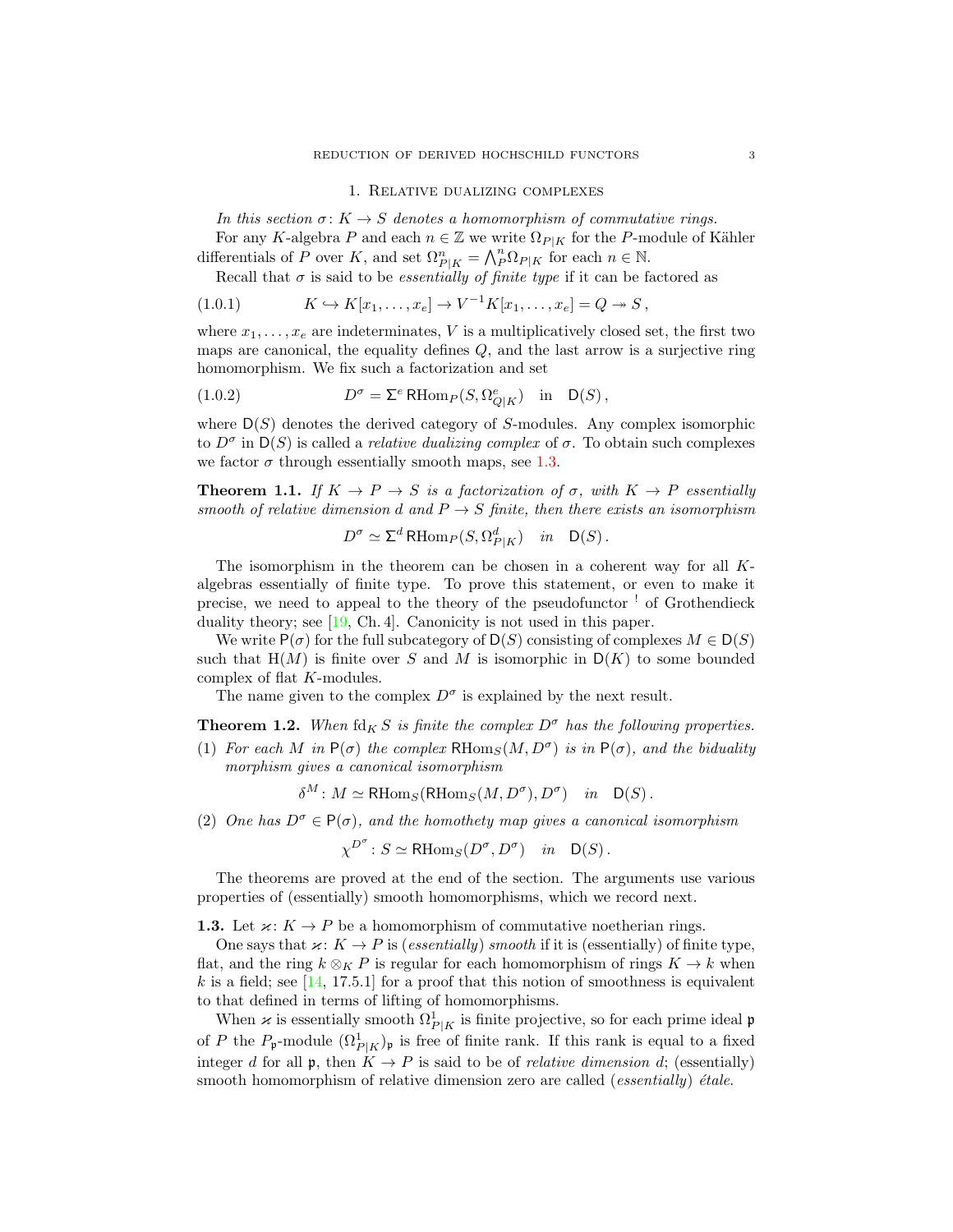## 1. Relative dualizing complexes

*In this section $\sigma\colon K \to S$ denotes a homomorphism of commutative rings.*

For any $K$-algebra $P$ and each $n \in \mathbb{Z}$ we write $\Omega_{P|K}$ for the $P$-module of Kähler differentials of $P$ over $K$, and set $\Omega^n_{P|K} = \bigwedge^n_P \Omega_{P|K}$ for each $n \in \mathbb{N}$.

Recall that $\sigma$ is said to be *essentially of finite type* if it can be factored as

$$K \hookrightarrow K[x_1, \dots, x_e] \to V^{-1}K[x_1, \dots, x_e] = Q \twoheadrightarrow S\,, \tag{1.0.1}$$

where $x_1, \dots, x_e$ are indeterminates, $V$ is a multiplicatively closed set, the first two maps are canonical, the equality defines $Q$, and the last arrow is a surjective ring homomorphism. We fix such a factorization and set

$$D^\sigma = \Sigma^e \operatorname{RHom}_P(S, \Omega^e_{Q|K}) \quad \text{in} \quad \mathsf{D}(S)\,, \tag{1.0.2}$$

where $\mathsf{D}(S)$ denotes the derived category of $S$-modules. Any complex isomorphic to $D^\sigma$ in $\mathsf{D}(S)$ is called a *relative dualizing complex* of $\sigma$. To obtain such complexes we factor $\sigma$ through essentially smooth maps, see 1.3.

**Theorem 1.1.** *If $K \to P \to S$ is a factorization of $\sigma$, with $K \to P$ essentially smooth of relative dimension $d$ and $P \to S$ finite, then there exists an isomorphism*

$$D^\sigma \simeq \Sigma^d \operatorname{RHom}_P(S, \Omega^d_{P|K}) \quad in \quad \mathsf{D}(S)\,.$$

The isomorphism in the theorem can be chosen in a coherent way for all $K$-algebras essentially of finite type. To prove this statement, or even to make it precise, we need to appeal to the theory of the pseudofunctor $^!$ of Grothendieck duality theory; see [19, Ch. 4]. Canonicity is not used in this paper.

We write $\mathsf{P}(\sigma)$ for the full subcategory of $\mathsf{D}(S)$ consisting of complexes $M \in \mathsf{D}(S)$ such that $\mathrm{H}(M)$ is finite over $S$ and $M$ is isomorphic in $\mathsf{D}(K)$ to some bounded complex of flat $K$-modules.

The name given to the complex $D^\sigma$ is explained by the next result.

**Theorem 1.2.** *When $\operatorname{fd}_K S$ is finite the complex $D^\sigma$ has the following properties.*

1. *For each $M$ in $\mathsf{P}(\sigma)$ the complex $\mathsf{RHom}_S(M, D^\sigma)$ is in $\mathsf{P}(\sigma)$, and the biduality morphism gives a canonical isomorphism*
$$\delta^M \colon M \simeq \mathsf{RHom}_S(\mathsf{RHom}_S(M, D^\sigma), D^\sigma) \quad in \quad \mathsf{D}(S)\,.$$
2. *One has $D^\sigma \in \mathsf{P}(\sigma)$, and the homothety map gives a canonical isomorphism*
$$\chi^{D^\sigma} \colon S \simeq \mathsf{RHom}_S(D^\sigma, D^\sigma) \quad in \quad \mathsf{D}(S)\,.$$

The theorems are proved at the end of the section. The arguments use various properties of (essentially) smooth homomorphisms, which we record next.

**1.3.** Let $\varkappa\colon K \to P$ be a homomorphism of commutative noetherian rings.

One says that $\varkappa\colon K \to P$ is (*essentially*) *smooth* if it is (essentially) of finite type, flat, and the ring $k \otimes_K P$ is regular for each homomorphism of rings $K \to k$ when $k$ is a field; see [14, 17.5.1] for a proof that this notion of smoothness is equivalent to that defined in terms of lifting of homomorphisms.

When $\varkappa$ is essentially smooth $\Omega^1_{P|K}$ is finite projective, so for each prime ideal $\mathfrak{p}$ of $P$ the $P_\mathfrak{p}$-module $(\Omega^1_{P|K})_\mathfrak{p}$ is free of finite rank. If this rank is equal to a fixed integer $d$ for all $\mathfrak{p}$, then $K \to P$ is said to be of *relative dimension* $d$; (essentially) smooth homomorphism of relative dimension zero are called (*essentially*) *étale*.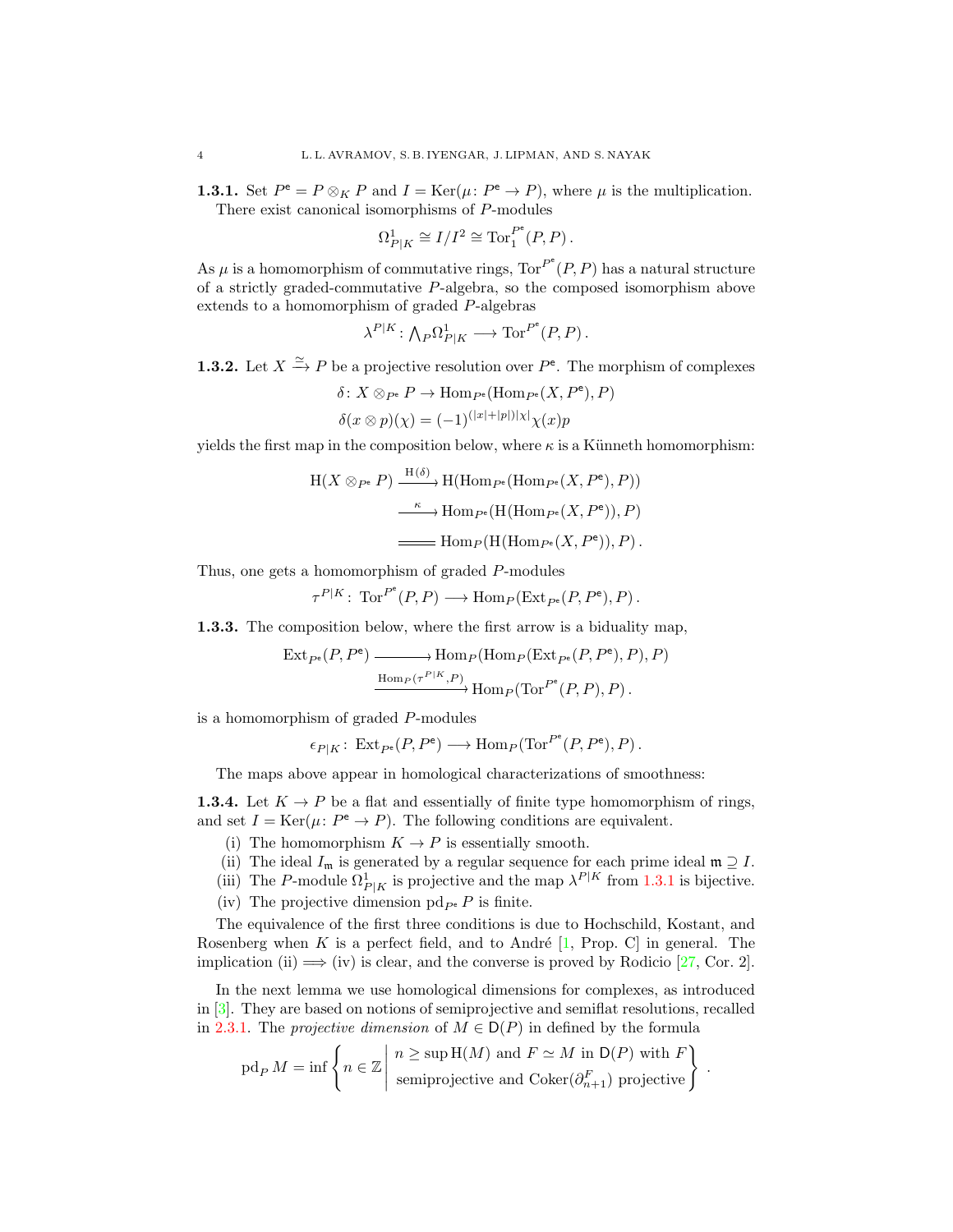**1.3.1.** Set $P^{\mathsf{e}} = P \otimes_K P$ and $I = \operatorname{Ker}(\mu\colon P^{\mathsf{e}} \to P)$, where $\mu$ is the multiplication. There exist canonical isomorphisms of $P$-modules

$$\Omega^1_{P|K} \cong I/I^2 \cong \operatorname{Tor}_1^{P^{\mathsf{e}}}(P,P)\,.$$

As $\mu$ is a homomorphism of commutative rings, $\operatorname{Tor}^{P^{\mathsf{e}}}(P,P)$ has a natural structure of a strictly graded-commutative $P$-algebra, so the composed isomorphism above extends to a homomorphism of graded $P$-algebras

$$\lambda^{P|K}\colon {\textstyle\bigwedge_P}\Omega^1_{P|K} \longrightarrow \operatorname{Tor}^{P^{\mathsf{e}}}(P,P)\,.$$

**1.3.2.** Let $X \xrightarrow{\simeq} P$ be a projective resolution over $P^{\mathsf{e}}$. The morphism of complexes

$$\delta\colon X \otimes_{P^{\mathsf{e}}} P \to \operatorname{Hom}_{P^{\mathsf{e}}}(\operatorname{Hom}_{P^{\mathsf{e}}}(X, P^{\mathsf{e}}), P)$$
$$\delta(x \otimes p)(\chi) = (-1)^{(|x|+|p|)|\chi|}\chi(x)p$$

yields the first map in the composition below, where $\kappa$ is a Künneth homomorphism:

$$\begin{aligned}
\operatorname{H}(X \otimes_{P^{\mathsf{e}}} P) &\xrightarrow{\operatorname{H}(\delta)} \operatorname{H}(\operatorname{Hom}_{P^{\mathsf{e}}}(\operatorname{Hom}_{P^{\mathsf{e}}}(X, P^{\mathsf{e}}), P))\\
&\xrightarrow{\ \kappa\ } \operatorname{Hom}_{P^{\mathsf{e}}}(\operatorname{H}(\operatorname{Hom}_{P^{\mathsf{e}}}(X, P^{\mathsf{e}})), P)\\
&=\!=\!= \operatorname{Hom}_{P}(\operatorname{H}(\operatorname{Hom}_{P^{\mathsf{e}}}(X, P^{\mathsf{e}})), P)\,.
\end{aligned}$$

Thus, one gets a homomorphism of graded $P$-modules

$$\tau^{P|K}\colon\ \operatorname{Tor}^{P^{\mathsf{e}}}(P,P) \longrightarrow \operatorname{Hom}_P(\operatorname{Ext}_{P^{\mathsf{e}}}(P,P^{\mathsf{e}}),P)\,.$$

**1.3.3.** The composition below, where the first arrow is a biduality map,

$$\begin{aligned}
\operatorname{Ext}_{P^{\mathsf{e}}}(P,P^{\mathsf{e}}) &\longrightarrow \operatorname{Hom}_P(\operatorname{Hom}_P(\operatorname{Ext}_{P^{\mathsf{e}}}(P,P^{\mathsf{e}}),P),P)\\
&\xrightarrow{\operatorname{Hom}_P(\tau^{P|K},P)} \operatorname{Hom}_P(\operatorname{Tor}^{P^{\mathsf{e}}}(P,P),P)\,.
\end{aligned}$$

is a homomorphism of graded $P$-modules

$$\epsilon_{P|K}\colon\ \operatorname{Ext}_{P^{\mathsf{e}}}(P,P^{\mathsf{e}}) \longrightarrow \operatorname{Hom}_P(\operatorname{Tor}^{P^{\mathsf{e}}}(P,P^{\mathsf{e}}),P)\,.$$

The maps above appear in homological characterizations of smoothness:

**1.3.4.** Let $K \to P$ be a flat and essentially of finite type homomorphism of rings, and set $I = \operatorname{Ker}(\mu\colon P^{\mathsf{e}} \to P)$. The following conditions are equivalent.

(i) The homomorphism $K \to P$ is essentially smooth.

(ii) The ideal $I_{\mathfrak{m}}$ is generated by a regular sequence for each prime ideal $\mathfrak{m} \supseteq I$.

(iii) The $P$-module $\Omega^1_{P|K}$ is projective and the map $\lambda^{P|K}$ from 1.3.1 is bijective.

(iv) The projective dimension $\operatorname{pd}_{P^{\mathsf{e}}} P$ is finite.

The equivalence of the first three conditions is due to Hochschild, Kostant, and Rosenberg when $K$ is a perfect field, and to André [1, Prop. C] in general. The implication (ii) $\Longrightarrow$ (iv) is clear, and the converse is proved by Rodicio [27, Cor. 2].

In the next lemma we use homological dimensions for complexes, as introduced in [3]. They are based on notions of semiprojective and semiflat resolutions, recalled in 2.3.1. The *projective dimension* of $M \in \mathsf{D}(P)$ in defined by the formula

$$\operatorname{pd}_P M = \inf\left\{ n \in \mathbb{Z} \;\middle|\; \begin{gathered} n \geq \sup \operatorname{H}(M) \text{ and } F \simeq M \text{ in } \mathsf{D}(P) \text{ with } F\\ \text{semiprojective and } \operatorname{Coker}(\partial^F_{n+1}) \text{ projective}\end{gathered} \right\}\,.$$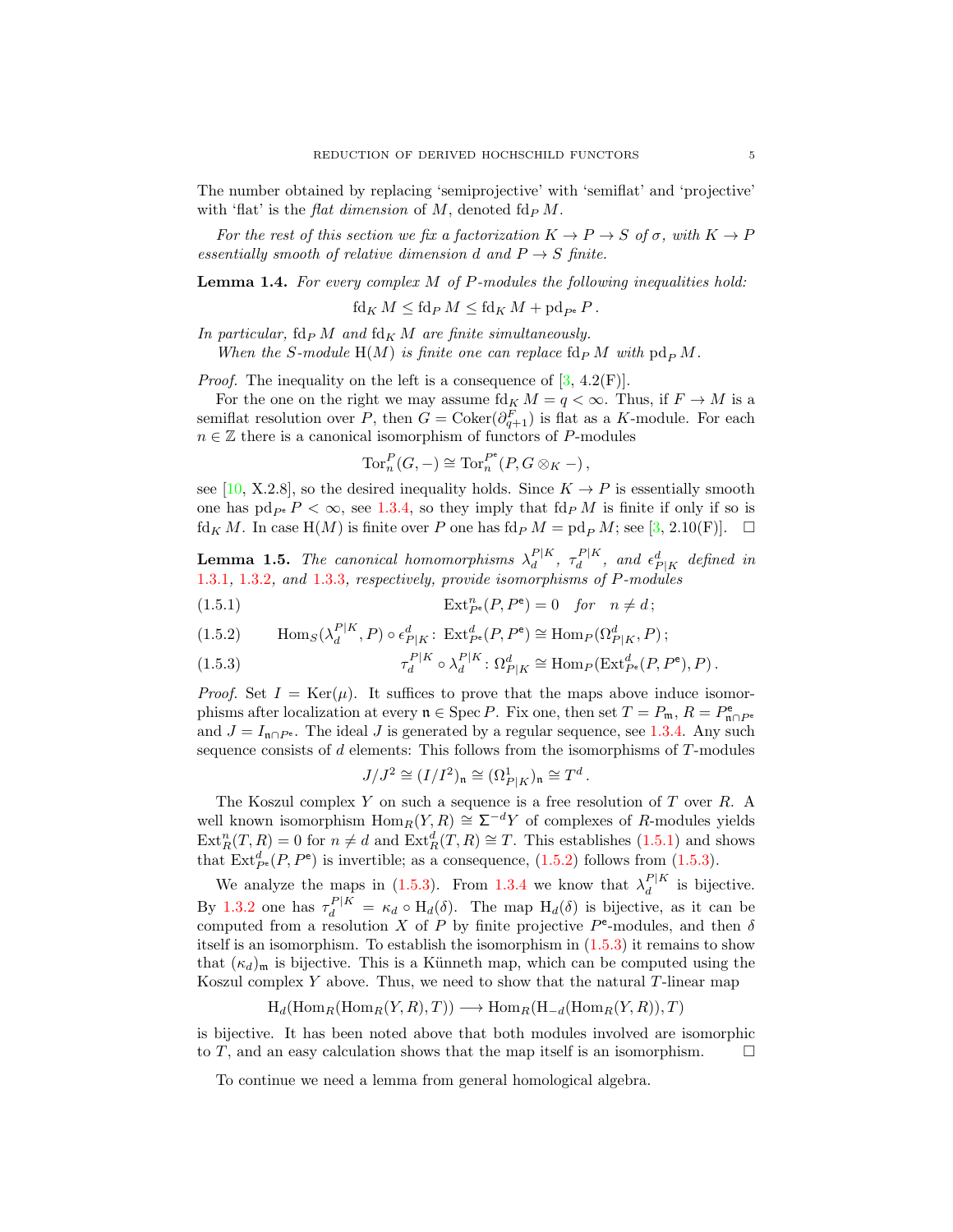The number obtained by replacing 'semiprojective' with 'semiflat' and 'projective' with 'flat' is the *flat dimension* of $M$, denoted $\operatorname{fd}_P M$.

*For the rest of this section we fix a factorization $K \to P \to S$ of $\sigma$, with $K \to P$ essentially smooth of relative dimension $d$ and $P \to S$ finite.*

**Lemma 1.4.** *For every complex $M$ of $P$-modules the following inequalities hold:*

$$\operatorname{fd}_K M \le \operatorname{fd}_P M \le \operatorname{fd}_K M + \operatorname{pd}_{P^{\mathsf{e}}} P\,.$$

*In particular, $\operatorname{fd}_P M$ and $\operatorname{fd}_K M$ are finite simultaneously.*

*When the $S$-module $\mathrm{H}(M)$ is finite one can replace $\operatorname{fd}_P M$ with $\operatorname{pd}_P M$.*

*Proof.* The inequality on the left is a consequence of [3, 4.2(F)].

For the one on the right we may assume $\operatorname{fd}_K M = q < \infty$. Thus, if $F \to M$ is a semiflat resolution over $P$, then $G = \operatorname{Coker}(\partial^F_{q+1})$ is flat as a $K$-module. For each $n \in \mathbb{Z}$ there is a canonical isomorphism of functors of $P$-modules

$$\operatorname{Tor}^P_n(G, -) \cong \operatorname{Tor}^{P^{\mathsf{e}}}_n(P, G \otimes_K -)\,,$$

see [10, X.2.8], so the desired inequality holds. Since $K \to P$ is essentially smooth one has $\operatorname{pd}_{P^{\mathsf{e}}} P < \infty$, see 1.3.4, so they imply that $\operatorname{fd}_P M$ is finite if only if so is $\operatorname{fd}_K M$. In case $\mathrm{H}(M)$ is finite over $P$ one has $\operatorname{fd}_P M = \operatorname{pd}_P M$; see [3, 2.10(F)]. $\square$

**Lemma 1.5.** *The canonical homomorphisms $\lambda^{P|K}_d$, $\tau^{P|K}_d$, and $\epsilon^d_{P|K}$ defined in 1.3.1, 1.3.2, and 1.3.3, respectively, provide isomorphisms of $P$-modules*

$$\operatorname{Ext}^n_{P^{\mathsf{e}}}(P, P^{\mathsf{e}}) = 0 \quad \textit{for} \quad n \neq d\,; \tag{1.5.1}$$

$$\operatorname{Hom}_S(\lambda^{P|K}_d, P) \circ \epsilon^d_{P|K} \colon \operatorname{Ext}^d_{P^{\mathsf{e}}}(P, P^{\mathsf{e}}) \cong \operatorname{Hom}_P(\Omega^d_{P|K}, P)\,; \tag{1.5.2}$$

$$\tau^{P|K}_d \circ \lambda^{P|K}_d \colon \Omega^d_{P|K} \cong \operatorname{Hom}_P(\operatorname{Ext}^d_{P^{\mathsf{e}}}(P, P^{\mathsf{e}}), P)\,. \tag{1.5.3}$$

*Proof.* Set $I = \operatorname{Ker}(\mu)$. It suffices to prove that the maps above induce isomorphisms after localization at every $\mathfrak{n} \in \operatorname{Spec} P$. Fix one, then set $T = P_{\mathfrak{m}}$, $R = P^{\mathsf{e}}_{\mathfrak{n} \cap P^{\mathsf{e}}}$ and $J = I_{\mathfrak{n} \cap P^{\mathsf{e}}}$. The ideal $J$ is generated by a regular sequence, see 1.3.4. Any such sequence consists of $d$ elements: This follows from the isomorphisms of $T$-modules

$$J/J^2 \cong (I/I^2)_{\mathfrak{n}} \cong (\Omega^1_{P|K})_{\mathfrak{n}} \cong T^d\,.$$

The Koszul complex $Y$ on such a sequence is a free resolution of $T$ over $R$. A well known isomorphism $\operatorname{Hom}_R(Y, R) \cong \Sigma^{-d} Y$ of complexes of $R$-modules yields $\operatorname{Ext}^n_R(T, R) = 0$ for $n \neq d$ and $\operatorname{Ext}^d_R(T, R) \cong T$. This establishes (1.5.1) and shows that $\operatorname{Ext}^d_{P^{\mathsf{e}}}(P, P^{\mathsf{e}})$ is invertible; as a consequence, (1.5.2) follows from (1.5.3).

We analyze the maps in (1.5.3). From 1.3.4 we know that $\lambda^{P|K}_d$ is bijective. By 1.3.2 one has $\tau^{P|K}_d = \kappa_d \circ \mathrm{H}_d(\delta)$. The map $\mathrm{H}_d(\delta)$ is bijective, as it can be computed from a resolution $X$ of $P$ by finite projective $P^{\mathsf{e}}$-modules, and then $\delta$ itself is an isomorphism. To establish the isomorphism in (1.5.3) it remains to show that $(\kappa_d)_{\mathfrak{m}}$ is bijective. This is a Künneth map, which can be computed using the Koszul complex $Y$ above. Thus, we need to show that the natural $T$-linear map

$$\mathrm{H}_d(\operatorname{Hom}_R(\operatorname{Hom}_R(Y, R), T)) \longrightarrow \operatorname{Hom}_R(\mathrm{H}_{-d}(\operatorname{Hom}_R(Y, R)), T)$$

is bijective. It has been noted above that both modules involved are isomorphic to $T$, and an easy calculation shows that the map itself is an isomorphism. $\square$

To continue we need a lemma from general homological algebra.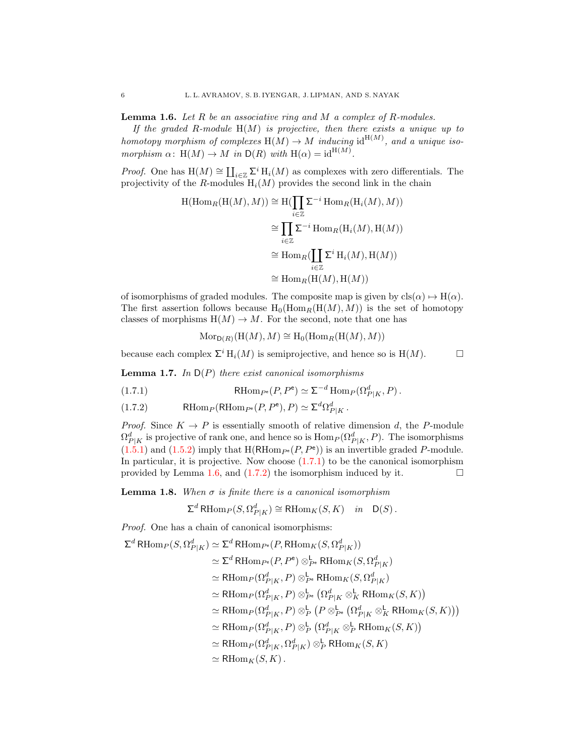**Lemma 1.6.** *Let $R$ be an associative ring and $M$ a complex of $R$-modules.*

*If the graded $R$-module $\mathrm{H}(M)$ is projective, then there exists a unique up to homotopy morphism of complexes $\mathrm{H}(M) \to M$ inducing $\mathrm{id}^{\mathrm{H}(M)}$, and a unique isomorphism $\alpha\colon\ \mathrm{H}(M) \to M$ in $\mathsf{D}(R)$ with $\mathrm{H}(\alpha) = \mathrm{id}^{\mathrm{H}(M)}$.*

*Proof.* One has $\mathrm{H}(M) \cong \coprod_{i\in\mathbb{Z}} \Sigma^i \mathrm{H}_i(M)$ as complexes with zero differentials. The projectivity of the $R$-modules $\mathrm{H}_i(M)$ provides the second link in the chain

$$
\begin{aligned}
\mathrm{H}(\mathrm{Hom}_R(\mathrm{H}(M), M)) &\cong \mathrm{H}(\prod_{i\in\mathbb{Z}} \Sigma^{-i} \mathrm{Hom}_R(\mathrm{H}_i(M), M)) \\
&\cong \prod_{i\in\mathbb{Z}} \Sigma^{-i} \mathrm{Hom}_R(\mathrm{H}_i(M), \mathrm{H}(M)) \\
&\cong \mathrm{Hom}_R(\coprod_{i\in\mathbb{Z}} \Sigma^{i} \mathrm{H}_i(M), \mathrm{H}(M)) \\
&\cong \mathrm{Hom}_R(\mathrm{H}(M), \mathrm{H}(M))
\end{aligned}
$$

of isomorphisms of graded modules. The composite map is given by $\mathrm{cls}(\alpha) \mapsto \mathrm{H}(\alpha)$. The first assertion follows because $\mathrm{H}_0(\mathrm{Hom}_R(\mathrm{H}(M), M))$ is the set of homotopy classes of morphisms $\mathrm{H}(M) \to M$. For the second, note that one has

$$
\mathrm{Mor}_{\mathsf{D}(R)}(\mathrm{H}(M), M) \cong \mathrm{H}_0(\mathrm{Hom}_R(\mathrm{H}(M), M))
$$

because each complex $\Sigma^i \mathrm{H}_i(M)$ is semiprojective, and hence so is $\mathrm{H}(M)$. □

**Lemma 1.7.** *In $\mathsf{D}(P)$ there exist canonical isomorphisms*

$$
\mathsf{R}\mathrm{Hom}_{P^{\mathsf{e}}}(P, P^{\mathsf{e}}) \simeq \Sigma^{-d} \mathrm{Hom}_P(\Omega^d_{P|K}, P)\,. \tag{1.7.1}
$$

$$
\mathsf{R}\mathrm{Hom}_P(\mathsf{R}\mathrm{Hom}_{P^{\mathsf{e}}}(P, P^{\mathsf{e}}), P) \simeq \Sigma^{d} \Omega^d_{P|K}\,. \tag{1.7.2}
$$

*Proof.* Since $K \to P$ is essentially smooth of relative dimension $d$, the $P$-module $\Omega^d_{P|K}$ is projective of rank one, and hence so is $\mathrm{Hom}_P(\Omega^d_{P|K}, P)$. The isomorphisms (1.5.1) and (1.5.2) imply that $\mathrm{H}(\mathsf{R}\mathrm{Hom}_{P^{\mathsf{e}}}(P, P^{\mathsf{e}}))$ is an invertible graded $P$-module. In particular, it is projective. Now choose (1.7.1) to be the canonical isomorphism provided by Lemma 1.6, and (1.7.2) the isomorphism induced by it. □

**Lemma 1.8.** *When $\sigma$ is finite there is a canonical isomorphism*

$$
\Sigma^d \,\mathsf{R}\mathrm{Hom}_P(S, \Omega^d_{P|K}) \cong \mathsf{R}\mathrm{Hom}_K(S, K) \quad \textit{in} \quad \mathsf{D}(S)\,.
$$

*Proof.* One has a chain of canonical isomorphisms:

$$
\begin{aligned}
\Sigma^d \,\mathsf{R}\mathrm{Hom}_P(S, \Omega^d_{P|K}) &\simeq \Sigma^d \,\mathsf{R}\mathrm{Hom}_{P^{\mathsf{e}}}(P, \mathsf{R}\mathrm{Hom}_K(S, \Omega^d_{P|K})) \\
&\simeq \Sigma^d \,\mathsf{R}\mathrm{Hom}_{P^{\mathsf{e}}}(P, P^{\mathsf{e}}) \otimes^{\mathsf{L}}_{P^{\mathsf{e}}} \mathsf{R}\mathrm{Hom}_K(S, \Omega^d_{P|K}) \\
&\simeq \mathsf{R}\mathrm{Hom}_P(\Omega^d_{P|K}, P) \otimes^{\mathsf{L}}_{P^{\mathsf{e}}} \mathsf{R}\mathrm{Hom}_K(S, \Omega^d_{P|K}) \\
&\simeq \mathsf{R}\mathrm{Hom}_P(\Omega^d_{P|K}, P) \otimes^{\mathsf{L}}_{P^{\mathsf{e}}} \big(\Omega^d_{P|K} \otimes^{\mathsf{L}}_{K} \mathsf{R}\mathrm{Hom}_K(S, K)\big) \\
&\simeq \mathsf{R}\mathrm{Hom}_P(\Omega^d_{P|K}, P) \otimes^{\mathsf{L}}_{P} \big(P \otimes^{\mathsf{L}}_{P^{\mathsf{e}}} \big(\Omega^d_{P|K} \otimes^{\mathsf{L}}_{K} \mathsf{R}\mathrm{Hom}_K(S, K)\big)\big) \\
&\simeq \mathsf{R}\mathrm{Hom}_P(\Omega^d_{P|K}, P) \otimes^{\mathsf{L}}_{P} \big(\Omega^d_{P|K} \otimes^{\mathsf{L}}_{P} \mathsf{R}\mathrm{Hom}_K(S, K)\big) \\
&\simeq \mathsf{R}\mathrm{Hom}_P(\Omega^d_{P|K}, \Omega^d_{P|K}) \otimes^{\mathsf{L}}_{P} \mathsf{R}\mathrm{Hom}_K(S, K) \\
&\simeq \mathsf{R}\mathrm{Hom}_K(S, K)\,.
\end{aligned}
$$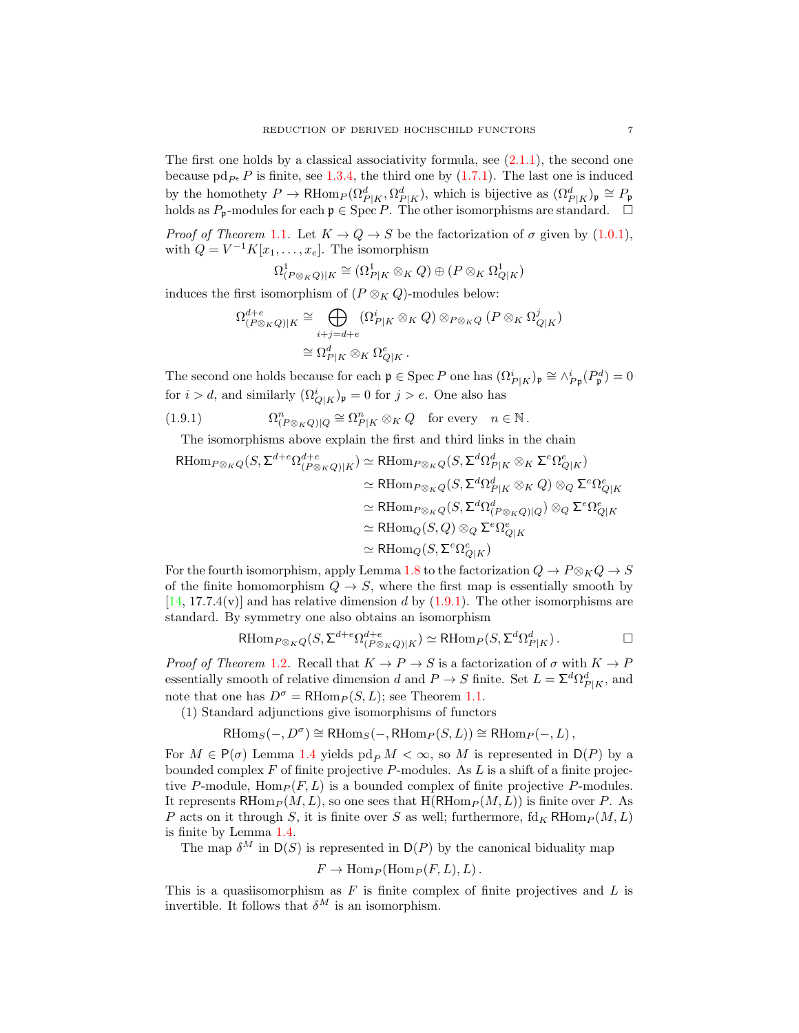The first one holds by a classical associativity formula, see (2.1.1), the second one because $\operatorname{pd}_{P^{\mathrm{e}}} P$ is finite, see 1.3.4, the third one by (1.7.1). The last one is induced by the homothety $P \to \mathsf{R}\mathrm{Hom}_P(\Omega^d_{P|K}, \Omega^d_{P|K})$, which is bijective as $(\Omega^d_{P|K})_{\mathfrak{p}} \cong P_{\mathfrak{p}}$ holds as $P_{\mathfrak{p}}$-modules for each $\mathfrak{p} \in \operatorname{Spec} P$. The other isomorphisms are standard. $\square$

*Proof of Theorem* 1.1. Let $K \to Q \to S$ be the factorization of $\sigma$ given by (1.0.1), with $Q = V^{-1}K[x_1, \dots, x_e]$. The isomorphism

$$\Omega^1_{(P\otimes_K Q)|K} \cong (\Omega^1_{P|K} \otimes_K Q) \oplus (P \otimes_K \Omega^1_{Q|K})$$

induces the first isomorphism of $(P \otimes_K Q)$-modules below:

$$\begin{aligned}
\Omega^{d+e}_{(P\otimes_K Q)|K} &\cong \bigoplus_{i+j=d+e} (\Omega^i_{P|K} \otimes_K Q) \otimes_{P\otimes_K Q} (P \otimes_K \Omega^j_{Q|K}) \\
&\cong \Omega^d_{P|K} \otimes_K \Omega^e_{Q|K}\,.
\end{aligned}$$

The second one holds because for each $\mathfrak{p} \in \operatorname{Spec} P$ one has $(\Omega^i_{P|K})_{\mathfrak{p}} \cong \wedge^i_{P_{\mathfrak{p}}}(P^d_{\mathfrak{p}}) = 0$ for $i > d$, and similarly $(\Omega^i_{Q|K})_{\mathfrak{p}} = 0$ for $j > e$. One also has

$$\Omega^n_{(P\otimes_K Q)|Q} \cong \Omega^n_{P|K} \otimes_K Q \quad \text{for every} \quad n \in \mathbb{N}\,. \tag{1.9.1}$$

The isomorphisms above explain the first and third links in the chain

$$\begin{aligned}
\mathsf{R}\mathrm{Hom}_{P\otimes_K Q}(S, \Sigma^{d+e}\Omega^{d+e}_{(P\otimes_K Q)|K}) &\simeq \mathsf{R}\mathrm{Hom}_{P\otimes_K Q}(S, \Sigma^d \Omega^d_{P|K} \otimes_K \Sigma^e \Omega^e_{Q|K}) \\
&\simeq \mathsf{R}\mathrm{Hom}_{P\otimes_K Q}(S, \Sigma^d \Omega^d_{P|K} \otimes_K Q) \otimes_Q \Sigma^e \Omega^e_{Q|K} \\
&\simeq \mathsf{R}\mathrm{Hom}_{P\otimes_K Q}(S, \Sigma^d \Omega^d_{(P\otimes_K Q)|Q}) \otimes_Q \Sigma^e \Omega^e_{Q|K} \\
&\simeq \mathsf{R}\mathrm{Hom}_Q(S, Q) \otimes_Q \Sigma^e \Omega^e_{Q|K} \\
&\simeq \mathsf{R}\mathrm{Hom}_Q(S, \Sigma^e \Omega^e_{Q|K})
\end{aligned}$$

For the fourth isomorphism, apply Lemma 1.8 to the factorization $Q \to P \otimes_K Q \to S$ of the finite homomorphism $Q \to S$, where the first map is essentially smooth by [14, 17.7.4(v)] and has relative dimension $d$ by (1.9.1). The other isomorphisms are standard. By symmetry one also obtains an isomorphism

$$\mathsf{R}\mathrm{Hom}_{P\otimes_K Q}(S, \Sigma^{d+e}\Omega^{d+e}_{(P\otimes_K Q)|K}) \simeq \mathsf{R}\mathrm{Hom}_P(S, \Sigma^d \Omega^d_{P|K})\,. \qquad \square$$

*Proof of Theorem* 1.2. Recall that $K \to P \to S$ is a factorization of $\sigma$ with $K \to P$ essentially smooth of relative dimension $d$ and $P \to S$ finite. Set $L = \Sigma^d \Omega^d_{P|K}$, and note that one has $D^\sigma = \mathsf{R}\mathrm{Hom}_P(S, L)$; see Theorem 1.1.

(1) Standard adjunctions give isomorphisms of functors

$$\mathsf{R}\mathrm{Hom}_S(-, D^\sigma) \cong \mathsf{R}\mathrm{Hom}_S(-, \mathsf{R}\mathrm{Hom}_P(S, L)) \cong \mathsf{R}\mathrm{Hom}_P(-, L)\,,$$

For $M \in \mathsf{P}(\sigma)$ Lemma 1.4 yields $\operatorname{pd}_P M < \infty$, so $M$ is represented in $\mathsf{D}(P)$ by a bounded complex $F$ of finite projective $P$-modules. As $L$ is a shift of a finite projective $P$-module, $\mathrm{Hom}_P(F, L)$ is a bounded complex of finite projective $P$-modules. It represents $\mathsf{R}\mathrm{Hom}_P(M, L)$, so one sees that $\mathrm{H}(\mathsf{R}\mathrm{Hom}_P(M, L))$ is finite over $P$. As $P$ acts on it through $S$, it is finite over $S$ as well; furthermore, $\operatorname{fd}_K \mathsf{R}\mathrm{Hom}_P(M, L)$ is finite by Lemma 1.4.

The map $\delta^M$ in $\mathsf{D}(S)$ is represented in $\mathsf{D}(P)$ by the canonical biduality map

$$F \to \mathrm{Hom}_P(\mathrm{Hom}_P(F, L), L)\,.$$

This is a quasiisomorphism as $F$ is finite complex of finite projectives and $L$ is invertible. It follows that $\delta^M$ is an isomorphism.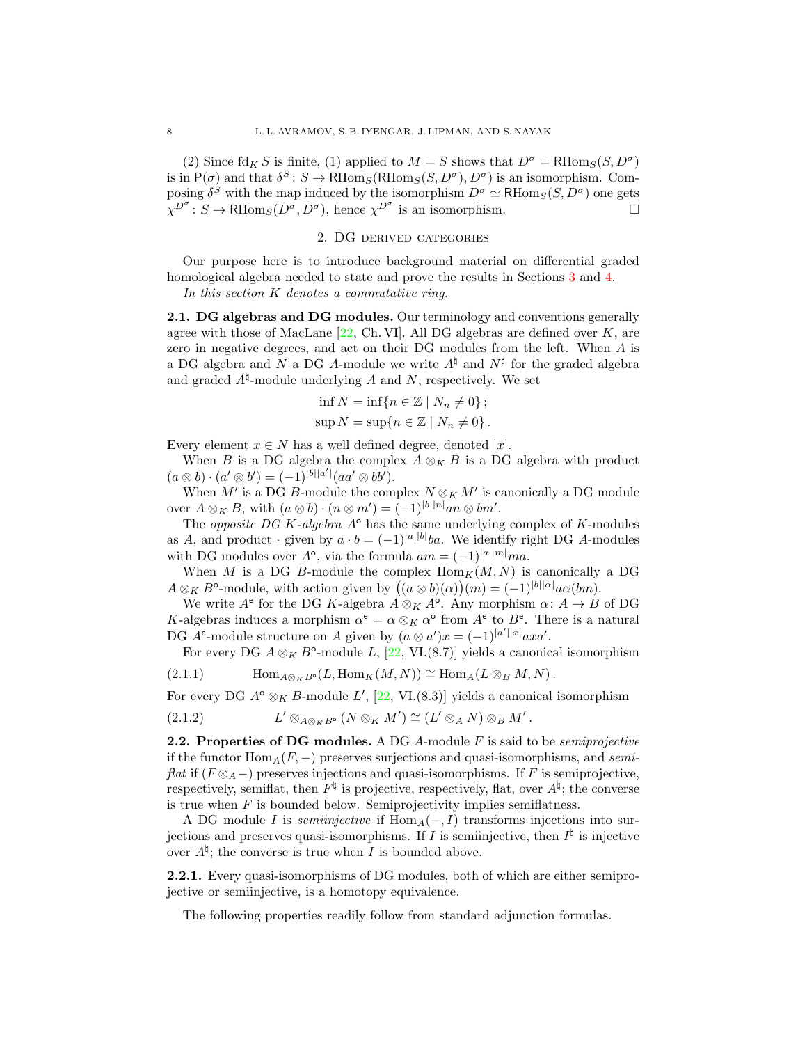(2) Since $\mathrm{fd}_K S$ is finite, (1) applied to $M = S$ shows that $D^\sigma = \mathsf{R}\mathrm{Hom}_S(S, D^\sigma)$ is in $\mathsf{P}(\sigma)$ and that $\delta^S : S \to \mathsf{R}\mathrm{Hom}_S(\mathsf{R}\mathrm{Hom}_S(S, D^\sigma), D^\sigma)$ is an isomorphism. Composing $\delta^S$ with the map induced by the isomorphism $D^\sigma \simeq \mathsf{R}\mathrm{Hom}_S(S, D^\sigma)$ one gets $\chi^{D^\sigma} : S \to \mathsf{R}\mathrm{Hom}_S(D^\sigma, D^\sigma)$, hence $\chi^{D^\sigma}$ is an isomorphism. □

## 2. DG derived categories

Our purpose here is to introduce background material on differential graded homological algebra needed to state and prove the results in Sections 3 and 4.

*In this section $K$ denotes a commutative ring.*

**2.1. DG algebras and DG modules.** Our terminology and conventions generally agree with those of MacLane [22, Ch. VI]. All DG algebras are defined over $K$, are zero in negative degrees, and act on their DG modules from the left. When $A$ is a DG algebra and $N$ a DG $A$-module we write $A^\natural$ and $N^\natural$ for the graded algebra and graded $A^\natural$-module underlying $A$ and $N$, respectively. We set

$$\inf N = \inf\{n \in \mathbb{Z} \mid N_n \neq 0\}\,;$$
$$\sup N = \sup\{n \in \mathbb{Z} \mid N_n \neq 0\}\,.$$

Every element $x \in N$ has a well defined degree, denoted $|x|$.

When $B$ is a DG algebra the complex $A \otimes_K B$ is a DG algebra with product $(a \otimes b) \cdot (a' \otimes b') = (-1)^{|b||a'|}(aa' \otimes bb')$.

When $M'$ is a DG $B$-module the complex $N \otimes_K M'$ is canonically a DG module over $A \otimes_K B$, with $(a \otimes b) \cdot (n \otimes m') = (-1)^{|b||n|} an \otimes bm'$.

The *opposite DG $K$-algebra* $A^{\mathsf{o}}$ has the same underlying complex of $K$-modules as $A$, and product $\cdot$ given by $a \cdot b = (-1)^{|a||b|}ba$. We identify right DG $A$-modules with DG modules over $A^{\mathsf{o}}$, via the formula $am = (-1)^{|a||m|}ma$.

When $M$ is a DG $B$-module the complex $\mathrm{Hom}_K(M, N)$ is canonically a DG $A \otimes_K B^{\mathsf{o}}$-module, with action given by $\big((a \otimes b)(\alpha)\big)(m) = (-1)^{|b||\alpha|} a\alpha(bm)$.

We write $A^{\mathsf{e}}$ for the DG $K$-algebra $A \otimes_K A^{\mathsf{o}}$. Any morphism $\alpha : A \to B$ of DG $K$-algebras induces a morphism $\alpha^{\mathsf{e}} = \alpha \otimes_K \alpha^{\mathsf{o}}$ from $A^{\mathsf{e}}$ to $B^{\mathsf{e}}$. There is a natural DG $A^{\mathsf{e}}$-module structure on $A$ given by $(a \otimes a')x = (-1)^{|a'||x|} axa'$.

For every DG $A \otimes_K B^{\mathsf{o}}$-module $L$, [22, VI.(8.7)] yields a canonical isomorphism

$$\mathrm{Hom}_{A \otimes_K B^{\mathsf{o}}}(L, \mathrm{Hom}_K(M, N)) \cong \mathrm{Hom}_A(L \otimes_B M, N)\,. \tag{2.1.1}$$

For every DG $A^{\mathsf{o}} \otimes_K B$-module $L'$, [22, VI.(8.3)] yields a canonical isomorphism

$$L' \otimes_{A \otimes_K B^{\mathsf{o}}} (N \otimes_K M') \cong (L' \otimes_A N) \otimes_B M'\,. \tag{2.1.2}$$

**2.2. Properties of DG modules.** A DG $A$-module $F$ is said to be *semiprojective* if the functor $\mathrm{Hom}_A(F, -)$ preserves surjections and quasi-isomorphisms, and *semiflat* if $(F \otimes_A -)$ preserves injections and quasi-isomorphisms. If $F$ is semiprojective, respectively, semiflat, then $F^\natural$ is projective, respectively, flat, over $A^\natural$; the converse is true when $F$ is bounded below. Semiprojectivity implies semiflatness.

A DG module $I$ is *semiinjective* if $\mathrm{Hom}_A(-, I)$ transforms injections into surjections and preserves quasi-isomorphisms. If $I$ is semiinjective, then $I^\natural$ is injective over $A^\natural$; the converse is true when $I$ is bounded above.

**2.2.1.** Every quasi-isomorphisms of DG modules, both of which are either semiprojective or semiinjective, is a homotopy equivalence.

The following properties readily follow from standard adjunction formulas.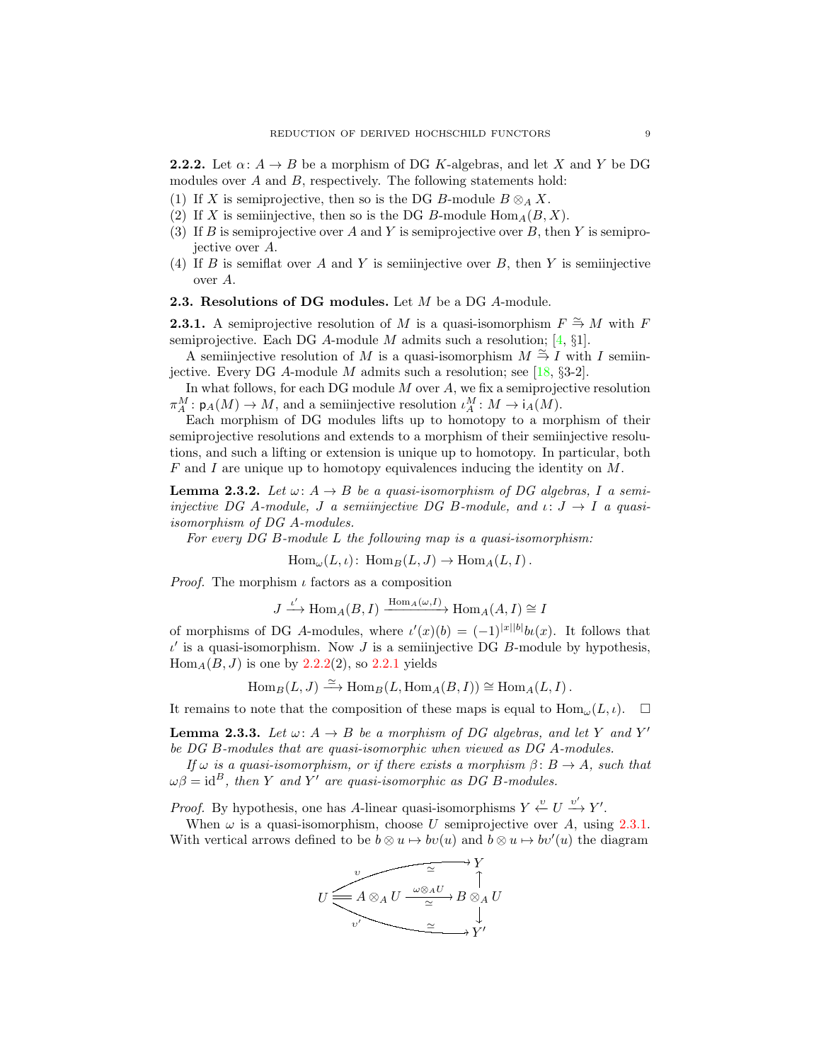**2.2.2.** Let $\alpha\colon A \to B$ be a morphism of DG $K$-algebras, and let $X$ and $Y$ be DG modules over $A$ and $B$, respectively. The following statements hold:

(1) If $X$ is semiprojective, then so is the DG $B$-module $B \otimes_A X$.
(2) If $X$ is semiinjective, then so is the DG $B$-module $\operatorname{Hom}_A(B, X)$.
(3) If $B$ is semiprojective over $A$ and $Y$ is semiprojective over $B$, then $Y$ is semiprojective over $A$.
(4) If $B$ is semiflat over $A$ and $Y$ is semiinjective over $B$, then $Y$ is semiinjective over $A$.

## 2.3. Resolutions of DG modules.

Let $M$ be a DG $A$-module.

**2.3.1.** A semiprojective resolution of $M$ is a quasi-isomorphism $F \xrightarrow{\simeq} M$ with $F$ semiprojective. Each DG $A$-module $M$ admits such a resolution; [4, §1].

A semiinjective resolution of $M$ is a quasi-isomorphism $M \xrightarrow{\simeq} I$ with $I$ semiinjective. Every DG $A$-module $M$ admits such a resolution; see [18, §3-2].

In what follows, for each DG module $M$ over $A$, we fix a semiprojective resolution $\pi_A^M\colon \mathsf{p}_A(M) \to M$, and a semiinjective resolution $\iota_A^M\colon M \to \mathsf{i}_A(M)$.

Each morphism of DG modules lifts up to homotopy to a morphism of their semiprojective resolutions and extends to a morphism of their semiinjective resolutions, and such a lifting or extension is unique up to homotopy. In particular, both $F$ and $I$ are unique up to homotopy equivalences inducing the identity on $M$.

**Lemma 2.3.2.** *Let $\omega\colon A \to B$ be a quasi-isomorphism of DG algebras, $I$ a semiinjective DG $A$-module, $J$ a semiinjective DG $B$-module, and $\iota\colon J \to I$ a quasi-isomorphism of DG $A$-modules.*

*For every DG $B$-module $L$ the following map is a quasi-isomorphism:*

$$\operatorname{Hom}_\omega(L, \iota)\colon \operatorname{Hom}_B(L, J) \to \operatorname{Hom}_A(L, I)\,.$$

*Proof.* The morphism $\iota$ factors as a composition

$$J \xrightarrow{\iota'} \operatorname{Hom}_A(B, I) \xrightarrow{\operatorname{Hom}_A(\omega, I)} \operatorname{Hom}_A(A, I) \cong I$$

of morphisms of DG $A$-modules, where $\iota'(x)(b) = (-1)^{|x||b|} b\iota(x)$. It follows that $\iota'$ is a quasi-isomorphism. Now $J$ is a semiinjective DG $B$-module by hypothesis, $\operatorname{Hom}_A(B, J)$ is one by 2.2.2(2), so 2.2.1 yields

$$\operatorname{Hom}_B(L, J) \xrightarrow{\simeq} \operatorname{Hom}_B(L, \operatorname{Hom}_A(B, I)) \cong \operatorname{Hom}_A(L, I)\,.$$

It remains to note that the composition of these maps is equal to $\operatorname{Hom}_\omega(L, \iota)$. $\square$

**Lemma 2.3.3.** *Let $\omega\colon A \to B$ be a morphism of DG algebras, and let $Y$ and $Y'$ be DG $B$-modules that are quasi-isomorphic when viewed as DG $A$-modules.*

*If $\omega$ is a quasi-isomorphism, or if there exists a morphism $\beta\colon B \to A$, such that $\omega\beta = \mathrm{id}^B$, then $Y$ and $Y'$ are quasi-isomorphic as DG $B$-modules.*

*Proof.* By hypothesis, one has $A$-linear quasi-isomorphisms $Y \xleftarrow{\upsilon} U \xrightarrow{\upsilon'} Y'$.

When $\omega$ is a quasi-isomorphism, choose $U$ semiprojective over $A$, using 2.3.1. With vertical arrows defined to be $b \otimes u \mapsto b\upsilon(u)$ and $b \otimes u \mapsto b\upsilon'(u)$ the diagram

$$\begin{array}{ccccc}
 & & \xrightarrow[\simeq]{\ \upsilon\ } & & Y \\
 & & & & \uparrow \\
U & = & A \otimes_A U & \xrightarrow[\simeq]{\omega \otimes_A U} & B \otimes_A U \\
 & & & & \downarrow \\
 & & \xrightarrow[\simeq]{\ \upsilon'\ } & & Y'
\end{array}$$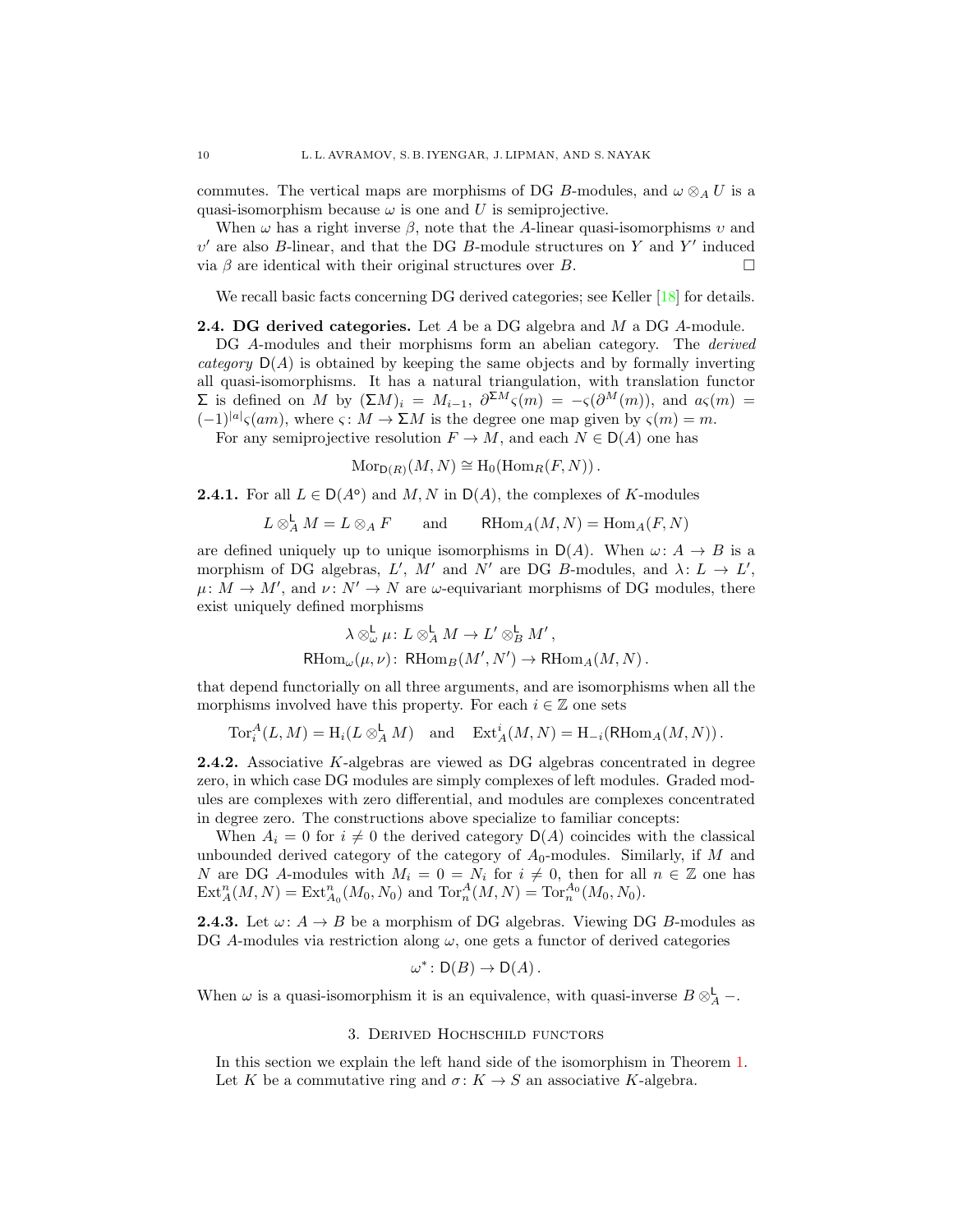commutes. The vertical maps are morphisms of DG $B$-modules, and $\omega \otimes_A U$ is a quasi-isomorphism because $\omega$ is one and $U$ is semiprojective.

When $\omega$ has a right inverse $\beta$, note that the $A$-linear quasi-isomorphisms $\upsilon$ and $\upsilon'$ are also $B$-linear, and that the DG $B$-module structures on $Y$ and $Y'$ induced via $\beta$ are identical with their original structures over $B$. □

We recall basic facts concerning DG derived categories; see Keller [18] for details.

**2.4. DG derived categories.** Let $A$ be a DG algebra and $M$ a DG $A$-module.

DG $A$-modules and their morphisms form an abelian category. The *derived category* $\mathsf{D}(A)$ is obtained by keeping the same objects and by formally inverting all quasi-isomorphisms. It has a natural triangulation, with translation functor $\Sigma$ is defined on $M$ by $(\Sigma M)_i = M_{i-1}$, $\partial^{\Sigma M}\varsigma(m) = -\varsigma(\partial^M(m))$, and $a\varsigma(m) = (-1)^{|a|}\varsigma(am)$, where $\varsigma\colon M \to \Sigma M$ is the degree one map given by $\varsigma(m) = m$.

For any semiprojective resolution $F \to M$, and each $N \in \mathsf{D}(A)$ one has

$$\mathrm{Mor}_{\mathsf{D}(R)}(M,N) \cong \mathrm{H}_0(\mathrm{Hom}_R(F,N))\,.$$

**2.4.1.** For all $L \in \mathsf{D}(A^{\mathrm{o}})$ and $M,N$ in $\mathsf{D}(A)$, the complexes of $K$-modules

$$L \otimes^{\mathsf{L}}_A M = L \otimes_A F \qquad \text{and} \qquad \mathsf{R}\mathrm{Hom}_A(M,N) = \mathrm{Hom}_A(F,N)$$

are defined uniquely up to unique isomorphisms in $\mathsf{D}(A)$. When $\omega\colon A \to B$ is a morphism of DG algebras, $L'$, $M'$ and $N'$ are DG $B$-modules, and $\lambda\colon L \to L'$, $\mu\colon M \to M'$, and $\nu\colon N' \to N$ are $\omega$-equivariant morphisms of DG modules, there exist uniquely defined morphisms

$$\lambda \otimes^{\mathsf{L}}_\omega \mu\colon L \otimes^{\mathsf{L}}_A M \to L' \otimes^{\mathsf{L}}_B M'\,,$$
$$\mathsf{R}\mathrm{Hom}_\omega(\mu,\nu)\colon \mathsf{R}\mathrm{Hom}_B(M',N') \to \mathsf{R}\mathrm{Hom}_A(M,N)\,.$$

that depend functorially on all three arguments, and are isomorphisms when all the morphisms involved have this property. For each $i \in \mathbb{Z}$ one sets

$$\mathrm{Tor}^A_i(L,M) = \mathrm{H}_i(L \otimes^{\mathsf{L}}_A M) \quad \text{and} \quad \mathrm{Ext}^i_A(M,N) = \mathrm{H}_{-i}(\mathsf{R}\mathrm{Hom}_A(M,N))\,.$$

**2.4.2.** Associative $K$-algebras are viewed as DG algebras concentrated in degree zero, in which case DG modules are simply complexes of left modules. Graded modules are complexes with zero differential, and modules are complexes concentrated in degree zero. The constructions above specialize to familiar concepts:

When $A_i = 0$ for $i \neq 0$ the derived category $\mathsf{D}(A)$ coincides with the classical unbounded derived category of the category of $A_0$-modules. Similarly, if $M$ and $N$ are DG $A$-modules with $M_i = 0 = N_i$ for $i \neq 0$, then for all $n \in \mathbb{Z}$ one has $\mathrm{Ext}^n_A(M,N) = \mathrm{Ext}^n_{A_0}(M_0,N_0)$ and $\mathrm{Tor}^A_n(M,N) = \mathrm{Tor}^{A_0}_n(M_0,N_0)$.

**2.4.3.** Let $\omega\colon A \to B$ be a morphism of DG algebras. Viewing DG $B$-modules as DG $A$-modules via restriction along $\omega$, one gets a functor of derived categories

$$\omega^*\colon \mathsf{D}(B) \to \mathsf{D}(A)\,.$$

When $\omega$ is a quasi-isomorphism it is an equivalence, with quasi-inverse $B \otimes^{\mathsf{L}}_A -$.

## 3. Derived Hochschild functors

In this section we explain the left hand side of the isomorphism in Theorem 1. Let $K$ be a commutative ring and $\sigma\colon K \to S$ an associative $K$-algebra.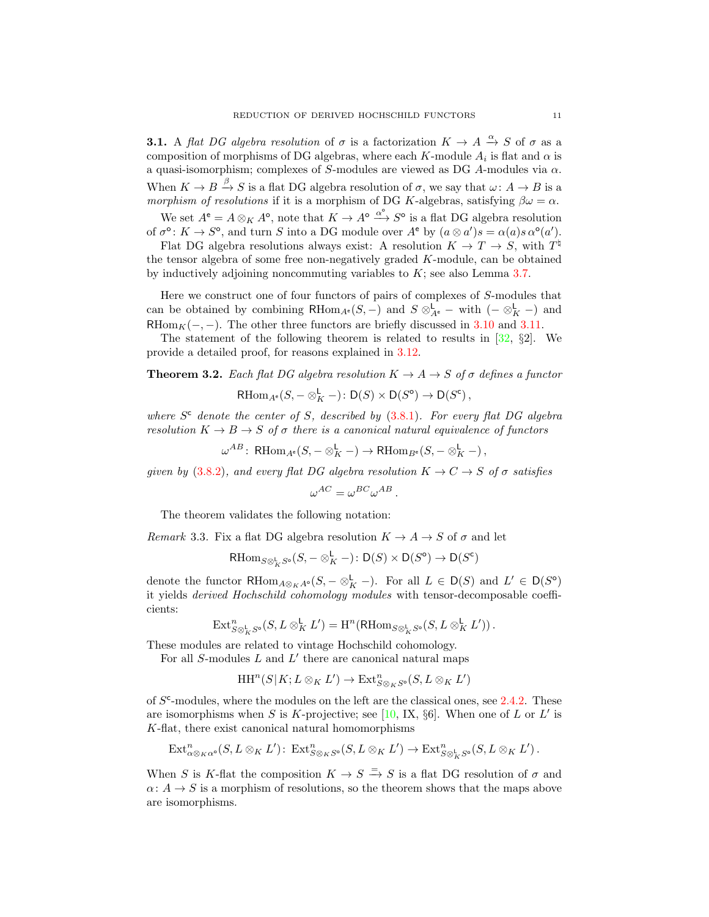**3.1.** A *flat DG algebra resolution* of $\sigma$ is a factorization $K \to A \xrightarrow{\alpha} S$ of $\sigma$ as a composition of morphisms of DG algebras, where each $K$-module $A_i$ is flat and $\alpha$ is a quasi-isomorphism; complexes of $S$-modules are viewed as DG $A$-modules via $\alpha$. When $K \to B \xrightarrow{\beta} S$ is a flat DG algebra resolution of $\sigma$, we say that $\omega\colon A \to B$ is a *morphism of resolutions* if it is a morphism of DG $K$-algebras, satisfying $\beta\omega = \alpha$.

We set $A^{\mathsf{e}} = A \otimes_K A^{\mathsf{o}}$, note that $K \to A^{\mathsf{o}} \xrightarrow{\alpha^{\mathsf{o}}} S^{\mathsf{o}}$ is a flat DG algebra resolution of $\sigma^{\mathsf{o}}\colon K \to S^{\mathsf{o}}$, and turn $S$ into a DG module over $A^{\mathsf{e}}$ by $(a \otimes a')s = \alpha(a)s\,\alpha^{\mathsf{o}}(a')$.

Flat DG algebra resolutions always exist: A resolution $K \to T \to S$, with $T^{\natural}$ the tensor algebra of some free non-negatively graded $K$-module, can be obtained by inductively adjoining noncommuting variables to $K$; see also Lemma 3.7.

Here we construct one of four functors of pairs of complexes of $S$-modules that can be obtained by combining $\mathsf{RHom}_{A^{\mathsf{e}}}(S,-)$ and $S \otimes^{\mathsf{L}}_{A^{\mathsf{e}}} -$ with $(- \otimes^{\mathsf{L}}_K -)$ and $\mathsf{RHom}_K(-,-)$. The other three functors are briefly discussed in 3.10 and 3.11.

The statement of the following theorem is related to results in [32, §2]. We provide a detailed proof, for reasons explained in 3.12.

**Theorem 3.2.** *Each flat DG algebra resolution $K \to A \to S$ of $\sigma$ defines a functor*

$$\mathsf{RHom}_{A^{\mathsf{e}}}(S, - \otimes^{\mathsf{L}}_K -)\colon \mathsf{D}(S) \times \mathsf{D}(S^{\mathsf{o}}) \to \mathsf{D}(S^{\mathsf{c}})\,,$$

*where $S^{\mathsf{c}}$ denote the center of $S$, described by (3.8.1). For every flat DG algebra resolution $K \to B \to S$ of $\sigma$ there is a canonical natural equivalence of functors*

$$\omega^{AB}\colon\ \mathsf{RHom}_{A^{\mathsf{e}}}(S, - \otimes^{\mathsf{L}}_K -) \to \mathsf{RHom}_{B^{\mathsf{e}}}(S, - \otimes^{\mathsf{L}}_K -)\,,$$

*given by (3.8.2), and every flat DG algebra resolution $K \to C \to S$ of $\sigma$ satisfies*

$$\omega^{AC} = \omega^{BC}\omega^{AB}\,.$$

The theorem validates the following notation:

*Remark* 3.3. Fix a flat DG algebra resolution $K \to A \to S$ of $\sigma$ and let

$$\mathsf{RHom}_{S \otimes^{\mathsf{L}}_K S^{\mathsf{o}}}(S, - \otimes^{\mathsf{L}}_K -)\colon \mathsf{D}(S) \times \mathsf{D}(S^{\mathsf{o}}) \to \mathsf{D}(S^{\mathsf{c}})$$

denote the functor $\mathsf{RHom}_{A \otimes_K A^{\mathsf{o}}}(S, - \otimes^{\mathsf{L}}_K -)$. For all $L \in \mathsf{D}(S)$ and $L' \in \mathsf{D}(S^{\mathsf{o}})$ it yields *derived Hochschild cohomology modules* with tensor-decomposable coefficients:

$$\operatorname{Ext}^n_{S \otimes^{\mathsf{L}}_K S^{\mathsf{o}}}(S, L \otimes^{\mathsf{L}}_K L') = \mathrm{H}^n(\mathsf{RHom}_{S \otimes^{\mathsf{L}}_K S^{\mathsf{o}}}(S, L \otimes^{\mathsf{L}}_K L'))\,.$$

These modules are related to vintage Hochschild cohomology.

For all $S$-modules $L$ and $L'$ there are canonical natural maps

$$\mathrm{HH}^n(S|K; L \otimes_K L') \to \operatorname{Ext}^n_{S \otimes_K S^{\mathsf{o}}}(S, L \otimes_K L')$$

of $S^{\mathsf{c}}$-modules, where the modules on the left are the classical ones, see 2.4.2. These are isomorphisms when $S$ is $K$-projective; see [10, IX, §6]. When one of $L$ or $L'$ is $K$-flat, there exist canonical natural homomorphisms

$$\operatorname{Ext}^n_{\alpha \otimes_K \alpha^{\mathsf{o}}}(S, L \otimes_K L')\colon\ \operatorname{Ext}^n_{S \otimes_K S^{\mathsf{o}}}(S, L \otimes_K L') \to \operatorname{Ext}^n_{S \otimes^{\mathsf{L}}_K S^{\mathsf{o}}}(S, L \otimes_K L')\,.$$

When $S$ is $K$-flat the composition $K \to S \xrightarrow{=} S$ is a flat DG resolution of $\sigma$ and $\alpha\colon A \to S$ is a morphism of resolutions, so the theorem shows that the maps above are isomorphisms.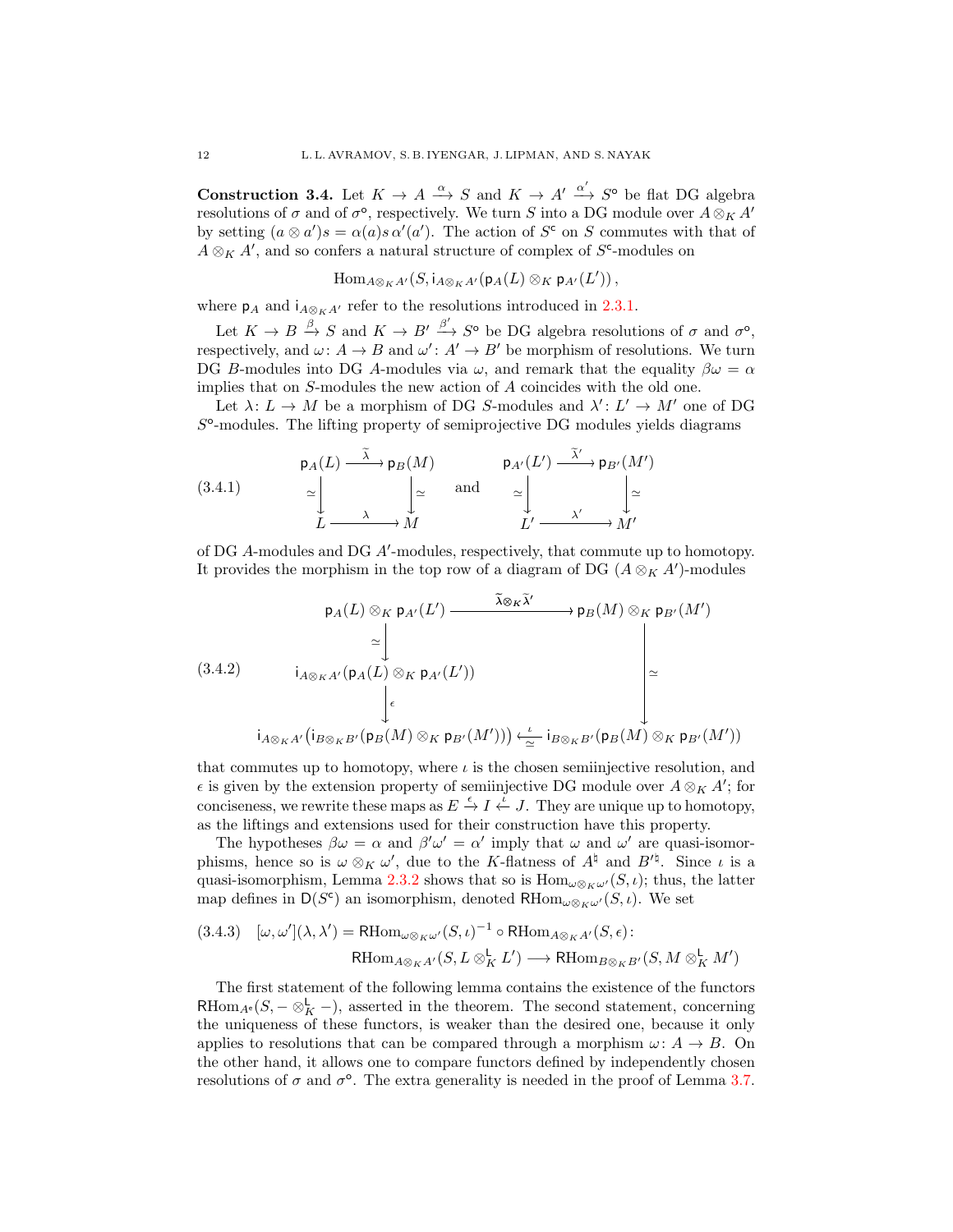**Construction 3.4.** Let $K \to A \xrightarrow{\alpha} S$ and $K \to A' \xrightarrow{\alpha'} S^{\mathsf{o}}$ be flat DG algebra resolutions of $\sigma$ and of $\sigma^{\mathsf{o}}$, respectively. We turn $S$ into a DG module over $A \otimes_K A'$ by setting $(a \otimes a')s = \alpha(a)s\,\alpha'(a')$. The action of $S^{\mathsf{c}}$ on $S$ commutes with that of $A \otimes_K A'$, and so confers a natural structure of complex of $S^{\mathsf{c}}$-modules on

$$\operatorname{Hom}_{A\otimes_K A'}(S, \mathsf{i}_{A\otimes_K A'}(\mathsf{p}_A(L) \otimes_K \mathsf{p}_{A'}(L')))\,,$$

where $\mathsf{p}_A$ and $\mathsf{i}_{A\otimes_K A'}$ refer to the resolutions introduced in 2.3.1.

Let $K \to B \xrightarrow{\beta} S$ and $K \to B' \xrightarrow{\beta'} S^{\mathsf{o}}$ be DG algebra resolutions of $\sigma$ and $\sigma^{\mathsf{o}}$, respectively, and $\omega\colon A \to B$ and $\omega'\colon A' \to B'$ be morphism of resolutions. We turn DG $B$-modules into DG $A$-modules via $\omega$, and remark that the equality $\beta\omega = \alpha$ implies that on $S$-modules the new action of $A$ coincides with the old one.

Let $\lambda\colon L \to M$ be a morphism of DG $S$-modules and $\lambda'\colon L' \to M'$ one of DG $S^{\mathsf{o}}$-modules. The lifting property of semiprojective DG modules yields diagrams

$$\text{(3.4.1)}\qquad
\begin{array}{ccc}
\mathsf{p}_A(L) & \xrightarrow{\widetilde{\lambda}} & \mathsf{p}_B(M)\\
\simeq\big\downarrow & & \big\downarrow\simeq\\
L & \xrightarrow{\lambda} & M
\end{array}
\qquad\text{and}\qquad
\begin{array}{ccc}
\mathsf{p}_{A'}(L') & \xrightarrow{\widetilde{\lambda}'} & \mathsf{p}_{B'}(M')\\
\simeq\big\downarrow & & \big\downarrow\simeq\\
L' & \xrightarrow{\lambda'} & M'
\end{array}$$

of DG $A$-modules and DG $A'$-modules, respectively, that commute up to homotopy. It provides the morphism in the top row of a diagram of DG $(A \otimes_K A')$-modules

$$\text{(3.4.2)}\qquad
\begin{array}{ccc}
\mathsf{p}_A(L) \otimes_K \mathsf{p}_{A'}(L') & \xrightarrow{\widetilde{\lambda}\otimes_K\widetilde{\lambda}'} & \mathsf{p}_B(M) \otimes_K \mathsf{p}_{B'}(M')\\
\simeq\big\downarrow & & \\
\mathsf{i}_{A\otimes_K A'}(\mathsf{p}_A(L) \otimes_K \mathsf{p}_{A'}(L')) & & \big\downarrow\simeq\\
\big\downarrow\epsilon & & \\
\mathsf{i}_{A\otimes_K A'}\big(\mathsf{i}_{B\otimes_K B'}(\mathsf{p}_B(M) \otimes_K \mathsf{p}_{B'}(M'))\big) & \underset{\simeq}{\xleftarrow{\ \iota\ }} & \mathsf{i}_{B\otimes_K B'}(\mathsf{p}_B(M) \otimes_K \mathsf{p}_{B'}(M'))
\end{array}$$

that commutes up to homotopy, where $\iota$ is the chosen semiinjective resolution, and $\epsilon$ is given by the extension property of semiinjective DG module over $A \otimes_K A'$; for conciseness, we rewrite these maps as $E \xrightarrow{\epsilon} I \xleftarrow{\iota} J$. They are unique up to homotopy, as the liftings and extensions used for their construction have this property.

The hypotheses $\beta\omega = \alpha$ and $\beta'\omega' = \alpha'$ imply that $\omega$ and $\omega'$ are quasi-isomorphisms, hence so is $\omega \otimes_K \omega'$, due to the $K$-flatness of $A^\natural$ and $B'^\natural$. Since $\iota$ is a quasi-isomorphism, Lemma 2.3.2 shows that so is $\operatorname{Hom}_{\omega\otimes_K\omega'}(S,\iota)$; thus, the latter map defines in $\mathsf{D}(S^{\mathsf{c}})$ an isomorphism, denoted $\mathsf{R}\mathrm{Hom}_{\omega\otimes_K\omega'}(S,\iota)$. We set

$$\text{(3.4.3)}\quad [\omega,\omega'](\lambda,\lambda') = \mathsf{R}\mathrm{Hom}_{\omega\otimes_K\omega'}(S,\iota)^{-1} \circ \mathsf{R}\mathrm{Hom}_{A\otimes_K A'}(S,\epsilon)\colon$$
$$\mathsf{R}\mathrm{Hom}_{A\otimes_K A'}(S, L \otimes^{\mathsf{L}}_K L') \longrightarrow \mathsf{R}\mathrm{Hom}_{B\otimes_K B'}(S, M \otimes^{\mathsf{L}}_K M')$$

The first statement of the following lemma contains the existence of the functors $\mathsf{R}\mathrm{Hom}_{A^{\mathsf{e}}}(S, - \otimes^{\mathsf{L}}_K -)$, asserted in the theorem. The second statement, concerning the uniqueness of these functors, is weaker than the desired one, because it only applies to resolutions that can be compared through a morphism $\omega\colon A \to B$. On the other hand, it allows one to compare functors defined by independently chosen resolutions of $\sigma$ and $\sigma^{\mathsf{o}}$. The extra generality is needed in the proof of Lemma 3.7.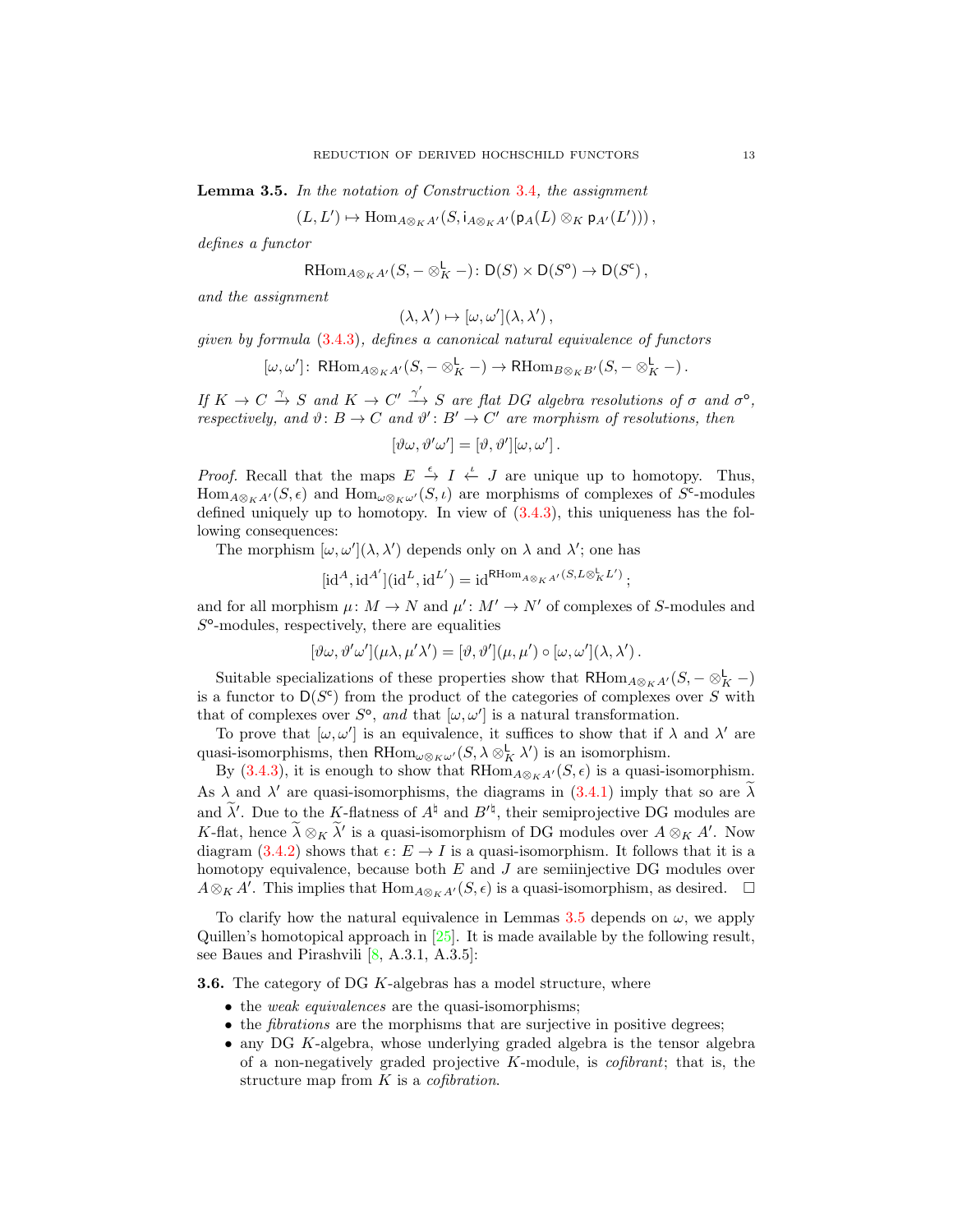**Lemma 3.5.** *In the notation of Construction 3.4, the assignment*

$$(L, L') \mapsto \operatorname{Hom}_{A\otimes_K A'}(S, \mathsf{i}_{A\otimes_K A'}(\mathsf{p}_A(L) \otimes_K \mathsf{p}_{A'}(L')))\,,$$

*defines a functor*

$$\mathsf{R}\mathrm{Hom}_{A\otimes_K A'}(S, - \otimes^{\mathsf{L}}_K -)\colon \mathsf{D}(S) \times \mathsf{D}(S^{\mathsf{o}}) \to \mathsf{D}(S^{\mathsf{c}})\,,$$

*and the assignment*

$$(\lambda, \lambda') \mapsto [\omega, \omega'](\lambda, \lambda')\,,$$

*given by formula (3.4.3), defines a canonical natural equivalence of functors*

$$[\omega, \omega']\colon\ \mathsf{R}\mathrm{Hom}_{A\otimes_K A'}(S, - \otimes^{\mathsf{L}}_K -) \to \mathsf{R}\mathrm{Hom}_{B\otimes_K B'}(S, - \otimes^{\mathsf{L}}_K -)\,.$$

*If $K \to C \xrightarrow{\gamma} S$ and $K \to C' \xrightarrow{\gamma'} S$ are flat DG algebra resolutions of $\sigma$ and $\sigma^{\mathsf{o}}$, respectively, and $\vartheta\colon B \to C$ and $\vartheta'\colon B' \to C'$ are morphism of resolutions, then*

$$[\vartheta\omega, \vartheta'\omega'] = [\vartheta, \vartheta'][\omega, \omega']\,.$$

*Proof.* Recall that the maps $E \xrightarrow{\epsilon} I \xleftarrow{\iota} J$ are unique up to homotopy. Thus, $\operatorname{Hom}_{A\otimes_K A'}(S, \epsilon)$ and $\operatorname{Hom}_{\omega\otimes_K \omega'}(S, \iota)$ are morphisms of complexes of $S^{\mathsf{c}}$-modules defined uniquely up to homotopy. In view of (3.4.3), this uniqueness has the following consequences:

The morphism $[\omega, \omega'](\lambda, \lambda')$ depends only on $\lambda$ and $\lambda'$; one has

$$[\mathrm{id}^A, \mathrm{id}^{A'}](\mathrm{id}^L, \mathrm{id}^{L'}) = \mathrm{id}^{\mathsf{R}\mathrm{Hom}_{A\otimes_K A'}(S, L\otimes^{\mathsf{L}}_K L')}\,;$$

and for all morphism $\mu\colon M \to N$ and $\mu'\colon M' \to N'$ of complexes of $S$-modules and $S^{\mathsf{o}}$-modules, respectively, there are equalities

$$[\vartheta\omega, \vartheta'\omega'](\mu\lambda, \mu'\lambda') = [\vartheta, \vartheta'](\mu, \mu') \circ [\omega, \omega'](\lambda, \lambda')\,.$$

Suitable specializations of these properties show that $\mathsf{R}\mathrm{Hom}_{A\otimes_K A'}(S, - \otimes^{\mathsf{L}}_K -)$ is a functor to $\mathsf{D}(S^{\mathsf{c}})$ from the product of the categories of complexes over $S$ with that of complexes over $S^{\mathsf{o}}$, *and* that $[\omega, \omega']$ is a natural transformation.

To prove that $[\omega, \omega']$ is an equivalence, it suffices to show that if $\lambda$ and $\lambda'$ are quasi-isomorphisms, then $\mathsf{R}\mathrm{Hom}_{\omega\otimes_K\omega'}(S, \lambda \otimes^{\mathsf{L}}_K \lambda')$ is an isomorphism.

By (3.4.3), it is enough to show that $\mathsf{R}\mathrm{Hom}_{A\otimes_K A'}(S, \epsilon)$ is a quasi-isomorphism. As $\lambda$ and $\lambda'$ are quasi-isomorphisms, the diagrams in (3.4.1) imply that so are $\widetilde{\lambda}$ and $\widetilde{\lambda}'$. Due to the $K$-flatness of $A^\natural$ and $B'^\natural$, their semiprojective DG modules are $K$-flat, hence $\widetilde{\lambda} \otimes_K \widetilde{\lambda}'$ is a quasi-isomorphism of DG modules over $A \otimes_K A'$. Now diagram (3.4.2) shows that $\epsilon\colon E \to I$ is a quasi-isomorphism. It follows that it is a homotopy equivalence, because both $E$ and $J$ are semiinjective DG modules over $A \otimes_K A'$. This implies that $\operatorname{Hom}_{A\otimes_K A'}(S, \epsilon)$ is a quasi-isomorphism, as desired. $\square$

To clarify how the natural equivalence in Lemmas 3.5 depends on $\omega$, we apply Quillen's homotopical approach in [25]. It is made available by the following result, see Baues and Pirashvili [8, A.3.1, A.3.5]:

**3.6.** The category of DG $K$-algebras has a model structure, where

- the *weak equivalences* are the quasi-isomorphisms;
- the *fibrations* are the morphisms that are surjective in positive degrees;
- any DG $K$-algebra, whose underlying graded algebra is the tensor algebra of a non-negatively graded projective $K$-module, is *cofibrant*; that is, the structure map from $K$ is a *cofibration*.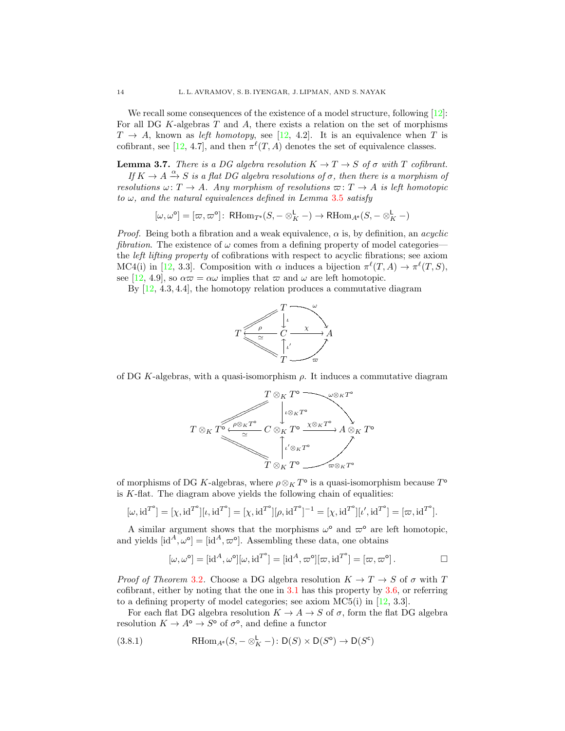We recall some consequences of the existence of a model structure, following [12]: For all DG $K$-algebras $T$ and $A$, there exists a relation on the set of morphisms $T \to A$, known as *left homotopy*, see [12, 4.2]. It is an equivalence when $T$ is cofibrant, see [12, 4.7], and then $\pi^\ell(T,A)$ denotes the set of equivalence classes.

**Lemma 3.7.** *There is a DG algebra resolution $K \to T \to S$ of $\sigma$ with $T$ cofibrant.*

*If $K \to A \xrightarrow{\alpha} S$ is a flat DG algebra resolutions of $\sigma$, then there is a morphism of resolutions $\omega\colon T \to A$. Any morphism of resolutions $\varpi\colon T \to A$ is left homotopic to $\omega$, and the natural equivalences defined in Lemma 3.5 satisfy*

$$[\omega,\omega^\mathsf{o}] = [\varpi,\varpi^\mathsf{o}]\colon\ \mathsf{R}\mathrm{Hom}_{T^\mathsf{e}}(S, -\otimes^{\mathsf{L}}_K -) \to \mathsf{R}\mathrm{Hom}_{A^\mathsf{e}}(S, -\otimes^{\mathsf{L}}_K -)$$

*Proof.* Being both a fibration and a weak equivalence, $\alpha$ is, by definition, an *acyclic fibration*. The existence of $\omega$ comes from a defining property of model categories—the *left lifting property* of cofibrations with respect to acyclic fibrations; see axiom MC4(i) in [12, 3.3]. Composition with $\alpha$ induces a bijection $\pi^\ell(T,A) \to \pi^\ell(T,S)$, see [12, 4.9], so $\alpha\varpi = \alpha\omega$ implies that $\varpi$ and $\omega$ are left homotopic.

By [12, 4.3, 4.4], the homotopy relation produces a commutative diagram

$$\begin{array}{ccccc}
 & & T & \xrightarrow{\ \omega\ } & \\
 & \nearrow^{=} & \downarrow{\iota} & & \searrow \\
T & \xleftarrow[\simeq]{\ \rho\ } & C & \xrightarrow{\ \chi\ } & A \\
 & \searrow_{=} & \uparrow{\iota'} & & \nearrow \\
 & & T & \xrightarrow{\ \varpi\ } &
\end{array}$$

of DG $K$-algebras, with a quasi-isomorphism $\rho$. It induces a commutative diagram

$$\begin{array}{ccccc}
 & & T\otimes_K T^\mathsf{o} & \xrightarrow{\ \omega\otimes_K T^\mathsf{o}\ } & \\
 & \nearrow^{=} & \downarrow{\iota\otimes_K T^\mathsf{o}} & & \searrow \\
T\otimes_K T^\mathsf{o} & \xleftarrow[\simeq]{\ \rho\otimes_K T^\mathsf{o}\ } & C\otimes_K T^\mathsf{o} & \xrightarrow{\ \chi\otimes_K T^\mathsf{o}\ } & A\otimes_K T^\mathsf{o} \\
 & \searrow_{=} & \uparrow{\iota'\otimes_K T^\mathsf{o}} & & \nearrow \\
 & & T\otimes_K T^\mathsf{o} & \xrightarrow{\ \varpi\otimes_K T^\mathsf{o}\ } &
\end{array}$$

of morphisms of DG $K$-algebras, where $\rho\otimes_K T^\mathsf{o}$ is a quasi-isomorphism because $T^\mathsf{o}$ is $K$-flat. The diagram above yields the following chain of equalities:

$$[\omega,\mathrm{id}^{T^\mathsf{o}}] = [\chi,\mathrm{id}^{T^\mathsf{o}}][\iota,\mathrm{id}^{T^\mathsf{o}}] = [\chi,\mathrm{id}^{T^\mathsf{o}}][\rho,\mathrm{id}^{T^\mathsf{o}}]^{-1} = [\chi,\mathrm{id}^{T^\mathsf{o}}][\iota',\mathrm{id}^{T^\mathsf{o}}] = [\varpi,\mathrm{id}^{T^\mathsf{o}}].$$

A similar argument shows that the morphisms $\omega^\mathsf{o}$ and $\varpi^\mathsf{o}$ are left homotopic, and yields $[\mathrm{id}^A,\omega^\mathsf{o}] = [\mathrm{id}^A,\varpi^\mathsf{o}]$. Assembling these data, one obtains

$$[\omega,\omega^\mathsf{o}] = [\mathrm{id}^A,\omega^\mathsf{o}][\omega,\mathrm{id}^{T^\mathsf{o}}] = [\mathrm{id}^A,\varpi^\mathsf{o}][\varpi,\mathrm{id}^{T^\mathsf{o}}] = [\varpi,\varpi^\mathsf{o}]\,. \qquad \square$$

*Proof of Theorem 3.2.* Choose a DG algebra resolution $K \to T \to S$ of $\sigma$ with $T$ cofibrant, either by noting that the one in 3.1 has this property by 3.6, or referring to a defining property of model categories; see axiom MC5(i) in [12, 3.3].

For each flat DG algebra resolution $K \to A \to S$ of $\sigma$, form the flat DG algebra resolution $K \to A^\mathsf{o} \to S^\mathsf{o}$ of $\sigma^\mathsf{o}$, and define a functor

$$\mathsf{R}\mathrm{Hom}_{A^\mathsf{e}}(S, -\otimes^{\mathsf{L}}_K -)\colon \mathsf{D}(S)\times\mathsf{D}(S^\mathsf{o}) \to \mathsf{D}(S^\mathsf{c}) \tag{3.8.1}$$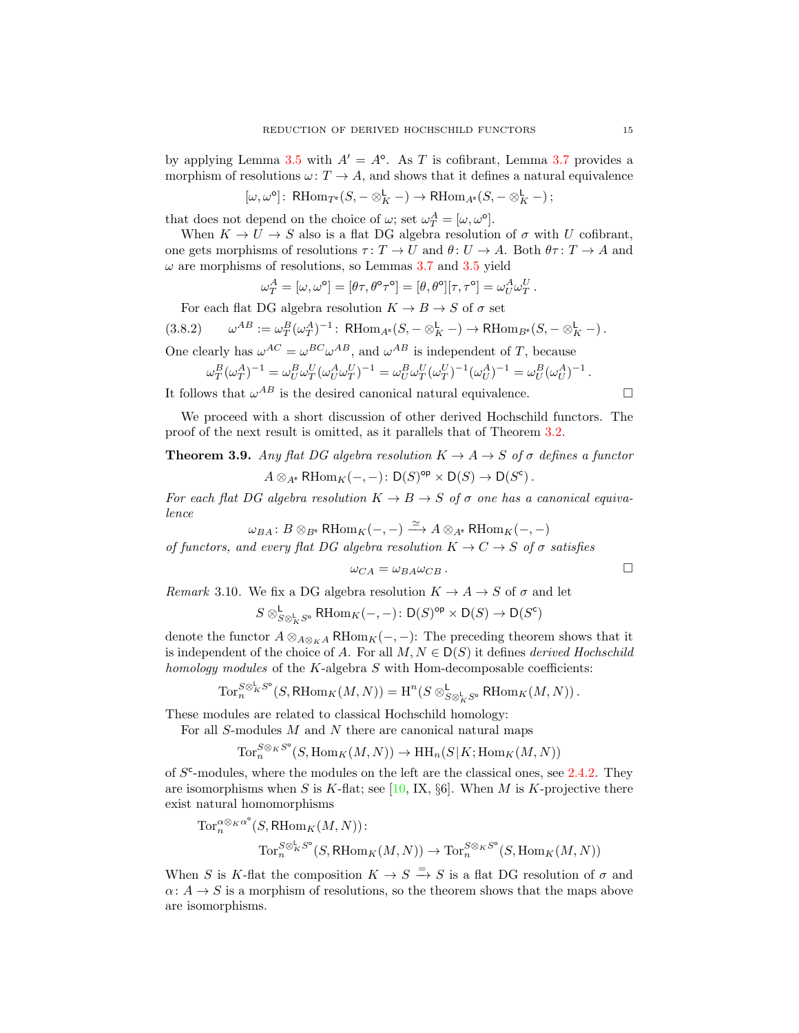by applying Lemma 3.5 with $A' = A^{\mathsf{o}}$. As $T$ is cofibrant, Lemma 3.7 provides a morphism of resolutions $\omega\colon T \to A$, and shows that it defines a natural equivalence

$$[\omega, \omega^{\mathsf{o}}]\colon \operatorname{\mathsf{R}Hom}_{T^{\mathsf{e}}}(S, - \otimes^{\mathsf{L}}_K -) \to \operatorname{\mathsf{R}Hom}_{A^{\mathsf{e}}}(S, - \otimes^{\mathsf{L}}_K -)\,;$$

that does not depend on the choice of $\omega$; set $\omega^A_T = [\omega, \omega^{\mathsf{o}}]$.

When $K \to U \to S$ also is a flat DG algebra resolution of $\sigma$ with $U$ cofibrant, one gets morphisms of resolutions $\tau\colon T \to U$ and $\theta\colon U \to A$. Both $\theta\tau\colon T \to A$ and $\omega$ are morphisms of resolutions, so Lemmas 3.7 and 3.5 yield

$$\omega^A_T = [\omega, \omega^{\mathsf{o}}] = [\theta\tau, \theta^{\mathsf{o}}\tau^{\mathsf{o}}] = [\theta, \theta^{\mathsf{o}}][\tau, \tau^{\mathsf{o}}] = \omega^A_U \omega^U_T\,.$$

For each flat DG algebra resolution $K \to B \to S$ of $\sigma$ set

$$\omega^{AB} := \omega^B_T(\omega^A_T)^{-1}\colon \operatorname{\mathsf{R}Hom}_{A^{\mathsf{e}}}(S, - \otimes^{\mathsf{L}}_K -) \to \operatorname{\mathsf{R}Hom}_{B^{\mathsf{e}}}(S, - \otimes^{\mathsf{L}}_K -)\,. \tag{3.8.2}$$

One clearly has $\omega^{AC} = \omega^{BC}\omega^{AB}$, and $\omega^{AB}$ is independent of $T$, because

$$\omega^B_T(\omega^A_T)^{-1} = \omega^B_U\omega^U_T(\omega^A_U\omega^U_T)^{-1} = \omega^B_U\omega^U_T(\omega^U_T)^{-1}(\omega^A_U)^{-1} = \omega^B_U(\omega^A_U)^{-1}\,.$$

It follows that $\omega^{AB}$ is the desired canonical natural equivalence. □

We proceed with a short discussion of other derived Hochschild functors. The proof of the next result is omitted, as it parallels that of Theorem 3.2.

**Theorem 3.9.** *Any flat DG algebra resolution $K \to A \to S$ of $\sigma$ defines a functor*

$$A \otimes_{A^{\mathsf{e}}} \operatorname{\mathsf{R}Hom}_K(-,-)\colon \mathsf{D}(S)^{\mathsf{op}} \times \mathsf{D}(S) \to \mathsf{D}(S^{\mathsf{c}})\,.$$

*For each flat DG algebra resolution $K \to B \to S$ of $\sigma$ one has a canonical equivalence*

$$\omega_{BA}\colon B \otimes_{B^{\mathsf{e}}} \operatorname{\mathsf{R}Hom}_K(-,-) \xrightarrow{\simeq} A \otimes_{A^{\mathsf{e}}} \operatorname{\mathsf{R}Hom}_K(-,-)$$

*of functors, and every flat DG algebra resolution $K \to C \to S$ of $\sigma$ satisfies*

$$\omega_{CA} = \omega_{BA}\omega_{CB}\,.$$ □

*Remark* 3.10. We fix a DG algebra resolution $K \to A \to S$ of $\sigma$ and let

$$S \otimes^{\mathsf{L}}_{S \otimes^{\mathsf{L}}_K S^{\mathsf{o}}} \operatorname{\mathsf{R}Hom}_K(-,-)\colon \mathsf{D}(S)^{\mathsf{op}} \times \mathsf{D}(S) \to \mathsf{D}(S^{\mathsf{c}})$$

denote the functor $A \otimes_{A \otimes_K A} \operatorname{\mathsf{R}Hom}_K(-,-)$: The preceding theorem shows that it is independent of the choice of $A$. For all $M, N \in \mathsf{D}(S)$ it defines *derived Hochschild homology modules* of the $K$-algebra $S$ with Hom-decomposable coefficients:

$$\operatorname{Tor}_n^{S \otimes^{\mathsf{L}}_K S^{\mathsf{o}}}(S, \operatorname{\mathsf{R}Hom}_K(M,N)) = \mathrm{H}^n(S \otimes^{\mathsf{L}}_{S \otimes^{\mathsf{L}}_K S^{\mathsf{o}}} \operatorname{\mathsf{R}Hom}_K(M,N))\,.$$

These modules are related to classical Hochschild homology:

For all $S$-modules $M$ and $N$ there are canonical natural maps

$$\operatorname{Tor}_n^{S \otimes_K S^{\mathsf{o}}}(S, \operatorname{Hom}_K(M,N)) \to \operatorname{HH}_n(S|K; \operatorname{Hom}_K(M,N))$$

of $S^{\mathsf{c}}$-modules, where the modules on the left are the classical ones, see 2.4.2. They are isomorphisms when $S$ is $K$-flat; see [10, IX, §6]. When $M$ is $K$-projective there exist natural homomorphisms

$$\begin{aligned}
&\operatorname{Tor}_n^{\alpha \otimes_K \alpha^{\mathsf{o}}}(S, \operatorname{\mathsf{R}Hom}_K(M,N))\colon \\
&\qquad \operatorname{Tor}_n^{S \otimes^{\mathsf{L}}_K S^{\mathsf{o}}}(S, \operatorname{\mathsf{R}Hom}_K(M,N)) \to \operatorname{Tor}_n^{S \otimes_K S^{\mathsf{o}}}(S, \operatorname{Hom}_K(M,N))
\end{aligned}$$

When $S$ is $K$-flat the composition $K \to S \xrightarrow{=} S$ is a flat DG resolution of $\sigma$ and $\alpha\colon A \to S$ is a morphism of resolutions, so the theorem shows that the maps above are isomorphisms.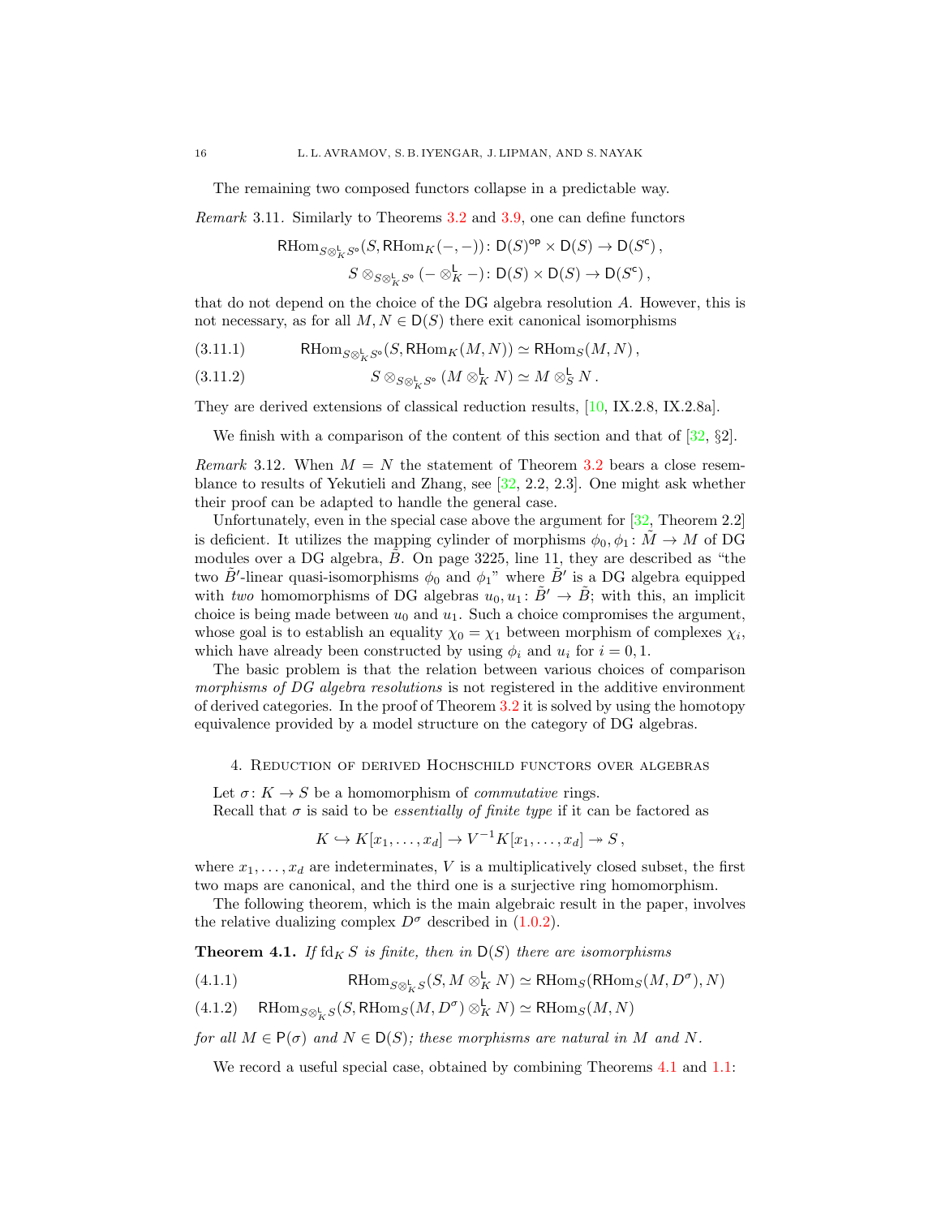The remaining two composed functors collapse in a predictable way.

*Remark* 3.11. Similarly to Theorems 3.2 and 3.9, one can define functors

$$\mathsf{R}\mathrm{Hom}_{S\otimes^{\mathsf{L}}_K S^{\mathsf{o}}}(S, \mathsf{R}\mathrm{Hom}_K(-,-))\colon \mathsf{D}(S)^{\mathsf{op}} \times \mathsf{D}(S) \to \mathsf{D}(S^{\mathsf{c}}),$$
$$S \otimes_{S\otimes^{\mathsf{L}}_K S^{\mathsf{o}}} (- \otimes^{\mathsf{L}}_K -)\colon \mathsf{D}(S) \times \mathsf{D}(S) \to \mathsf{D}(S^{\mathsf{c}}),$$

that do not depend on the choice of the DG algebra resolution $A$. However, this is not necessary, as for all $M, N \in \mathsf{D}(S)$ there exit canonical isomorphisms

$$\mathsf{R}\mathrm{Hom}_{S\otimes^{\mathsf{L}}_K S^{\mathsf{o}}}(S, \mathsf{R}\mathrm{Hom}_K(M,N)) \simeq \mathsf{R}\mathrm{Hom}_S(M,N), \tag{3.11.1}$$

$$S \otimes_{S\otimes^{\mathsf{L}}_K S^{\mathsf{o}}} (M \otimes^{\mathsf{L}}_K N) \simeq M \otimes^{\mathsf{L}}_S N. \tag{3.11.2}$$

They are derived extensions of classical reduction results, [10, IX.2.8, IX.2.8a].

We finish with a comparison of the content of this section and that of [32, §2].

*Remark* 3.12. When $M = N$ the statement of Theorem 3.2 bears a close resemblance to results of Yekutieli and Zhang, see [32, 2.2, 2.3]. One might ask whether their proof can be adapted to handle the general case.

Unfortunately, even in the special case above the argument for [32, Theorem 2.2] is deficient. It utilizes the mapping cylinder of morphisms $\phi_0, \phi_1\colon \tilde{M} \to M$ of DG modules over a DG algebra, $\tilde{B}$. On page 3225, line 11, they are described as "the two $\tilde{B}'$-linear quasi-isomorphisms $\phi_0$ and $\phi_1$" where $\tilde{B}'$ is a DG algebra equipped with *two* homomorphisms of DG algebras $u_0, u_1\colon \tilde{B}' \to \tilde{B}$; with this, an implicit choice is being made between $u_0$ and $u_1$. Such a choice compromises the argument, whose goal is to establish an equality $\chi_0 = \chi_1$ between morphism of complexes $\chi_i$, which have already been constructed by using $\phi_i$ and $u_i$ for $i = 0, 1$.

The basic problem is that the relation between various choices of comparison *morphisms of DG algebra resolutions* is not registered in the additive environment of derived categories. In the proof of Theorem 3.2 it is solved by using the homotopy equivalence provided by a model structure on the category of DG algebras.

## 4. Reduction of derived Hochschild functors over algebras

Let $\sigma\colon K \to S$ be a homomorphism of *commutative* rings.

Recall that $\sigma$ is said to be *essentially of finite type* if it can be factored as

$$K \hookrightarrow K[x_1, \dots, x_d] \to V^{-1}K[x_1, \dots, x_d] \twoheadrightarrow S,$$

where $x_1, \dots, x_d$ are indeterminates, $V$ is a multiplicatively closed subset, the first two maps are canonical, and the third one is a surjective ring homomorphism.

The following theorem, which is the main algebraic result in the paper, involves the relative dualizing complex $D^\sigma$ described in (1.0.2).

**Theorem 4.1.** *If* $\mathrm{fd}_K S$ *is finite, then in* $\mathsf{D}(S)$ *there are isomorphisms*

$$\mathsf{R}\mathrm{Hom}_{S\otimes^{\mathsf{L}}_K S}(S, M \otimes^{\mathsf{L}}_K N) \simeq \mathsf{R}\mathrm{Hom}_S(\mathsf{R}\mathrm{Hom}_S(M, D^\sigma), N) \tag{4.1.1}$$

$$\mathsf{R}\mathrm{Hom}_{S\otimes^{\mathsf{L}}_K S}(S, \mathsf{R}\mathrm{Hom}_S(M, D^\sigma) \otimes^{\mathsf{L}}_K N) \simeq \mathsf{R}\mathrm{Hom}_S(M, N) \tag{4.1.2}$$

*for all* $M \in \mathsf{P}(\sigma)$ *and* $N \in \mathsf{D}(S)$*; these morphisms are natural in* $M$ *and* $N$*.*

We record a useful special case, obtained by combining Theorems 4.1 and 1.1: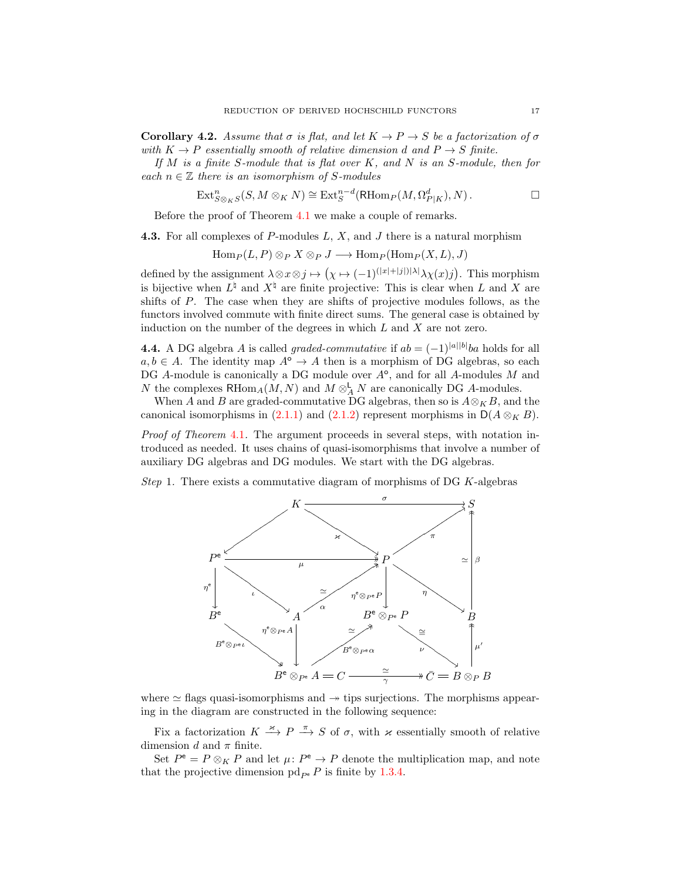**Corollary 4.2.** *Assume that $\sigma$ is flat, and let $K \to P \to S$ be a factorization of $\sigma$ with $K \to P$ essentially smooth of relative dimension $d$ and $P \to S$ finite.*

*If $M$ is a finite $S$-module that is flat over $K$, and $N$ is an $S$-module, then for each $n \in \mathbb{Z}$ there is an isomorphism of $S$-modules*

$$\operatorname{Ext}^n_{S\otimes_K S}(S, M \otimes_K N) \cong \operatorname{Ext}^{n-d}_S(\mathsf{R}\operatorname{Hom}_P(M, \Omega^d_{P|K}), N)\,. \qquad \square$$

Before the proof of Theorem 4.1 we make a couple of remarks.

**4.3.** For all complexes of $P$-modules $L$, $X$, and $J$ there is a natural morphism

$$\operatorname{Hom}_P(L, P) \otimes_P X \otimes_P J \longrightarrow \operatorname{Hom}_P(\operatorname{Hom}_P(X, L), J)$$

defined by the assignment $\lambda \otimes x \otimes j \mapsto \big(\chi \mapsto (-1)^{(|x|+|j|)|\lambda|}\lambda\chi(x)j\big)$. This morphism is bijective when $L^\natural$ and $X^\natural$ are finite projective: This is clear when $L$ and $X$ are shifts of $P$. The case when they are shifts of projective modules follows, as the functors involved commute with finite direct sums. The general case is obtained by induction on the number of the degrees in which $L$ and $X$ are not zero.

**4.4.** A DG algebra $A$ is called *graded-commutative* if $ab = (-1)^{|a||b|}ba$ holds for all $a, b \in A$. The identity map $A^\mathsf{o} \to A$ then is a morphism of DG algebras, so each DG $A$-module is canonically a DG module over $A^\mathsf{o}$, and for all $A$-modules $M$ and $N$ the complexes $\mathsf{R}\operatorname{Hom}_A(M, N)$ and $M \otimes^{\mathsf{L}}_A N$ are canonically DG $A$-modules.

When $A$ and $B$ are graded-commutative DG algebras, then so is $A \otimes_K B$, and the canonical isomorphisms in (2.1.1) and (2.1.2) represent morphisms in $\mathsf{D}(A \otimes_K B)$.

*Proof of Theorem 4.1.* The argument proceeds in several steps, with notation introduced as needed. It uses chains of quasi-isomorphisms that involve a number of auxiliary DG algebras and DG modules. We start with the DG algebras.

*Step 1.* There exists a commutative diagram of morphisms of DG $K$-algebras

$$
\begin{array}{ccccccc}
 & & K & \xrightarrow{\quad\sigma\quad} & & & S \\
 & \swarrow & & \searrow^{\varkappa} & & \nearrow^{\pi} & \uparrow{\scriptstyle\beta\,\simeq} \\
P^{\mathsf{e}} & & \xrightarrow{\quad\mu\quad} & & P & & \\
\downarrow{\scriptstyle\eta^{\mathsf{e}}} & \searrow^{\iota} & & \nearrow_{\alpha\,\simeq} & \downarrow{\scriptstyle\eta^{\mathsf{e}}\otimes_{P^{\mathsf{e}}}P} & \searrow^{\eta} & \\
B^{\mathsf{e}} & & A & & B^{\mathsf{e}}\otimes_{P^{\mathsf{e}}} P & & B \\
 & \searrow_{B^{\mathsf{e}}\otimes_{P^{\mathsf{e}}}\iota} & \downarrow{\scriptstyle\eta^{\mathsf{e}}\otimes_{P^{\mathsf{e}}}A} & \nearrow_{B^{\mathsf{e}}\otimes_{P^{\mathsf{e}}}\alpha\,\simeq} & & \searrow_{\nu\,\cong} & \uparrow{\scriptstyle\mu'} \\
 & & B^{\mathsf{e}}\otimes_{P^{\mathsf{e}}} A = C & & \xrightarrow[\gamma]{\simeq} & & \bar{C} = B\otimes_P B
\end{array}
$$

where $\simeq$ flags quasi-isomorphisms and $\twoheadrightarrow$ tips surjections. The morphisms appearing in the diagram are constructed in the following sequence:

Fix a factorization $K \xrightarrow{\varkappa} P \xrightarrow{\pi} S$ of $\sigma$, with $\varkappa$ essentially smooth of relative dimension $d$ and $\pi$ finite.

Set $P^{\mathsf{e}} = P \otimes_K P$ and let $\mu\colon P^{\mathsf{e}} \to P$ denote the multiplication map, and note that the projective dimension $\operatorname{pd}_{P^{\mathsf{e}}} P$ is finite by 1.3.4.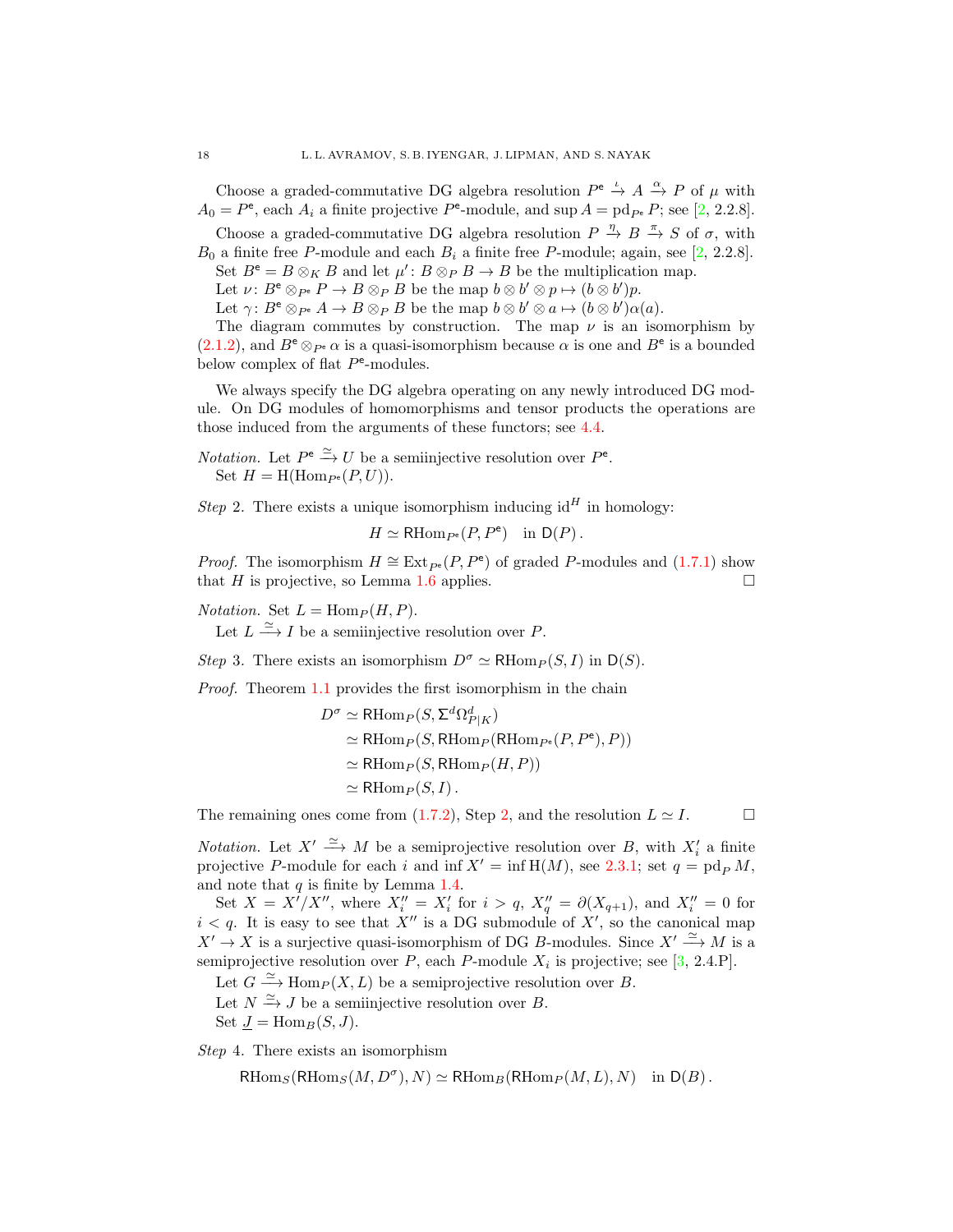Choose a graded-commutative DG algebra resolution $P^{\mathsf{e}} \xrightarrow{\iota} A \xrightarrow{\alpha} P$ of $\mu$ with $A_0 = P^{\mathsf{e}}$, each $A_i$ a finite projective $P^{\mathsf{e}}$-module, and $\sup A = \operatorname{pd}_{P^{\mathsf{e}}} P$; see [2, 2.2.8].

Choose a graded-commutative DG algebra resolution $P \xrightarrow{\eta} B \xrightarrow{\pi} S$ of $\sigma$, with $B_0$ a finite free $P$-module and each $B_i$ a finite free $P$-module; again, see [2, 2.2.8].

Set $B^{\mathsf{e}} = B \otimes_K B$ and let $\mu' \colon B \otimes_P B \to B$ be the multiplication map.

Let $\nu \colon B^{\mathsf{e}} \otimes_{P^{\mathsf{e}}} P \to B \otimes_P B$ be the map $b \otimes b' \otimes p \mapsto (b \otimes b')p$.

Let $\gamma \colon B^{\mathsf{e}} \otimes_{P^{\mathsf{e}}} A \to B \otimes_P B$ be the map $b \otimes b' \otimes a \mapsto (b \otimes b')\alpha(a)$.

The diagram commutes by construction. The map $\nu$ is an isomorphism by (2.1.2), and $B^{\mathsf{e}} \otimes_{P^{\mathsf{e}}} \alpha$ is a quasi-isomorphism because $\alpha$ is one and $B^{\mathsf{e}}$ is a bounded below complex of flat $P^{\mathsf{e}}$-modules.

We always specify the DG algebra operating on any newly introduced DG module. On DG modules of homomorphisms and tensor products the operations are those induced from the arguments of these functors; see 4.4.

*Notation.* Let $P^{\mathsf{e}} \xrightarrow{\simeq} U$ be a semiinjective resolution over $P^{\mathsf{e}}$.
Set $H = \mathrm{H}(\operatorname{Hom}_{P^{\mathsf{e}}}(P, U))$.

*Step* 2. There exists a unique isomorphism inducing $\mathrm{id}^H$ in homology:

$$H \simeq \mathsf{R}\mathrm{Hom}_{P^{\mathsf{e}}}(P, P^{\mathsf{e}}) \quad \text{in } \mathsf{D}(P)\,.$$

*Proof.* The isomorphism $H \cong \operatorname{Ext}_{P^{\mathsf{e}}}(P, P^{\mathsf{e}})$ of graded $P$-modules and (1.7.1) show that $H$ is projective, so Lemma 1.6 applies. □

*Notation.* Set $L = \operatorname{Hom}_P(H, P)$.
Let $L \xrightarrow{\simeq} I$ be a semiinjective resolution over $P$.

*Step* 3. There exists an isomorphism $D^\sigma \simeq \mathsf{R}\mathrm{Hom}_P(S, I)$ in $\mathsf{D}(S)$.

*Proof.* Theorem 1.1 provides the first isomorphism in the chain

$$\begin{aligned}
D^\sigma &\simeq \mathsf{R}\mathrm{Hom}_P(S, \Sigma^d \Omega^d_{P|K}) \\
&\simeq \mathsf{R}\mathrm{Hom}_P(S, \mathsf{R}\mathrm{Hom}_P(\mathsf{R}\mathrm{Hom}_{P^{\mathsf{e}}}(P, P^{\mathsf{e}}), P)) \\
&\simeq \mathsf{R}\mathrm{Hom}_P(S, \mathsf{R}\mathrm{Hom}_P(H, P)) \\
&\simeq \mathsf{R}\mathrm{Hom}_P(S, I)\,.
\end{aligned}$$

The remaining ones come from (1.7.2), Step 2, and the resolution $L \simeq I$. □

*Notation.* Let $X' \xrightarrow{\simeq} M$ be a semiprojective resolution over $B$, with $X'_i$ a finite projective $P$-module for each $i$ and $\inf X' = \inf \mathrm{H}(M)$, see 2.3.1; set $q = \operatorname{pd}_P M$, and note that $q$ is finite by Lemma 1.4.

Set $X = X'/X''$, where $X''_i = X'_i$ for $i > q$, $X''_q = \partial(X_{q+1})$, and $X''_i = 0$ for $i < q$. It is easy to see that $X''$ is a DG submodule of $X'$, so the canonical map $X' \to X$ is a surjective quasi-isomorphism of DG $B$-modules. Since $X' \xrightarrow{\simeq} M$ is a semiprojective resolution over $P$, each $P$-module $X_i$ is projective; see [3, 2.4.P].

Let $G \xrightarrow{\simeq} \operatorname{Hom}_P(X, L)$ be a semiprojective resolution over $B$.

Let $N \xrightarrow{\simeq} J$ be a semiinjective resolution over $B$.

Set $\underline{J} = \operatorname{Hom}_B(S, J)$.

*Step* 4. There exists an isomorphism

$$\mathsf{R}\mathrm{Hom}_S(\mathsf{R}\mathrm{Hom}_S(M, D^\sigma), N) \simeq \mathsf{R}\mathrm{Hom}_B(\mathsf{R}\mathrm{Hom}_P(M, L), N) \quad \text{in } \mathsf{D}(B)\,.$$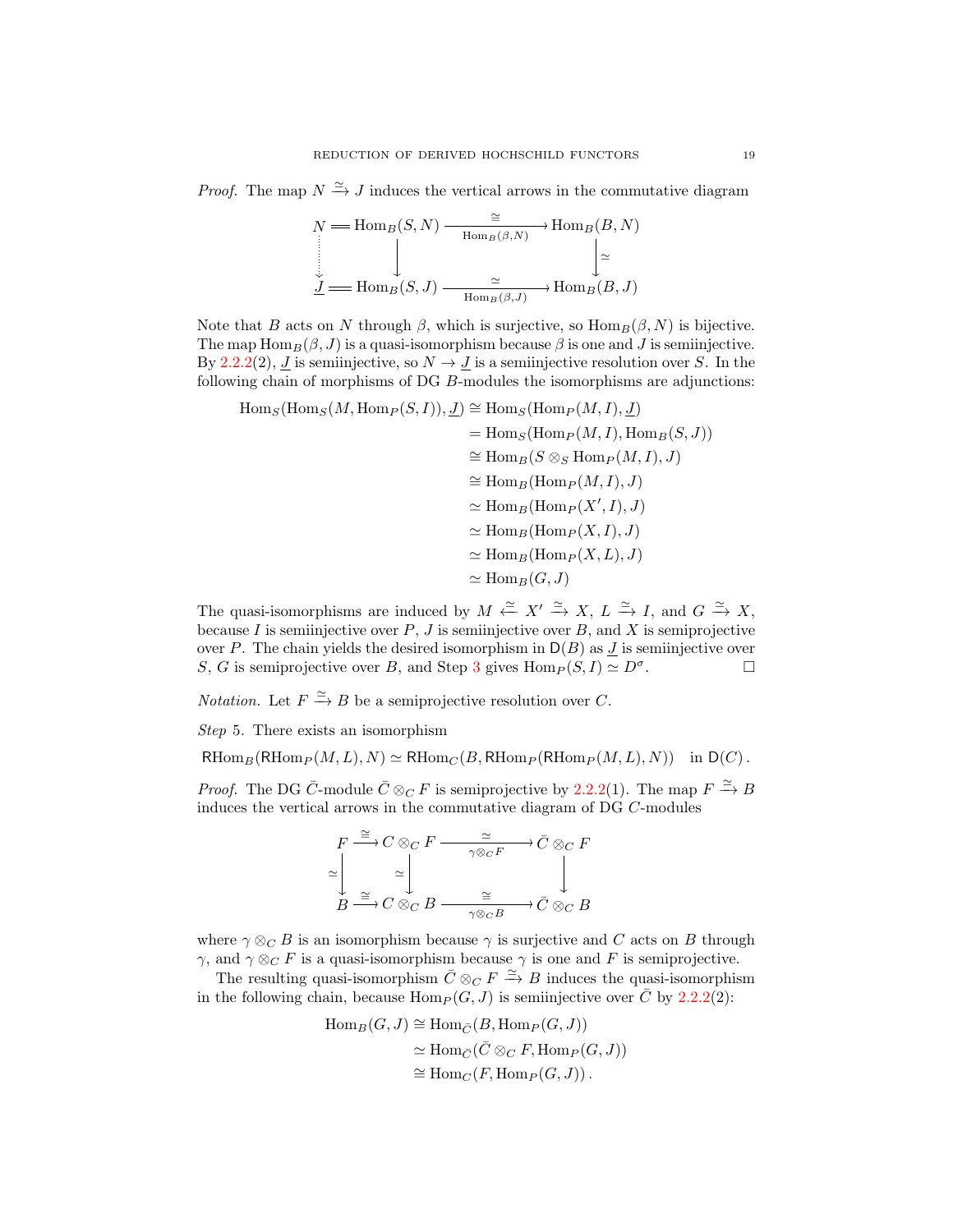*Proof.* The map $N \xrightarrow{\simeq} J$ induces the vertical arrows in the commutative diagram

$$
\begin{array}{ccccc}
N & = & \operatorname{Hom}_B(S,N) & \xrightarrow[\operatorname{Hom}_B(\beta,N)]{\cong} & \operatorname{Hom}_B(B,N) \\
\vdots & & \downarrow & & \downarrow \simeq \\
\underline{J} & = & \operatorname{Hom}_B(S,J) & \xrightarrow[\operatorname{Hom}_B(\beta,J)]{\simeq} & \operatorname{Hom}_B(B,J)
\end{array}
$$

Note that $B$ acts on $N$ through $\beta$, which is surjective, so $\operatorname{Hom}_B(\beta, N)$ is bijective. The map $\operatorname{Hom}_B(\beta, J)$ is a quasi-isomorphism because $\beta$ is one and $J$ is semiinjective. By 2.2.2(2), $\underline{J}$ is semiinjective, so $N \to \underline{J}$ is a semiinjective resolution over $S$. In the following chain of morphisms of DG $B$-modules the isomorphisms are adjunctions:

$$
\begin{aligned}
\operatorname{Hom}_S(\operatorname{Hom}_S(M, \operatorname{Hom}_P(S,I)), \underline{J}) &\cong \operatorname{Hom}_S(\operatorname{Hom}_P(M,I), \underline{J}) \\
&= \operatorname{Hom}_S(\operatorname{Hom}_P(M,I), \operatorname{Hom}_B(S,J)) \\
&\cong \operatorname{Hom}_B(S \otimes_S \operatorname{Hom}_P(M,I), J) \\
&\cong \operatorname{Hom}_B(\operatorname{Hom}_P(M,I), J) \\
&\simeq \operatorname{Hom}_B(\operatorname{Hom}_P(X',I), J) \\
&\simeq \operatorname{Hom}_B(\operatorname{Hom}_P(X,I), J) \\
&\simeq \operatorname{Hom}_B(\operatorname{Hom}_P(X,L), J) \\
&\simeq \operatorname{Hom}_B(G, J)
\end{aligned}
$$

The quasi-isomorphisms are induced by $M \xleftarrow{\simeq} X' \xrightarrow{\simeq} X$, $L \xrightarrow{\simeq} I$, and $G \xrightarrow{\simeq} X$, because $I$ is semiinjective over $P$, $J$ is semiinjective over $B$, and $X$ is semiprojective over $P$. The chain yields the desired isomorphism in $\mathsf{D}(B)$ as $\underline{J}$ is semiinjective over $S$, $G$ is semiprojective over $B$, and Step 3 gives $\operatorname{Hom}_P(S,I) \simeq D^{\sigma}$. □

*Notation.* Let $F \xrightarrow{\simeq} B$ be a semiprojective resolution over $C$.

*Step* 5. There exists an isomorphism

$$\mathsf{R}\mathrm{Hom}_B(\mathsf{R}\mathrm{Hom}_P(M,L), N) \simeq \mathsf{R}\mathrm{Hom}_C(B, \mathsf{R}\mathrm{Hom}_P(\mathsf{R}\mathrm{Hom}_P(M,L), N)) \quad \text{in } \mathsf{D}(C)\,.$$

*Proof.* The DG $\bar{C}$-module $\bar{C} \otimes_C F$ is semiprojective by 2.2.2(1). The map $F \xrightarrow{\simeq} B$ induces the vertical arrows in the commutative diagram of DG $C$-modules

$$
\begin{array}{ccccc}
F & \xrightarrow{\cong} & C \otimes_C F & \xrightarrow[\gamma \otimes_C F]{\simeq} & \bar{C} \otimes_C F \\
\simeq \downarrow & & \simeq \downarrow & & \downarrow \\
B & \xrightarrow{\cong} & C \otimes_C B & \xrightarrow[\gamma \otimes_C B]{\cong} & \bar{C} \otimes_C B
\end{array}
$$

where $\gamma \otimes_C B$ is an isomorphism because $\gamma$ is surjective and $C$ acts on $B$ through $\gamma$, and $\gamma \otimes_C F$ is a quasi-isomorphism because $\gamma$ is one and $F$ is semiprojective.

The resulting quasi-isomorphism $\bar{C} \otimes_C F \xrightarrow{\simeq} B$ induces the quasi-isomorphism in the following chain, because $\operatorname{Hom}_P(G,J)$ is semiinjective over $\bar{C}$ by 2.2.2(2):

$$
\begin{aligned}
\operatorname{Hom}_B(G,J) &\cong \operatorname{Hom}_{\bar{C}}(B, \operatorname{Hom}_P(G,J)) \\
&\simeq \operatorname{Hom}_{\bar{C}}(\bar{C} \otimes_C F, \operatorname{Hom}_P(G,J)) \\
&\cong \operatorname{Hom}_C(F, \operatorname{Hom}_P(G,J))\,.
\end{aligned}
$$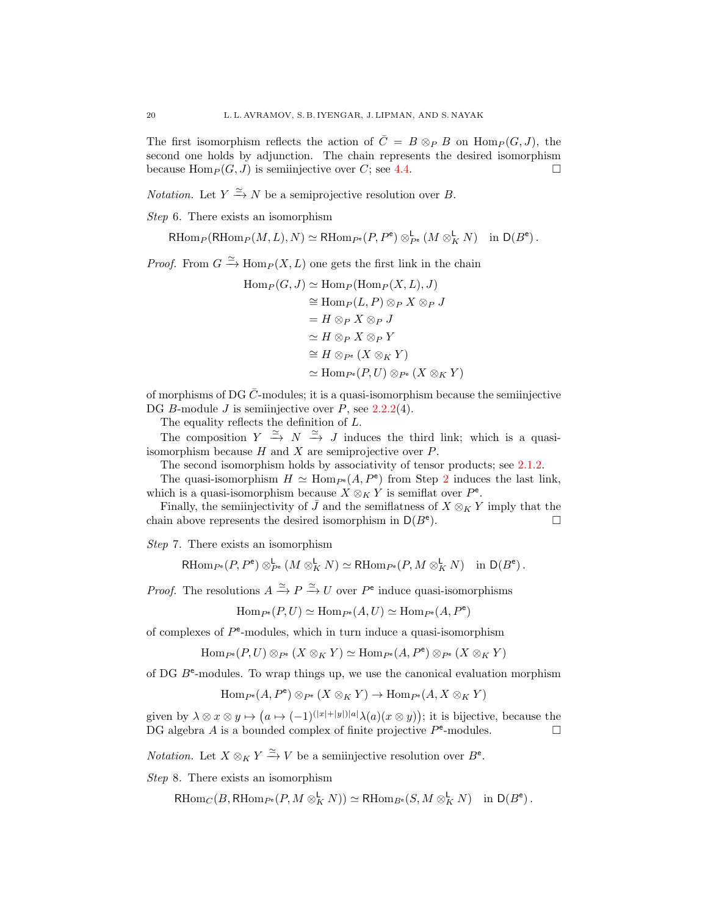The first isomorphism reflects the action of $\bar{C} = B \otimes_P B$ on $\operatorname{Hom}_P(G, J)$, the second one holds by adjunction. The chain represents the desired isomorphism because $\operatorname{Hom}_P(G, J)$ is semiinjective over $C$; see 4.4. $\square$

*Notation.* Let $Y \xrightarrow{\simeq} N$ be a semiprojective resolution over $B$.

*Step* 6. There exists an isomorphism

$$\mathsf{R}\mathrm{Hom}_P(\mathsf{R}\mathrm{Hom}_P(M, L), N) \simeq \mathsf{R}\mathrm{Hom}_{P^{\mathsf{e}}}(P, P^{\mathsf{e}}) \otimes^{\mathsf{L}}_{P^{\mathsf{e}}} (M \otimes^{\mathsf{L}}_K N) \quad \text{in } \mathsf{D}(B^{\mathsf{e}})\,.$$

*Proof.* From $G \xrightarrow{\simeq} \operatorname{Hom}_P(X, L)$ one gets the first link in the chain

$$\begin{aligned}
\operatorname{Hom}_P(G, J) &\simeq \operatorname{Hom}_P(\operatorname{Hom}_P(X, L), J)\\
&\cong \operatorname{Hom}_P(L, P) \otimes_P X \otimes_P J\\
&= H \otimes_P X \otimes_P J\\
&\simeq H \otimes_P X \otimes_P Y\\
&\cong H \otimes_{P^{\mathsf{e}}} (X \otimes_K Y)\\
&\simeq \operatorname{Hom}_{P^{\mathsf{e}}}(P, U) \otimes_{P^{\mathsf{e}}} (X \otimes_K Y)
\end{aligned}$$

of morphisms of DG $\bar{C}$-modules; it is a quasi-isomorphism because the semiinjective DG $B$-module $J$ is semiinjective over $P$, see 2.2.2(4).

The equality reflects the definition of $L$.

The composition $Y \xrightarrow{\simeq} N \xrightarrow{\simeq} J$ induces the third link; which is a quasi-isomorphism because $H$ and $X$ are semiprojective over $P$.

The second isomorphism holds by associativity of tensor products; see 2.1.2.

The quasi-isomorphism $H \simeq \operatorname{Hom}_{P^{\mathsf{e}}}(A, P^{\mathsf{e}})$ from Step 2 induces the last link, which is a quasi-isomorphism because $X \otimes_K Y$ is semiflat over $P^{\mathsf{e}}$.

Finally, the semiinjectivity of $\bar{J}$ and the semiflatness of $X \otimes_K Y$ imply that the chain above represents the desired isomorphism in $\mathsf{D}(B^{\mathsf{e}})$. $\square$

*Step* 7. There exists an isomorphism

$$\mathsf{R}\mathrm{Hom}_{P^{\mathsf{e}}}(P, P^{\mathsf{e}}) \otimes^{\mathsf{L}}_{P^{\mathsf{e}}} (M \otimes^{\mathsf{L}}_K N) \simeq \mathsf{R}\mathrm{Hom}_{P^{\mathsf{e}}}(P, M \otimes^{\mathsf{L}}_K N) \quad \text{in } \mathsf{D}(B^{\mathsf{e}})\,.$$

*Proof.* The resolutions $A \xrightarrow{\simeq} P \xrightarrow{\simeq} U$ over $P^{\mathsf{e}}$ induce quasi-isomorphisms

$$\operatorname{Hom}_{P^{\mathsf{e}}}(P, U) \simeq \operatorname{Hom}_{P^{\mathsf{e}}}(A, U) \simeq \operatorname{Hom}_{P^{\mathsf{e}}}(A, P^{\mathsf{e}})$$

of complexes of $P^{\mathsf{e}}$-modules, which in turn induce a quasi-isomorphism

$$\operatorname{Hom}_{P^{\mathsf{e}}}(P, U) \otimes_{P^{\mathsf{e}}} (X \otimes_K Y) \simeq \operatorname{Hom}_{P^{\mathsf{e}}}(A, P^{\mathsf{e}}) \otimes_{P^{\mathsf{e}}} (X \otimes_K Y)$$

of DG $B^{\mathsf{e}}$-modules. To wrap things up, we use the canonical evaluation morphism

$$\operatorname{Hom}_{P^{\mathsf{e}}}(A, P^{\mathsf{e}}) \otimes_{P^{\mathsf{e}}} (X \otimes_K Y) \to \operatorname{Hom}_{P^{\mathsf{e}}}(A, X \otimes_K Y)$$

given by $\lambda \otimes x \otimes y \mapsto \big(a \mapsto (-1)^{(|x|+|y|)|a|}\lambda(a)(x \otimes y)\big)$; it is bijective, because the DG algebra $A$ is a bounded complex of finite projective $P^{\mathsf{e}}$-modules. $\square$

*Notation.* Let $X \otimes_K Y \xrightarrow{\simeq} V$ be a semiinjective resolution over $B^{\mathsf{e}}$.

*Step* 8. There exists an isomorphism

$$\mathsf{R}\mathrm{Hom}_C(B, \mathsf{R}\mathrm{Hom}_{P^{\mathsf{e}}}(P, M \otimes^{\mathsf{L}}_K N)) \simeq \mathsf{R}\mathrm{Hom}_{B^{\mathsf{e}}}(S, M \otimes^{\mathsf{L}}_K N) \quad \text{in } \mathsf{D}(B^{\mathsf{e}})\,.$$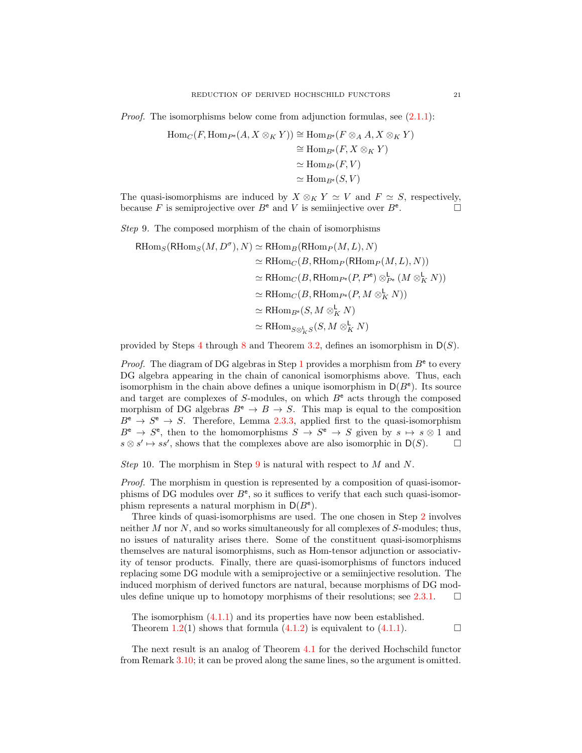*Proof.* The isomorphisms below come from adjunction formulas, see (2.1.1):

$$
\begin{aligned}
\operatorname{Hom}_C(F, \operatorname{Hom}_{P^{\mathsf{e}}}(A, X \otimes_K Y)) &\cong \operatorname{Hom}_{B^{\mathsf{e}}}(F \otimes_A A, X \otimes_K Y) \\
&\cong \operatorname{Hom}_{B^{\mathsf{e}}}(F, X \otimes_K Y) \\
&\simeq \operatorname{Hom}_{B^{\mathsf{e}}}(F, V) \\
&\simeq \operatorname{Hom}_{B^{\mathsf{e}}}(S, V)
\end{aligned}
$$

The quasi-isomorphisms are induced by $X \otimes_K Y \simeq V$ and $F \simeq S$, respectively, because $F$ is semiprojective over $B^{\mathsf{e}}$ and $V$ is semiinjective over $B^{\mathsf{e}}$. □

*Step* 9. The composed morphism of the chain of isomorphisms

$$
\begin{aligned}
\mathsf{R}\mathrm{Hom}_S(\mathsf{R}\mathrm{Hom}_S(M, D^{\sigma}), N) &\simeq \mathsf{R}\mathrm{Hom}_B(\mathsf{R}\mathrm{Hom}_P(M, L), N) \\
&\simeq \mathsf{R}\mathrm{Hom}_C(B, \mathsf{R}\mathrm{Hom}_P(\mathsf{R}\mathrm{Hom}_P(M, L), N)) \\
&\simeq \mathsf{R}\mathrm{Hom}_C(B, \mathsf{R}\mathrm{Hom}_{P^{\mathsf{e}}}(P, P^{\mathsf{e}}) \otimes^{\mathsf{L}}_{P^{\mathsf{e}}} (M \otimes^{\mathsf{L}}_K N)) \\
&\simeq \mathsf{R}\mathrm{Hom}_C(B, \mathsf{R}\mathrm{Hom}_{P^{\mathsf{e}}}(P, M \otimes^{\mathsf{L}}_K N)) \\
&\simeq \mathsf{R}\mathrm{Hom}_{B^{\mathsf{e}}}(S, M \otimes^{\mathsf{L}}_K N) \\
&\simeq \mathsf{R}\mathrm{Hom}_{S \otimes^{\mathsf{L}}_K S}(S, M \otimes^{\mathsf{L}}_K N)
\end{aligned}
$$

provided by Steps 4 through 8 and Theorem 3.2, defines an isomorphism in $\mathsf{D}(S)$.

*Proof.* The diagram of DG algebras in Step 1 provides a morphism from $B^{\mathsf{e}}$ to every DG algebra appearing in the chain of canonical isomorphisms above. Thus, each isomorphism in the chain above defines a unique isomorphism in $\mathsf{D}(B^{\mathsf{e}})$. Its source and target are complexes of $S$-modules, on which $B^{\mathsf{e}}$ acts through the composed morphism of DG algebras $B^{\mathsf{e}} \to B \to S$. This map is equal to the composition $B^{\mathsf{e}} \to S^{\mathsf{e}} \to S$. Therefore, Lemma 2.3.3, applied first to the quasi-isomorphism $B^{\mathsf{e}} \to S^{\mathsf{e}}$, then to the homomorphisms $S \to S^{\mathsf{e}} \to S$ given by $s \mapsto s \otimes 1$ and $s \otimes s' \mapsto ss'$, shows that the complexes above are also isomorphic in $\mathsf{D}(S)$. □

*Step* 10. The morphism in Step 9 is natural with respect to $M$ and $N$.

*Proof.* The morphism in question is represented by a composition of quasi-isomorphisms of DG modules over $B^{\mathsf{e}}$, so it suffices to verify that each such quasi-isomorphism represents a natural morphism in $\mathsf{D}(B^{\mathsf{e}})$.

Three kinds of quasi-isomorphisms are used. The one chosen in Step 2 involves neither $M$ nor $N$, and so works simultaneously for all complexes of $S$-modules; thus, no issues of naturality arises there. Some of the constituent quasi-isomorphisms themselves are natural isomorphisms, such as Hom-tensor adjunction or associativity of tensor products. Finally, there are quasi-isomorphisms of functors induced replacing some DG module with a semiprojective or a semiinjective resolution. The induced morphism of derived functors are natural, because morphisms of DG modules define unique up to homotopy morphisms of their resolutions; see 2.3.1. □

The isomorphism (4.1.1) and its properties have now been established.
Theorem 1.2(1) shows that formula (4.1.2) is equivalent to (4.1.1). □

The next result is an analog of Theorem 4.1 for the derived Hochschild functor from Remark 3.10; it can be proved along the same lines, so the argument is omitted.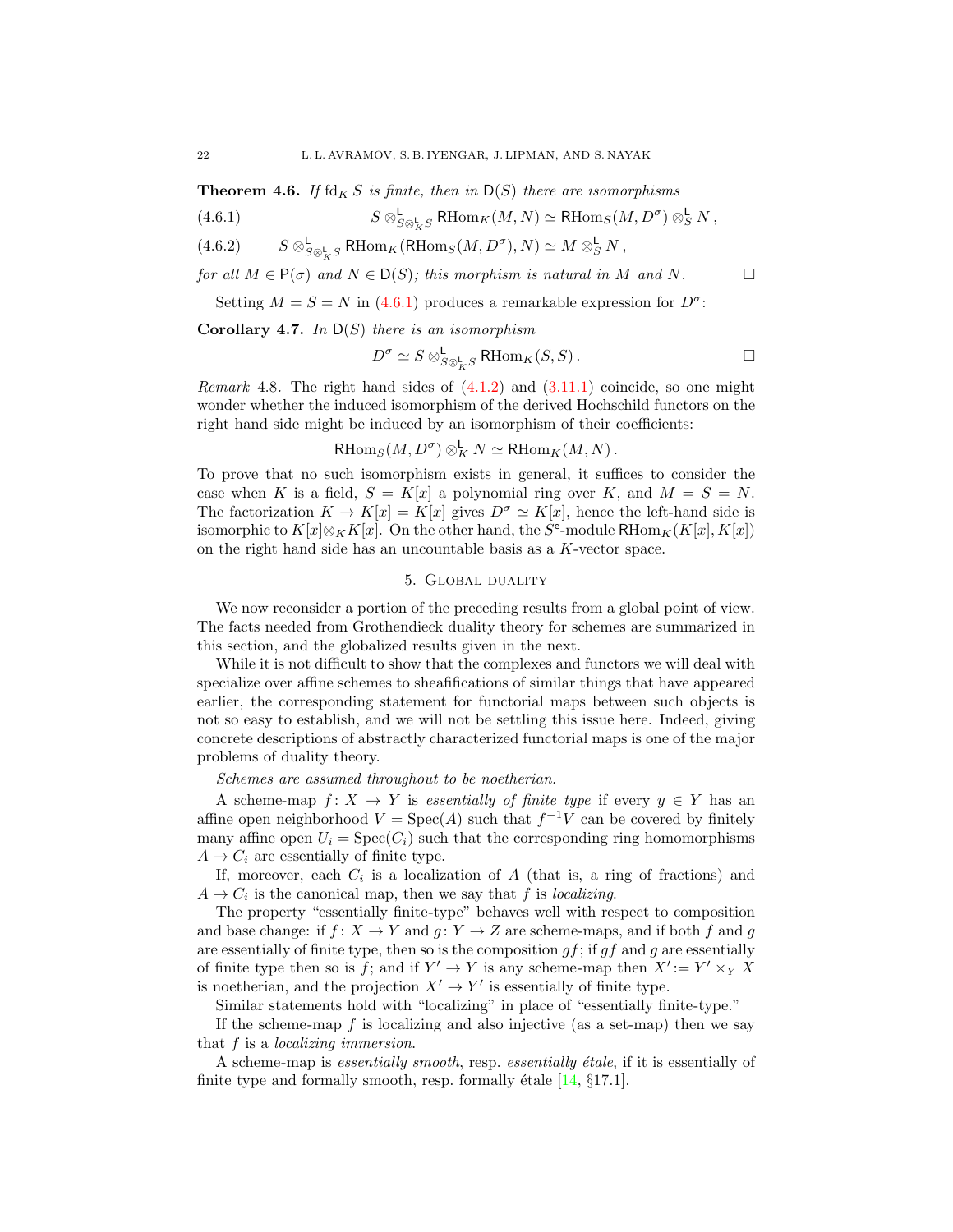**Theorem 4.6.** *If $\operatorname{fd}_K S$ is finite, then in $\mathsf{D}(S)$ there are isomorphisms*

$$S \otimes^{\mathsf{L}}_{S\otimes^{\mathsf{L}}_K S} \mathsf{R}\mathrm{Hom}_K(M,N) \simeq \mathsf{R}\mathrm{Hom}_S(M,D^\sigma)\otimes^{\mathsf{L}}_S N\,, \tag{4.6.1}$$

$$S \otimes^{\mathsf{L}}_{S\otimes^{\mathsf{L}}_K S} \mathsf{R}\mathrm{Hom}_K(\mathsf{R}\mathrm{Hom}_S(M,D^\sigma),N) \simeq M\otimes^{\mathsf{L}}_S N\,, \tag{4.6.2}$$

*for all $M \in \mathsf{P}(\sigma)$ and $N\in \mathsf{D}(S)$; this morphism is natural in $M$ and $N$.* □

Setting $M = S = N$ in (4.6.1) produces a remarkable expression for $D^\sigma$:

**Corollary 4.7.** *In $\mathsf{D}(S)$ there is an isomorphism*

$$D^\sigma \simeq S \otimes^{\mathsf{L}}_{S\otimes^{\mathsf{L}}_K S} \mathsf{R}\mathrm{Hom}_K(S,S)\,.$$ □

*Remark* 4.8. The right hand sides of (4.1.2) and (3.11.1) coincide, so one might wonder whether the induced isomorphism of the derived Hochschild functors on the right hand side might be induced by an isomorphism of their coefficients:

$$\mathsf{R}\mathrm{Hom}_S(M,D^\sigma)\otimes^{\mathsf{L}}_K N \simeq \mathsf{R}\mathrm{Hom}_K(M,N)\,.$$

To prove that no such isomorphism exists in general, it suffices to consider the case when $K$ is a field, $S = K[x]$ a polynomial ring over $K$, and $M = S = N$. The factorization $K \to K[x] = K[x]$ gives $D^\sigma \simeq K[x]$, hence the left-hand side is isomorphic to $K[x]\otimes_K K[x]$. On the other hand, the $S^{\mathsf{e}}$-module $\mathsf{R}\mathrm{Hom}_K(K[x],K[x])$ on the right hand side has an uncountable basis as a $K$-vector space.

## 5. Global duality

We now reconsider a portion of the preceding results from a global point of view. The facts needed from Grothendieck duality theory for schemes are summarized in this section, and the globalized results given in the next.

While it is not difficult to show that the complexes and functors we will deal with specialize over affine schemes to sheafifications of similar things that have appeared earlier, the corresponding statement for functorial maps between such objects is not so easy to establish, and we will not be settling this issue here. Indeed, giving concrete descriptions of abstractly characterized functorial maps is one of the major problems of duality theory.

*Schemes are assumed throughout to be noetherian.*

A scheme-map $f\colon X \to Y$ is *essentially of finite type* if every $y \in Y$ has an affine open neighborhood $V = \operatorname{Spec}(A)$ such that $f^{-1}V$ can be covered by finitely many affine open $U_i = \operatorname{Spec}(C_i)$ such that the corresponding ring homomorphisms $A \to C_i$ are essentially of finite type.

If, moreover, each $C_i$ is a localization of $A$ (that is, a ring of fractions) and $A \to C_i$ is the canonical map, then we say that $f$ is *localizing*.

The property "essentially finite-type" behaves well with respect to composition and base change: if $f\colon X\to Y$ and $g\colon Y\to Z$ are scheme-maps, and if both $f$ and $g$ are essentially of finite type, then so is the composition $gf$; if $gf$ and $g$ are essentially of finite type then so is $f$; and if $Y'\to Y$ is any scheme-map then $X' := Y'\times_Y X$ is noetherian, and the projection $X'\to Y'$ is essentially of finite type.

Similar statements hold with "localizing" in place of "essentially finite-type."

If the scheme-map $f$ is localizing and also injective (as a set-map) then we say that $f$ is a *localizing immersion*.

A scheme-map is *essentially smooth*, resp. *essentially étale*, if it is essentially of finite type and formally smooth, resp. formally étale [14, §17.1].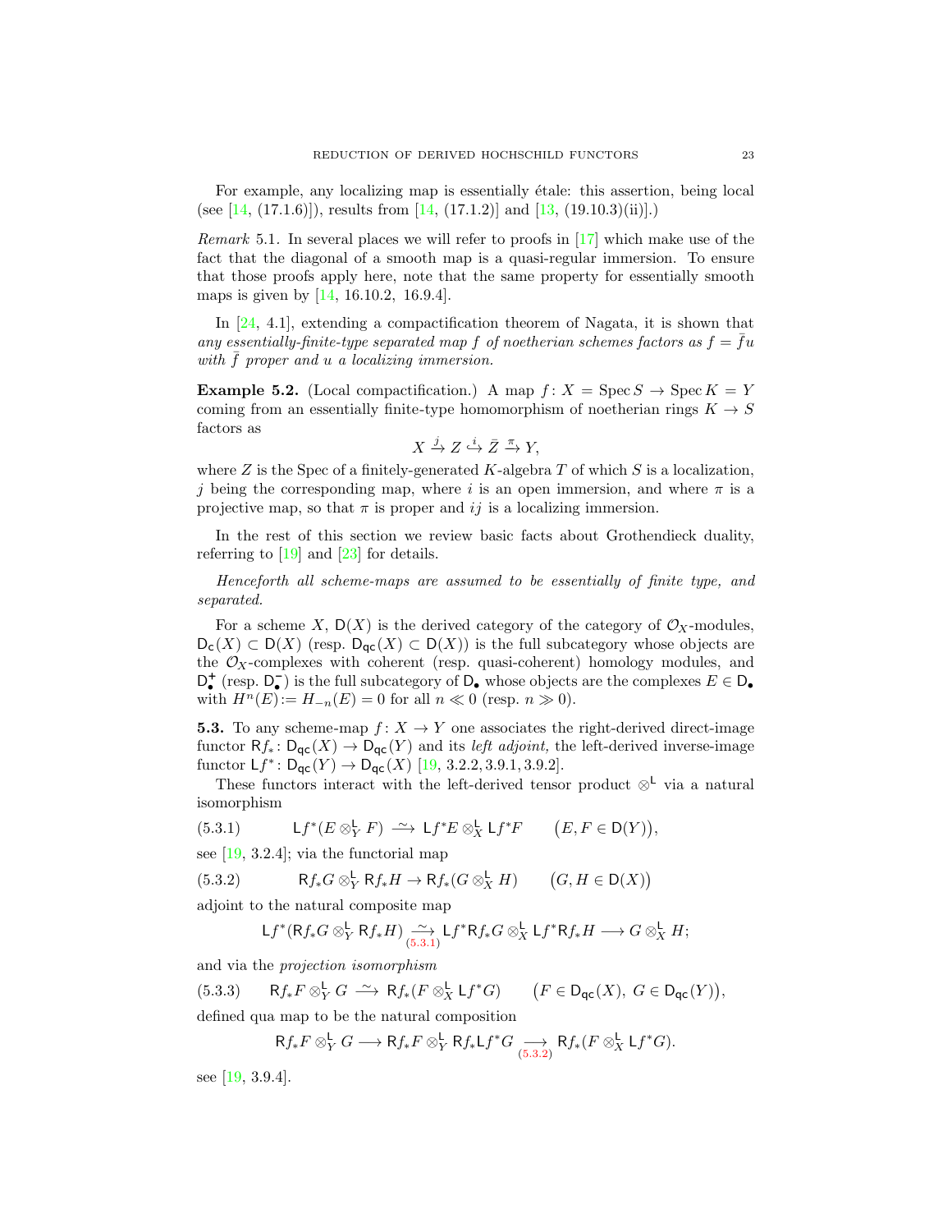For example, any localizing map is essentially étale: this assertion, being local (see [14, (17.1.6)]), results from [14, (17.1.2)] and [13, (19.10.3)(ii)].)

*Remark* 5.1. In several places we will refer to proofs in [17] which make use of the fact that the diagonal of a smooth map is a quasi-regular immersion. To ensure that those proofs apply here, note that the same property for essentially smooth maps is given by [14, 16.10.2, 16.9.4].

In [24, 4.1], extending a compactification theorem of Nagata, it is shown that *any essentially-finite-type separated map $f$ of noetherian schemes factors as $f = \bar{f}u$ with $\bar{f}$ proper and $u$ a localizing immersion.*

**Example 5.2.** (Local compactification.) A map $f\colon X = \operatorname{Spec} S \to \operatorname{Spec} K = Y$ coming from an essentially finite-type homomorphism of noetherian rings $K \to S$ factors as

$$X \xrightarrow{j} Z \overset{i}{\hookrightarrow} \bar{Z} \xrightarrow{\pi} Y,$$

where $Z$ is the Spec of a finitely-generated $K$-algebra $T$ of which $S$ is a localization, $j$ being the corresponding map, where $i$ is an open immersion, and where $\pi$ is a projective map, so that $\pi$ is proper and $ij$ is a localizing immersion.

In the rest of this section we review basic facts about Grothendieck duality, referring to [19] and [23] for details.

*Henceforth all scheme-maps are assumed to be essentially of finite type, and separated.*

For a scheme $X$, $\mathsf{D}(X)$ is the derived category of the category of $\mathcal{O}_X$-modules, $\mathsf{D_c}(X) \subset \mathsf{D}(X)$ (resp. $\mathsf{D_{qc}}(X) \subset \mathsf{D}(X)$) is the full subcategory whose objects are the $\mathcal{O}_X$-complexes with coherent (resp. quasi-coherent) homology modules, and $\mathsf{D}^+_\bullet$ (resp. $\mathsf{D}^-_\bullet$) is the full subcategory of $\mathsf{D}_\bullet$ whose objects are the complexes $E \in \mathsf{D}_\bullet$ with $H^n(E) := H_{-n}(E) = 0$ for all $n \ll 0$ (resp. $n \gg 0$).

**5.3.** To any scheme-map $f\colon X \to Y$ one associates the right-derived direct-image functor $\mathsf{R}f_*\colon \mathsf{D_{qc}}(X) \to \mathsf{D_{qc}}(Y)$ and its *left adjoint,* the left-derived inverse-image functor $\mathsf{L}f^*\colon \mathsf{D_{qc}}(Y) \to \mathsf{D_{qc}}(X)$ [19, 3.2.2, 3.9.1, 3.9.2].

These functors interact with the left-derived tensor product $\otimes^{\mathsf{L}}$ via a natural isomorphism

$$\mathsf{L}f^*(E \otimes^{\mathsf{L}}_Y F) \xrightarrow{\sim} \mathsf{L}f^*E \otimes^{\mathsf{L}}_X \mathsf{L}f^*F \qquad \big(E, F \in \mathsf{D}(Y)\big), \tag{5.3.1}$$

see [19, 3.2.4]; via the functorial map

$$\mathsf{R}f_*G \otimes^{\mathsf{L}}_Y \mathsf{R}f_*H \to \mathsf{R}f_*(G \otimes^{\mathsf{L}}_X H) \qquad \big(G, H \in \mathsf{D}(X)\big) \tag{5.3.2}$$

adjoint to the natural composite map

$$\mathsf{L}f^*(\mathsf{R}f_*G \otimes^{\mathsf{L}}_Y \mathsf{R}f_*H) \underset{(5.3.1)}{\xrightarrow{\sim}} \mathsf{L}f^*\mathsf{R}f_*G \otimes^{\mathsf{L}}_X \mathsf{L}f^*\mathsf{R}f_*H \longrightarrow G \otimes^{\mathsf{L}}_X H;$$

and via the *projection isomorphism*

$$\mathsf{R}f_*F \otimes^{\mathsf{L}}_Y G \xrightarrow{\sim} \mathsf{R}f_*(F \otimes^{\mathsf{L}}_X \mathsf{L}f^*G) \qquad \big(F \in \mathsf{D_{qc}}(X),\ G \in \mathsf{D_{qc}}(Y)\big), \tag{5.3.3}$$

defined qua map to be the natural composition

$$\mathsf{R}f_*F \otimes^{\mathsf{L}}_Y G \longrightarrow \mathsf{R}f_*F \otimes^{\mathsf{L}}_Y \mathsf{R}f_*\mathsf{L}f^*G \underset{(5.3.2)}{\longrightarrow} \mathsf{R}f_*(F \otimes^{\mathsf{L}}_X \mathsf{L}f^*G).$$

see [19, 3.9.4].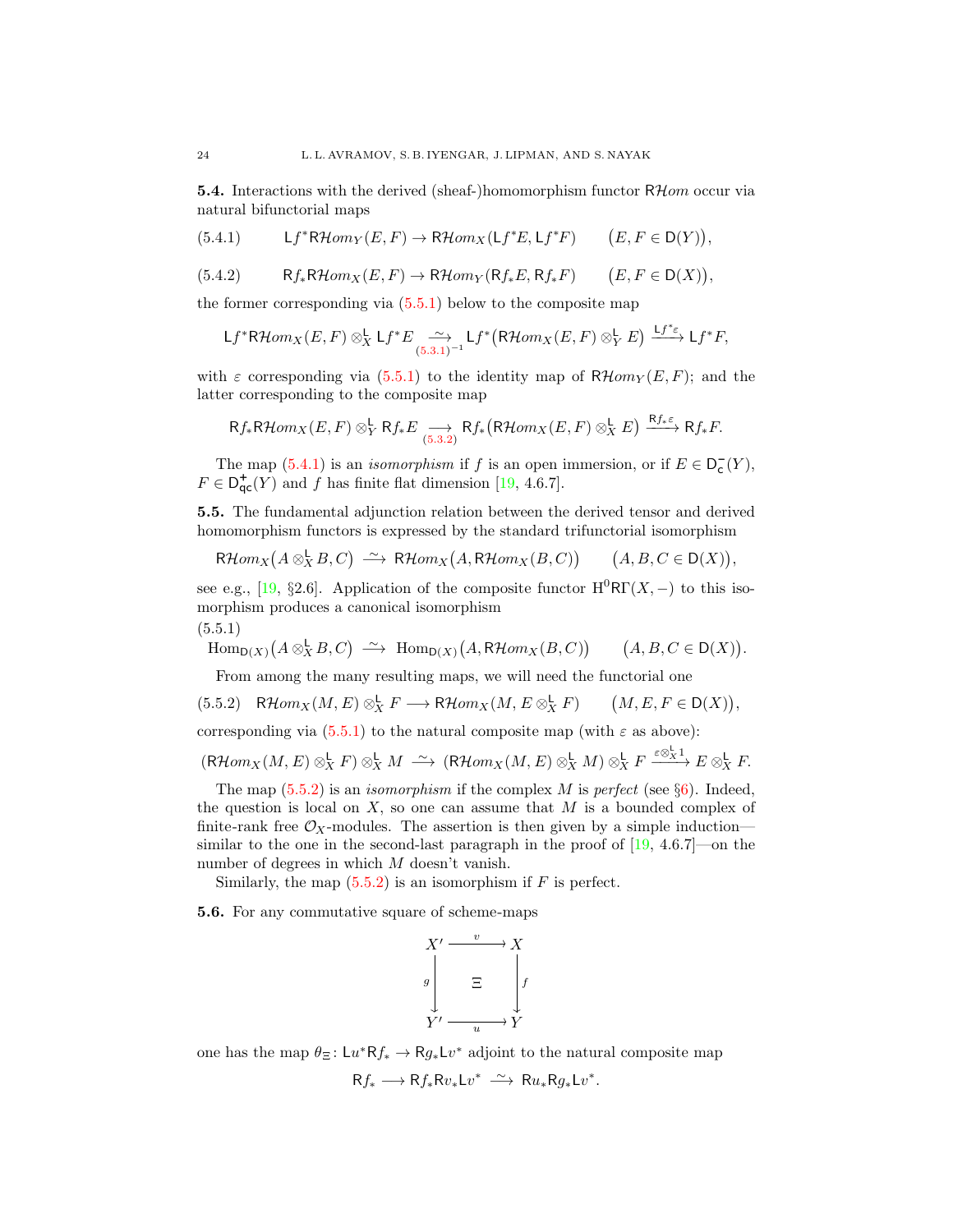**5.4.** Interactions with the derived (sheaf-)homomorphism functor $\mathsf{R}\mathcal{H}om$ occur via natural bifunctorial maps

$$\mathsf{L}f^*\mathsf{R}\mathcal{H}om_Y(E,F) \to \mathsf{R}\mathcal{H}om_X(\mathsf{L}f^*E, \mathsf{L}f^*F) \qquad \big(E,F \in \mathsf{D}(Y)\big), \tag{5.4.1}$$

$$\mathsf{R}f_*\mathsf{R}\mathcal{H}om_X(E,F) \to \mathsf{R}\mathcal{H}om_Y(\mathsf{R}f_*E, \mathsf{R}f_*F) \qquad \big(E,F \in \mathsf{D}(X)\big), \tag{5.4.2}$$

the former corresponding via (5.5.1) below to the composite map

$$\mathsf{L}f^*\mathsf{R}\mathcal{H}om_X(E,F) \otimes^{\mathsf{L}}_X \mathsf{L}f^*E \underset{(5.3.1)^{-1}}{\xrightarrow{\ \sim\ }} \mathsf{L}f^*\big(\mathsf{R}\mathcal{H}om_X(E,F) \otimes^{\mathsf{L}}_Y E\big) \xrightarrow{\mathsf{L}f^*\varepsilon} \mathsf{L}f^*F,$$

with $\varepsilon$ corresponding via (5.5.1) to the identity map of $\mathsf{R}\mathcal{H}om_Y(E,F)$; and the latter corresponding to the composite map

$$\mathsf{R}f_*\mathsf{R}\mathcal{H}om_X(E,F) \otimes^{\mathsf{L}}_Y \mathsf{R}f_*E \underset{(5.3.2)}{\longrightarrow} \mathsf{R}f_*\big(\mathsf{R}\mathcal{H}om_X(E,F) \otimes^{\mathsf{L}}_X E\big) \xrightarrow{\mathsf{R}f_*\varepsilon} \mathsf{R}f_*F.$$

The map (5.4.1) is an *isomorphism* if $f$ is an open immersion, or if $E \in \mathsf{D}^-_{\mathsf{c}}(Y)$, $F \in \mathsf{D}^+_{\mathsf{qc}}(Y)$ and $f$ has finite flat dimension [19, 4.6.7].

**5.5.** The fundamental adjunction relation between the derived tensor and derived homomorphism functors is expressed by the standard trifunctorial isomorphism

$$\mathsf{R}\mathcal{H}om_X\big(A \otimes^{\mathsf{L}}_X B, C\big) \xrightarrow{\ \sim\ } \mathsf{R}\mathcal{H}om_X\big(A, \mathsf{R}\mathcal{H}om_X(B,C)\big) \qquad \big(A,B,C \in \mathsf{D}(X)\big),$$

see e.g., [19, §2.6]. Application of the composite functor $\mathrm{H}^0\mathsf{R}\Gamma(X,-)$ to this isomorphism produces a canonical isomorphism

$$\mathrm{Hom}_{\mathsf{D}(X)}\big(A \otimes^{\mathsf{L}}_X B, C\big) \xrightarrow{\ \sim\ } \mathrm{Hom}_{\mathsf{D}(X)}\big(A, \mathsf{R}\mathcal{H}om_X(B,C)\big) \qquad \big(A,B,C \in \mathsf{D}(X)\big). \tag{5.5.1}$$

From among the many resulting maps, we will need the functorial one

$$\mathsf{R}\mathcal{H}om_X(M,E) \otimes^{\mathsf{L}}_X F \longrightarrow \mathsf{R}\mathcal{H}om_X(M, E \otimes^{\mathsf{L}}_X F) \qquad \big(M,E,F \in \mathsf{D}(X)\big), \tag{5.5.2}$$

corresponding via (5.5.1) to the natural composite map (with $\varepsilon$ as above):

$$(\mathsf{R}\mathcal{H}om_X(M,E) \otimes^{\mathsf{L}}_X F) \otimes^{\mathsf{L}}_X M \xrightarrow{\ \sim\ } (\mathsf{R}\mathcal{H}om_X(M,E) \otimes^{\mathsf{L}}_X M) \otimes^{\mathsf{L}}_X F \xrightarrow{\varepsilon \otimes^{\mathsf{L}}_X 1} E \otimes^{\mathsf{L}}_X F.$$

The map (5.5.2) is an *isomorphism* if the complex $M$ is *perfect* (see §6). Indeed, the question is local on $X$, so one can assume that $M$ is a bounded complex of finite-rank free $\mathcal{O}_X$-modules. The assertion is then given by a simple induction—similar to the one in the second-last paragraph in the proof of [19, 4.6.7]—on the number of degrees in which $M$ doesn't vanish.

Similarly, the map (5.5.2) is an isomorphism if $F$ is perfect.

**5.6.** For any commutative square of scheme-maps

$$\begin{array}{ccc} X' & \xrightarrow{\ v\ } & X \\ {\scriptstyle g}\big\downarrow & \Xi & \big\downarrow{\scriptstyle f} \\ Y' & \xrightarrow[\ u\ ]{} & Y \end{array}$$

one has the map $\theta_\Xi \colon \mathsf{L}u^*\mathsf{R}f_* \to \mathsf{R}g_*\mathsf{L}v^*$ adjoint to the natural composite map

$$\mathsf{R}f_* \longrightarrow \mathsf{R}f_*\mathsf{R}v_*\mathsf{L}v^* \xrightarrow{\ \sim\ } \mathsf{R}u_*\mathsf{R}g_*\mathsf{L}v^*.$$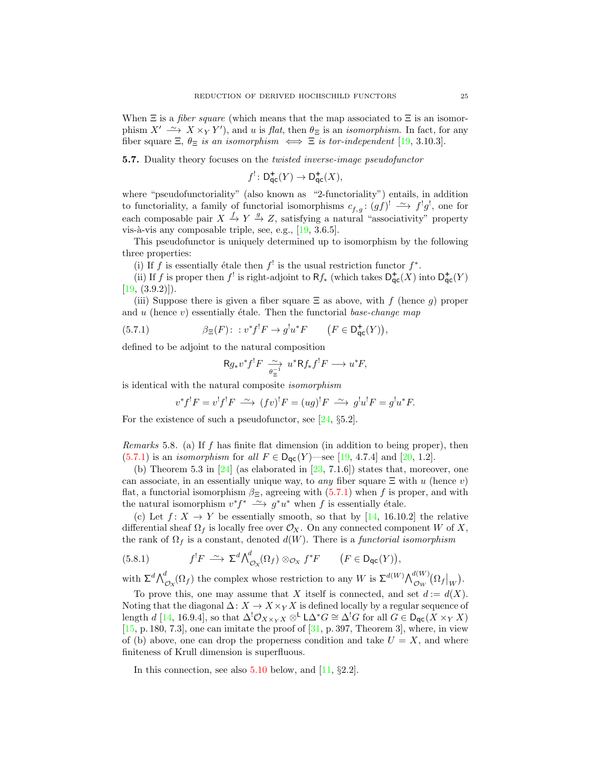When $\Xi$ is a *fiber square* (which means that the map associated to $\Xi$ is an isomorphism $X' \xrightarrow{\sim} X \times_Y Y'$), and $u$ is *flat*, then $\theta_\Xi$ is an *isomorphism.* In fact, for any fiber square $\Xi$, $\theta_\Xi$ *is an isomorphism* $\iff$ $\Xi$ *is tor-independent* [19, 3.10.3].

**5.7.** Duality theory focuses on the *twisted inverse-image pseudofunctor*

$$f^!\colon \mathsf{D}^+_{\mathsf{qc}}(Y) \to \mathsf{D}^+_{\mathsf{qc}}(X),$$

where "pseudofunctoriality" (also known as "2-functoriality") entails, in addition to functoriality, a family of functorial isomorphisms $c_{f,g}\colon (gf)^! \xrightarrow{\sim} f^!g^!$, one for each composable pair $X \xrightarrow{f} Y \xrightarrow{g} Z$, satisfying a natural "associativity" property vis-à-vis any composable triple, see, e.g., [19, 3.6.5].

This pseudofunctor is uniquely determined up to isomorphism by the following three properties:

(i) If $f$ is essentially étale then $f^!$ is the usual restriction functor $f^*$.

(ii) If $f$ is proper then $f^!$ is right-adjoint to $\mathsf{R}f_*$ (which takes $\mathsf{D}^+_{\mathsf{qc}}(X)$ into $\mathsf{D}^+_{\mathsf{qc}}(Y)$ [19, (3.9.2)]).

(iii) Suppose there is given a fiber square $\Xi$ as above, with $f$ (hence $g$) proper and $u$ (hence $v$) essentially étale. Then the functorial *base-change map*

$$\beta_\Xi(F)\colon\ : v^*f^!F \to g^!u^*F \qquad \big(F \in \mathsf{D}^+_{\mathsf{qc}}(Y)\big), \tag{5.7.1}$$

defined to be adjoint to the natural composition

$$\mathsf{R}g_*v^*f^!F \xrightarrow[\theta_\Xi^{-1}]{\sim} u^*\mathsf{R}f_*f^!F \longrightarrow u^*F,$$

is identical with the natural composite *isomorphism*

$$v^*f^!F = v^!f^!F \xrightarrow{\sim} (fv)^!F = (ug)^!F \xrightarrow{\sim} g^!u^!F = g^!u^*F.$$

For the existence of such a pseudofunctor, see [24, §5.2].

*Remarks* 5.8. (a) If $f$ has finite flat dimension (in addition to being proper), then (5.7.1) is an *isomorphism* for *all* $F \in \mathsf{D}_{\mathsf{qc}}(Y)$—see [19, 4.7.4] and [20, 1.2].

(b) Theorem 5.3 in [24] (as elaborated in [23, 7.1.6]) states that, moreover, one can associate, in an essentially unique way, to *any* fiber square $\Xi$ with $u$ (hence $v$) flat, a functorial isomorphism $\beta_\Xi$, agreeing with (5.7.1) when $f$ is proper, and with the natural isomorphism $v^*f^* \xrightarrow{\sim} g^*u^*$ when $f$ is essentially étale.

(c) Let $f\colon X \to Y$ be essentially smooth, so that by [14, 16.10.2] the relative differential sheaf $\Omega_f$ is locally free over $\mathcal{O}_X$. On any connected component $W$ of $X$, the rank of $\Omega_f$ is a constant, denoted $d(W)$. There is a *functorial isomorphism*

$$f^!F \xrightarrow{\sim} \Sigma^d {\textstyle\bigwedge}^d_{\mathcal{O}_X}(\Omega_f) \otimes_{\mathcal{O}_X} f^*F \qquad \big(F \in \mathsf{D}_{\mathsf{qc}}(Y)\big), \tag{5.8.1}$$

with $\Sigma^d\bigwedge^d_{\mathcal{O}_X}(\Omega_f)$ the complex whose restriction to any $W$ is $\Sigma^{d(W)}\bigwedge^{d(W)}_{\mathcal{O}_W}\big(\Omega_f\big|_W\big)$.

To prove this, one may assume that $X$ itself is connected, and set $d := d(X)$. Noting that the diagonal $\Delta\colon X \to X \times_Y X$ is defined locally by a regular sequence of length $d$ [14, 16.9.4], so that $\Delta^!\mathcal{O}_{X\times_Y X} \otimes^{\mathsf{L}} \mathsf{L}\Delta^*G \cong \Delta^!G$ for all $G \in \mathsf{D}_{\mathsf{qc}}(X \times_Y X)$ [15, p. 180, 7.3], one can imitate the proof of [31, p. 397, Theorem 3], where, in view of (b) above, one can drop the properness condition and take $U = X$, and where finiteness of Krull dimension is superfluous.

In this connection, see also 5.10 below, and [11, §2.2].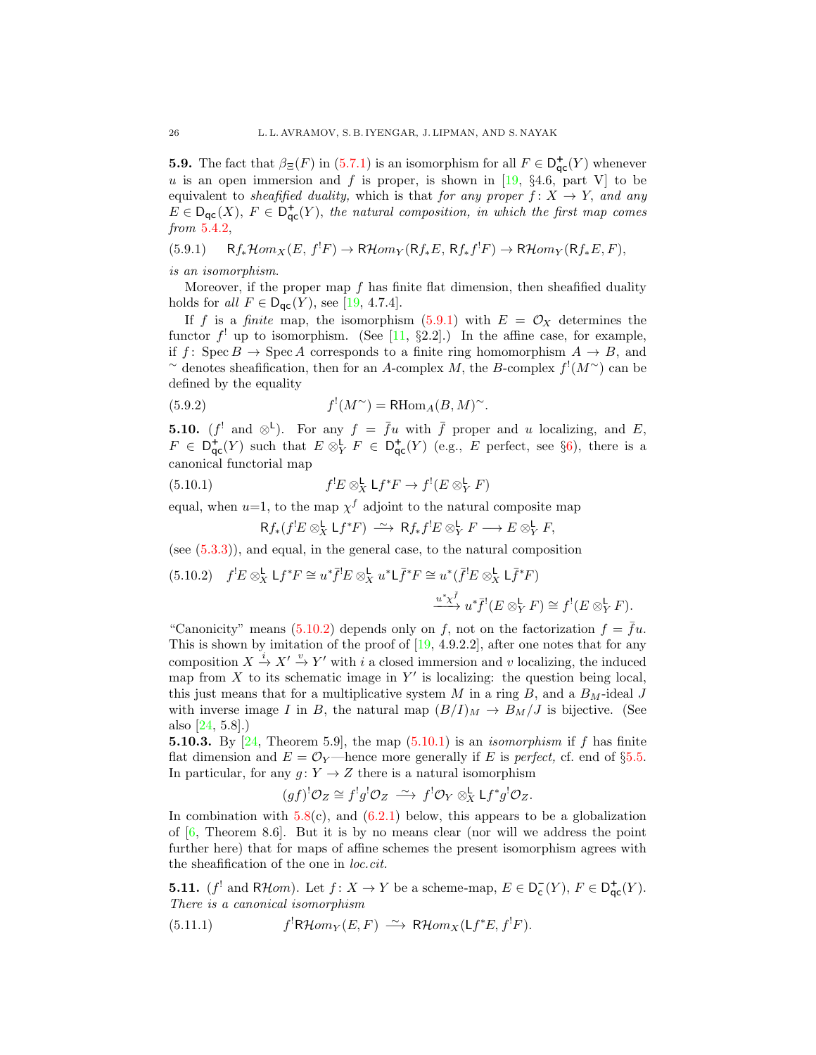**5.9.** The fact that $\beta_\Xi(F)$ in (5.7.1) is an isomorphism for all $F \in \mathsf{D}^+_{\mathsf{qc}}(Y)$ whenever $u$ is an open immersion and $f$ is proper, is shown in [19, §4.6, part V] to be equivalent to *sheafified duality,* which is that *for any proper* $f\colon X \to Y$, *and any* $E \in \mathsf{D}_{\mathsf{qc}}(X)$, $F \in \mathsf{D}^+_{\mathsf{qc}}(Y)$, *the natural composition, in which the first map comes from* 5.4.2,

$$\mathsf{R}f_*\mathcal{H}om_X(E,\, f^!F) \to \mathsf{R}\mathcal{H}om_Y(\mathsf{R}f_*E,\, \mathsf{R}f_*f^!F) \to \mathsf{R}\mathcal{H}om_Y(\mathsf{R}f_*E, F), \tag{5.9.1}$$

*is an isomorphism.*

Moreover, if the proper map $f$ has finite flat dimension, then sheafified duality holds for *all* $F \in \mathsf{D}_{\mathsf{qc}}(Y)$, see [19, 4.7.4].

If $f$ is a *finite* map, the isomorphism (5.9.1) with $E = \mathcal{O}_X$ determines the functor $f^!$ up to isomorphism. (See [11, §2.2].) In the affine case, for example, if $f\colon \operatorname{Spec} B \to \operatorname{Spec} A$ corresponds to a finite ring homomorphism $A \to B$, and $^\sim$ denotes sheafification, then for an $A$-complex $M$, the $B$-complex $f^!(M^\sim)$ can be defined by the equality

$$f^!(M^\sim) = \mathsf{R}\mathrm{Hom}_A(B, M)^\sim. \tag{5.9.2}$$

**5.10.** ($f^!$ and $\otimes^{\mathsf{L}}$). For any $f = \bar f u$ with $\bar f$ proper and $u$ localizing, and $E$, $F \in \mathsf{D}^+_{\mathsf{qc}}(Y)$ such that $E \otimes^{\mathsf{L}}_Y F \in \mathsf{D}^+_{\mathsf{qc}}(Y)$ (e.g., $E$ perfect, see §6), there is a canonical functorial map

$$f^!E \otimes^{\mathsf{L}}_X \mathsf{L}f^*F \to f^!(E \otimes^{\mathsf{L}}_Y F) \tag{5.10.1}$$

equal, when $u$=1, to the map $\chi^f$ adjoint to the natural composite map

$$\mathsf{R}f_*(f^!E \otimes^{\mathsf{L}}_X \mathsf{L}f^*F) \xrightarrow{\ \sim\ } \mathsf{R}f_*f^!E \otimes^{\mathsf{L}}_Y F \longrightarrow E \otimes^{\mathsf{L}}_Y F,$$

(see (5.3.3)), and equal, in the general case, to the natural composition

$$\begin{aligned} f^!E \otimes^{\mathsf{L}}_X \mathsf{L}f^*F \cong u^*\bar f^!E \otimes^{\mathsf{L}}_X u^*\mathsf{L}\bar f^*F &\cong u^*(\bar f^!E \otimes^{\mathsf{L}}_X \mathsf{L}\bar f^*F) \\ &\xrightarrow{u^*\chi^{\bar f}} u^*\bar f^!(E \otimes^{\mathsf{L}}_Y F) \cong f^!(E \otimes^{\mathsf{L}}_Y F). \end{aligned} \tag{5.10.2}$$

"Canonicity" means (5.10.2) depends only on $f$, not on the factorization $f = \bar f u$. This is shown by imitation of the proof of [19, 4.9.2.2], after one notes that for any composition $X \xrightarrow{i} X' \xrightarrow{v} Y'$ with $i$ a closed immersion and $v$ localizing, the induced map from $X$ to its schematic image in $Y'$ is localizing: the question being local, this just means that for a multiplicative system $M$ in a ring $B$, and a $B_M$-ideal $J$ with inverse image $I$ in $B$, the natural map $(B/I)_M \to B_M/J$ is bijective. (See also [24, 5.8].)

**5.10.3.** By [24, Theorem 5.9], the map (5.10.1) is an *isomorphism* if $f$ has finite flat dimension and $E = \mathcal{O}_Y$—hence more generally if $E$ is *perfect,* cf. end of §5.5. In particular, for any $g\colon Y \to Z$ there is a natural isomorphism

$$(gf)^!\mathcal{O}_Z \cong f^!g^!\mathcal{O}_Z \xrightarrow{\ \sim\ } f^!\mathcal{O}_Y \otimes^{\mathsf{L}}_X \mathsf{L}f^*g^!\mathcal{O}_Z.$$

In combination with 5.8(c), and (6.2.1) below, this appears to be a globalization of [6, Theorem 8.6]. But it is by no means clear (nor will we address the point further here) that for maps of affine schemes the present isomorphism agrees with the sheafification of the one in *loc.cit.*

**5.11.** ($f^!$ and $\mathsf{R}\mathcal{H}om$). Let $f\colon X \to Y$ be a scheme-map, $E \in \mathsf{D}^-_{\mathsf{c}}(Y)$, $F \in \mathsf{D}^+_{\mathsf{qc}}(Y)$. *There is a canonical isomorphism*

$$f^!\mathsf{R}\mathcal{H}om_Y(E, F) \xrightarrow{\ \sim\ } \mathsf{R}\mathcal{H}om_X(\mathsf{L}f^*E, f^!F). \tag{5.11.1}$$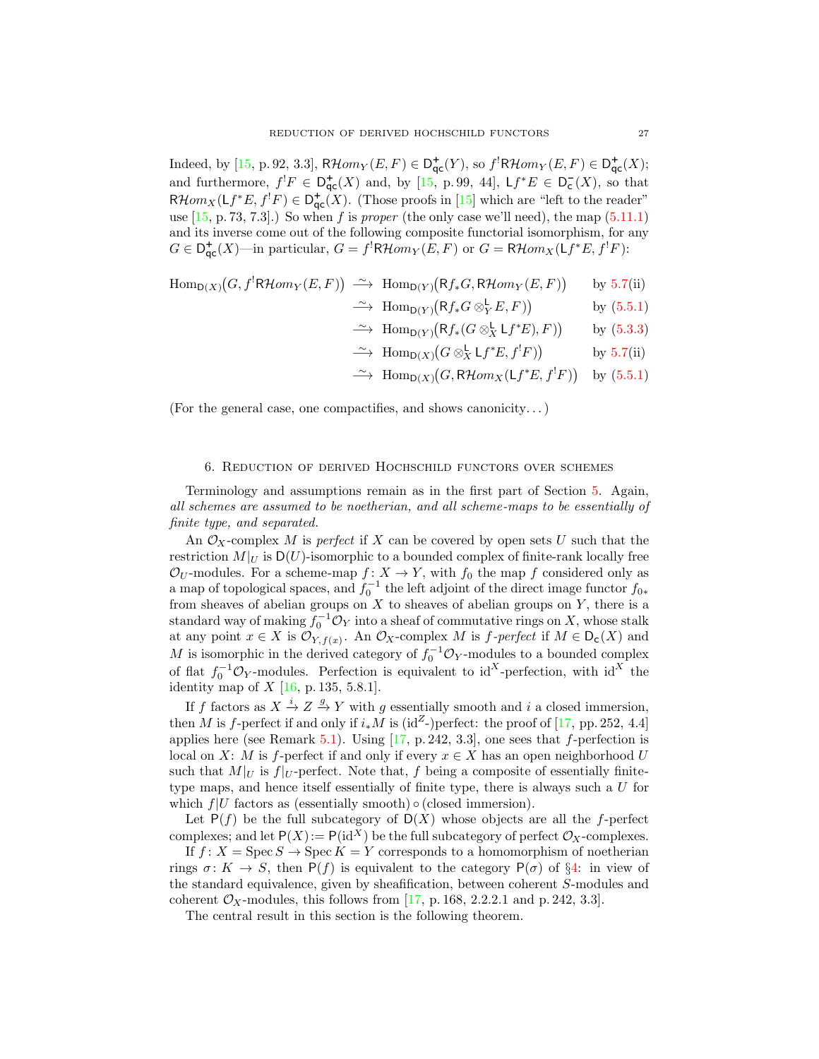Indeed, by [15, p. 92, 3.3], $\mathsf{R}\mathcal{H}om_Y(E,F) \in \mathsf{D}^+_{\mathsf{qc}}(Y)$, so $f^!\mathsf{R}\mathcal{H}om_Y(E,F) \in \mathsf{D}^+_{\mathsf{qc}}(X)$; and furthermore, $f^!F \in \mathsf{D}^+_{\mathsf{qc}}(X)$ and, by [15, p. 99, 44], $\mathsf{L}f^*E \in \mathsf{D}^-_{\mathsf{c}}(X)$, so that $\mathsf{R}\mathcal{H}om_X(\mathsf{L}f^*E, f^!F) \in \mathsf{D}^+_{\mathsf{qc}}(X)$. (Those proofs in [15] which are "left to the reader" use [15, p. 73, 7.3].) So when $f$ is *proper* (the only case we'll need), the map (5.11.1) and its inverse come out of the following composite functorial isomorphism, for any $G \in \mathsf{D}^+_{\mathsf{qc}}(X)$—in particular, $G = f^!\mathsf{R}\mathcal{H}om_Y(E,F)$ or $G = \mathsf{R}\mathcal{H}om_X(\mathsf{L}f^*E, f^!F)$:

$$
\begin{aligned}
\mathrm{Hom}_{\mathsf{D}(X)}\big(G, f^!\mathsf{R}\mathcal{H}om_Y(E,F)\big) &\xrightarrow{\ \sim\ } \mathrm{Hom}_{\mathsf{D}(Y)}\big(\mathsf{R}f_*G, \mathsf{R}\mathcal{H}om_Y(E,F)\big) && \text{by 5.7(ii)}\\
&\xrightarrow{\ \sim\ } \mathrm{Hom}_{\mathsf{D}(Y)}\big(\mathsf{R}f_*G \otimes^{\mathsf{L}}_Y E, F)\big) && \text{by (5.5.1)}\\
&\xrightarrow{\ \sim\ } \mathrm{Hom}_{\mathsf{D}(Y)}\big(\mathsf{R}f_*(G \otimes^{\mathsf{L}}_X \mathsf{L}f^*E), F)\big) && \text{by (5.3.3)}\\
&\xrightarrow{\ \sim\ } \mathrm{Hom}_{\mathsf{D}(X)}\big(G \otimes^{\mathsf{L}}_X \mathsf{L}f^*E, f^!F)\big) && \text{by 5.7(ii)}\\
&\xrightarrow{\ \sim\ } \mathrm{Hom}_{\mathsf{D}(X)}\big(G, \mathsf{R}\mathcal{H}om_X(\mathsf{L}f^*E, f^!F)\big) && \text{by (5.5.1)}
\end{aligned}
$$

(For the general case, one compactifies, and shows canonicity...)

## 6. Reduction of derived Hochschild functors over schemes

Terminology and assumptions remain as in the first part of Section 5. Again, *all schemes are assumed to be noetherian, and all scheme-maps to be essentially of finite type, and separated.*

An $\mathcal{O}_X$-complex $M$ is *perfect* if $X$ can be covered by open sets $U$ such that the restriction $M|_U$ is $\mathsf{D}(U)$-isomorphic to a bounded complex of finite-rank locally free $\mathcal{O}_U$-modules. For a scheme-map $f\colon X \to Y$, with $f_0$ the map $f$ considered only as a map of topological spaces, and $f_0^{-1}$ the left adjoint of the direct image functor $f_{0*}$ from sheaves of abelian groups on $X$ to sheaves of abelian groups on $Y$, there is a standard way of making $f_0^{-1}\mathcal{O}_Y$ into a sheaf of commutative rings on $X$, whose stalk at any point $x \in X$ is $\mathcal{O}_{Y,f(x)}$. An $\mathcal{O}_X$-complex $M$ is *$f$-perfect* if $M \in \mathsf{D}_{\mathsf{c}}(X)$ and $M$ is isomorphic in the derived category of $f_0^{-1}\mathcal{O}_Y$-modules to a bounded complex of flat $f_0^{-1}\mathcal{O}_Y$-modules. Perfection is equivalent to $\mathrm{id}^X$-perfection, with $\mathrm{id}^X$ the identity map of $X$ [16, p. 135, 5.8.1].

If $f$ factors as $X \xrightarrow{i} Z \xrightarrow{g} Y$ with $g$ essentially smooth and $i$ a closed immersion, then $M$ is $f$-perfect if and only if $i_*M$ is ($\mathrm{id}^Z$-)perfect: the proof of [17, pp. 252, 4.4] applies here (see Remark 5.1). Using [17, p. 242, 3.3], one sees that $f$-perfection is local on $X$: $M$ is $f$-perfect if and only if every $x \in X$ has an open neighborhood $U$ such that $M|_U$ is $f|_U$-perfect. Note that, $f$ being a composite of essentially finite-type maps, and hence itself essentially of finite type, there is always such a $U$ for which $f|U$ factors as (essentially smooth) $\circ$ (closed immersion).

Let $\mathsf{P}(f)$ be the full subcategory of $\mathsf{D}(X)$ whose objects are all the $f$-perfect complexes; and let $\mathsf{P}(X) := \mathsf{P}(\mathrm{id}^X)$ be the full subcategory of perfect $\mathcal{O}_X$-complexes.

If $f\colon X = \operatorname{Spec} S \to \operatorname{Spec} K = Y$ corresponds to a homomorphism of noetherian rings $\sigma\colon K \to S$, then $\mathsf{P}(f)$ is equivalent to the category $\mathsf{P}(\sigma)$ of §4: in view of the standard equivalence, given by sheafification, between coherent $S$-modules and coherent $\mathcal{O}_X$-modules, this follows from [17, p. 168, 2.2.2.1 and p. 242, 3.3].

The central result in this section is the following theorem.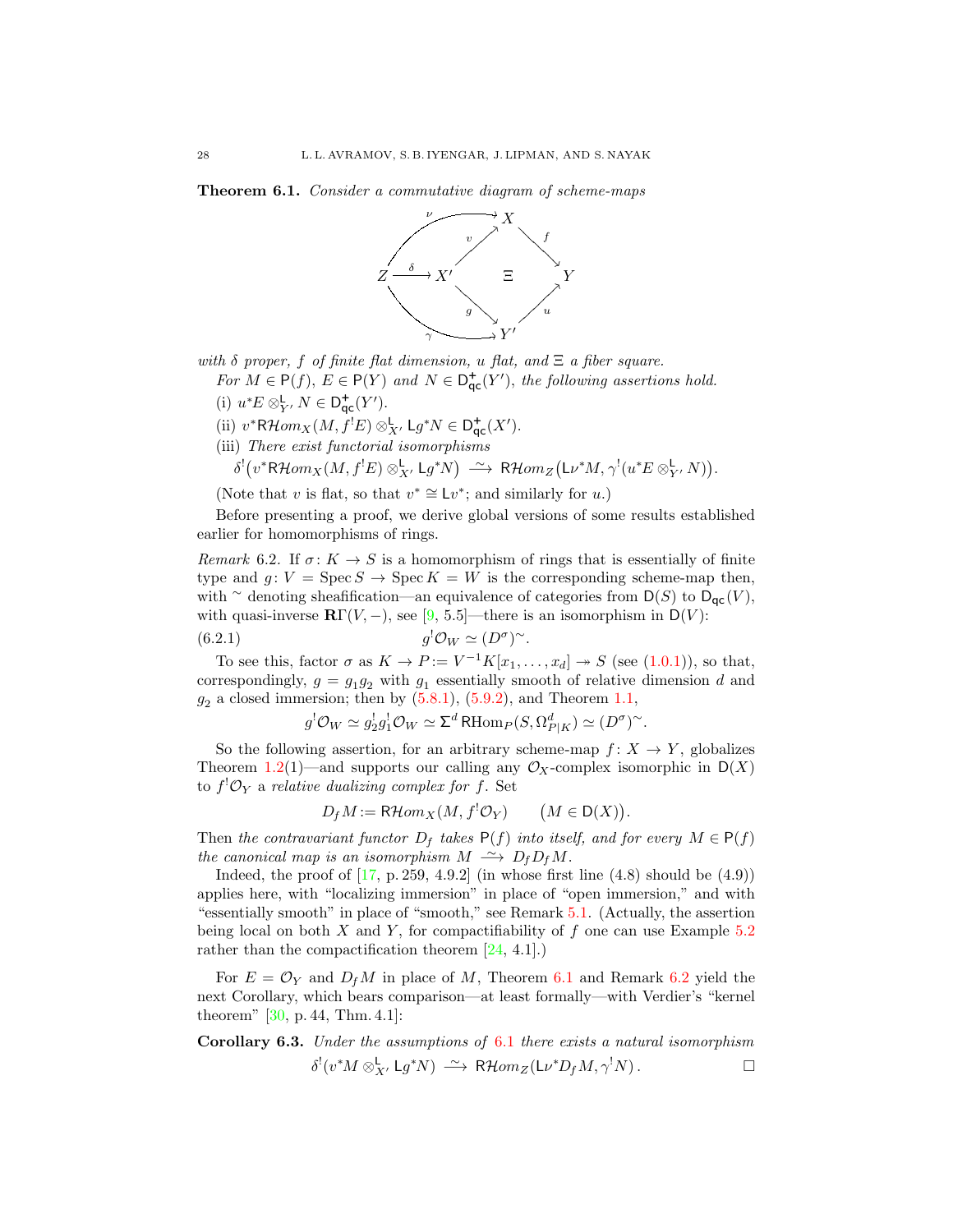**Theorem 6.1.** *Consider a commutative diagram of scheme-maps*

$$
\begin{array}{ccccc}
 & & X & & \\
 & \overset{v}{\nearrow} & & \overset{f}{\searrow} & \\
Z \xrightarrow{\ \delta\ } & X' & \Xi & & Y \\
 & \underset{g}{\searrow} & & \underset{u}{\nearrow} & \\
 & & Y' & &
\end{array}
\qquad \nu\colon Z \to X,\quad \gamma\colon Z \to Y'
$$

*with $\delta$ proper, $f$ of finite flat dimension, $u$ flat, and $\Xi$ a fiber square.*

*For $M \in \mathsf{P}(f)$, $E \in \mathsf{P}(Y)$ and $N \in \mathsf{D}^{+}_{\mathsf{qc}}(Y')$, the following assertions hold.*

(i) $u^*E \otimes^{\mathsf{L}}_{Y'} N \in \mathsf{D}^{+}_{\mathsf{qc}}(Y')$.

(ii) $v^*\mathsf{R}\mathcal{H}om_X(M, f^!E) \otimes^{\mathsf{L}}_{X'} \mathsf{L}g^*N \in \mathsf{D}^{+}_{\mathsf{qc}}(X')$.

(iii) *There exist functorial isomorphisms*

$$\delta^!\big(v^*\mathsf{R}\mathcal{H}om_X(M, f^!E) \otimes^{\mathsf{L}}_{X'} \mathsf{L}g^*N\big) \xrightarrow{\ \sim\ } \mathsf{R}\mathcal{H}om_Z\big(\mathsf{L}\nu^*M, \gamma^!(u^*E \otimes^{\mathsf{L}}_{Y'} N)\big).$$

(Note that $v$ is flat, so that $v^* \cong \mathsf{L}v^*$; and similarly for $u$.)

Before presenting a proof, we derive global versions of some results established earlier for homomorphisms of rings.

*Remark* 6.2. If $\sigma\colon K \to S$ is a homomorphism of rings that is essentially of finite type and $g\colon V = \operatorname{Spec} S \to \operatorname{Spec} K = W$ is the corresponding scheme-map then, with $^\sim$ denoting sheafification—an equivalence of categories from $\mathsf{D}(S)$ to $\mathsf{D}_{\mathsf{qc}}(V)$, with quasi-inverse $\mathbf{R}\Gamma(V,-)$, see [9, 5.5]—there is an isomorphism in $\mathsf{D}(V)$:

$$g^!\mathcal{O}_W \simeq (D^\sigma)^\sim. \tag{6.2.1}$$

To see this, factor $\sigma$ as $K \to P := V^{-1}K[x_1, \dots, x_d] \twoheadrightarrow S$ (see (1.0.1)), so that, correspondingly, $g = g_1g_2$ with $g_1$ essentially smooth of relative dimension $d$ and $g_2$ a closed immersion; then by (5.8.1), (5.9.2), and Theorem 1.1,

$$g^!\mathcal{O}_W \simeq g_2^!g_1^!\mathcal{O}_W \simeq \Sigma^d\,\mathsf{R}\mathrm{Hom}_P(S, \Omega^d_{P|K}) \simeq (D^\sigma)^\sim.$$

So the following assertion, for an arbitrary scheme-map $f\colon X \to Y$, globalizes Theorem 1.2(1)—and supports our calling any $\mathcal{O}_X$-complex isomorphic in $\mathsf{D}(X)$ to $f^!\mathcal{O}_Y$ a *relative dualizing complex for $f$*. Set

$$D_fM := \mathsf{R}\mathcal{H}om_X(M, f^!\mathcal{O}_Y) \qquad \big(M \in \mathsf{D}(X)\big).$$

Then *the contravariant functor $D_f$ takes $\mathsf{P}(f)$ into itself, and for every $M \in \mathsf{P}(f)$ the canonical map is an isomorphism $M \xrightarrow{\ \sim\ } D_fD_fM$.*

Indeed, the proof of [17, p. 259, 4.9.2] (in whose first line (4.8) should be (4.9)) applies here, with "localizing immersion" in place of "open immersion," and with "essentially smooth" in place of "smooth," see Remark 5.1. (Actually, the assertion being local on both $X$ and $Y$, for compactifiability of $f$ one can use Example 5.2 rather than the compactification theorem [24, 4.1].)

For $E = \mathcal{O}_Y$ and $D_fM$ in place of $M$, Theorem 6.1 and Remark 6.2 yield the next Corollary, which bears comparison—at least formally—with Verdier's "kernel theorem" [30, p. 44, Thm. 4.1]:

**Corollary 6.3.** *Under the assumptions of 6.1 there exists a natural isomorphism*

$$\delta^!(v^*M \otimes^{\mathsf{L}}_{X'} \mathsf{L}g^*N) \xrightarrow{\ \sim\ } \mathsf{R}\mathcal{H}om_Z(\mathsf{L}\nu^*D_fM, \gamma^!N)\,. \qquad \square$$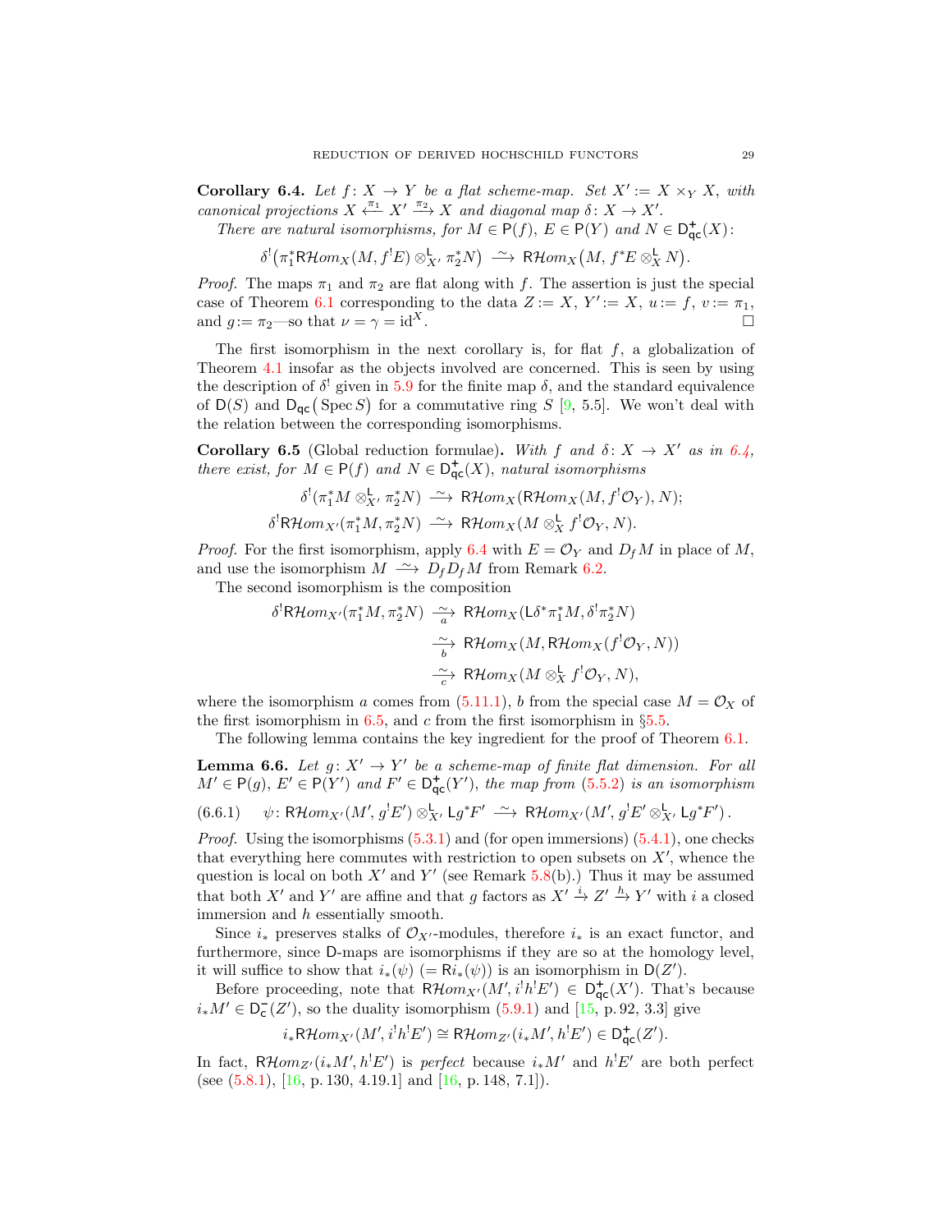**Corollary 6.4.** *Let $f\colon X \to Y$ be a flat scheme-map. Set $X' := X \times_Y X$, with canonical projections $X \xleftarrow{\pi_1} X' \xrightarrow{\pi_2} X$ and diagonal map $\delta\colon X \to X'$.*

*There are natural isomorphisms, for $M \in \mathsf{P}(f)$, $E \in \mathsf{P}(Y)$ and $N \in \mathsf{D}^+_{\mathsf{qc}}(X)$:*

$$\delta^!\big(\pi_1^*\mathsf{R}\mathcal{H}om_X(M, f^!E) \otimes^{\mathsf{L}}_{X'} \pi_2^*N\big) \xrightarrow{\ \sim\ } \mathsf{R}\mathcal{H}om_X\big(M, f^*E \otimes^{\mathsf{L}}_X N\big).$$

*Proof.* The maps $\pi_1$ and $\pi_2$ are flat along with $f$. The assertion is just the special case of Theorem 6.1 corresponding to the data $Z := X$, $Y' := X$, $u := f$, $v := \pi_1$, and $g := \pi_2$—so that $\nu = \gamma = \mathrm{id}^X$. $\square$

The first isomorphism in the next corollary is, for flat $f$, a globalization of Theorem 4.1 insofar as the objects involved are concerned. This is seen by using the description of $\delta^!$ given in 5.9 for the finite map $\delta$, and the standard equivalence of $\mathsf{D}(S)$ and $\mathsf{D}_{\mathsf{qc}}\big(\operatorname{Spec} S\big)$ for a commutative ring $S$ [9, 5.5]. We won't deal with the relation between the corresponding isomorphisms.

**Corollary 6.5** (Global reduction formulae)**.** *With $f$ and $\delta\colon X \to X'$ as in 6.4, there exist, for $M \in \mathsf{P}(f)$ and $N \in \mathsf{D}^+_{\mathsf{qc}}(X)$, natural isomorphisms*

$$\delta^!(\pi_1^*M \otimes^{\mathsf{L}}_{X'} \pi_2^*N) \xrightarrow{\ \sim\ } \mathsf{R}\mathcal{H}om_X(\mathsf{R}\mathcal{H}om_X(M, f^!\mathcal{O}_Y), N);$$
$$\delta^!\mathsf{R}\mathcal{H}om_{X'}(\pi_1^*M, \pi_2^*N) \xrightarrow{\ \sim\ } \mathsf{R}\mathcal{H}om_X(M \otimes^{\mathsf{L}}_X f^!\mathcal{O}_Y, N).$$

*Proof.* For the first isomorphism, apply 6.4 with $E = \mathcal{O}_Y$ and $D_fM$ in place of $M$, and use the isomorphism $M \xrightarrow{\ \sim\ } D_fD_fM$ from Remark 6.2.

The second isomorphism is the composition

$$\begin{aligned}
\delta^!\mathsf{R}\mathcal{H}om_{X'}(\pi_1^*M, \pi_2^*N) &\underset{a}{\xrightarrow{\ \sim\ }} \mathsf{R}\mathcal{H}om_X(\mathsf{L}\delta^*\pi_1^*M, \delta^!\pi_2^*N)\\
&\underset{b}{\xrightarrow{\ \sim\ }} \mathsf{R}\mathcal{H}om_X(M, \mathsf{R}\mathcal{H}om_X(f^!\mathcal{O}_Y, N))\\
&\underset{c}{\xrightarrow{\ \sim\ }} \mathsf{R}\mathcal{H}om_X(M \otimes^{\mathsf{L}}_X f^!\mathcal{O}_Y, N),
\end{aligned}$$

where the isomorphism $a$ comes from (5.11.1), $b$ from the special case $M = \mathcal{O}_X$ of the first isomorphism in 6.5, and $c$ from the first isomorphism in §5.5.

The following lemma contains the key ingredient for the proof of Theorem 6.1.

**Lemma 6.6.** *Let $g\colon X' \to Y'$ be a scheme-map of finite flat dimension. For all $M' \in \mathsf{P}(g)$, $E' \in \mathsf{P}(Y')$ and $F' \in \mathsf{D}^+_{\mathsf{qc}}(Y')$, the map from (5.5.2) is an isomorphism*

$$\psi\colon \mathsf{R}\mathcal{H}om_{X'}(M', g^!E') \otimes^{\mathsf{L}}_{X'} \mathsf{L}g^*F' \xrightarrow{\ \sim\ } \mathsf{R}\mathcal{H}om_{X'}(M', g^!E' \otimes^{\mathsf{L}}_{X'} \mathsf{L}g^*F')\,. \tag{6.6.1}$$

*Proof.* Using the isomorphisms (5.3.1) and (for open immersions) (5.4.1), one checks that everything here commutes with restriction to open subsets on $X'$, whence the question is local on both $X'$ and $Y'$ (see Remark 5.8(b).) Thus it may be assumed that both $X'$ and $Y'$ are affine and that $g$ factors as $X' \xrightarrow{i} Z' \xrightarrow{h} Y'$ with $i$ a closed immersion and $h$ essentially smooth.

Since $i_*$ preserves stalks of $\mathcal{O}_{X'}$-modules, therefore $i_*$ is an exact functor, and furthermore, since $\mathsf{D}$-maps are isomorphisms if they are so at the homology level, it will suffice to show that $i_*(\psi)$ $(= \mathsf{R}i_*(\psi))$ is an isomorphism in $\mathsf{D}(Z')$.

Before proceeding, note that $\mathsf{R}\mathcal{H}om_{X'}(M', i^!h^!E') \in \mathsf{D}^+_{\mathsf{qc}}(X')$. That's because $i_*M' \in \mathsf{D}^-_{\mathsf{c}}(Z')$, so the duality isomorphism (5.9.1) and [15, p. 92, 3.3] give

$$i_*\mathsf{R}\mathcal{H}om_{X'}(M', i^!h^!E') \cong \mathsf{R}\mathcal{H}om_{Z'}(i_*M', h^!E') \in \mathsf{D}^+_{\mathsf{qc}}(Z').$$

In fact, $\mathsf{R}\mathcal{H}om_{Z'}(i_*M', h^!E')$ is *perfect* because $i_*M'$ and $h^!E'$ are both perfect (see (5.8.1), [16, p. 130, 4.19.1] and [16, p. 148, 7.1]).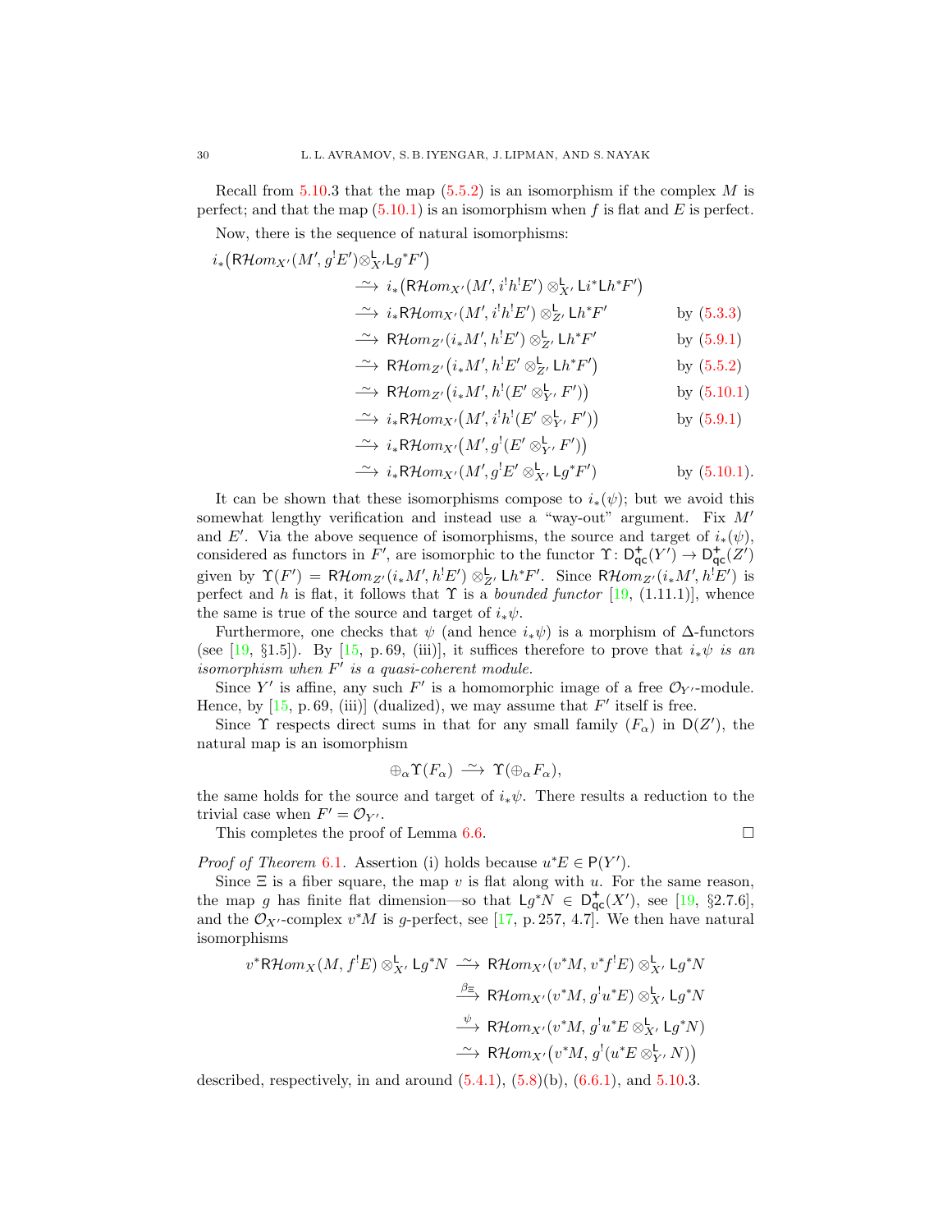Recall from 5.10.3 that the map (5.5.2) is an isomorphism if the complex $M$ is perfect; and that the map (5.10.1) is an isomorphism when $f$ is flat and $E$ is perfect.

Now, there is the sequence of natural isomorphisms:

$$
\begin{aligned}
&i_*\big(\mathsf{R}\mathcal{H}om_{X'}(M', g^!E')\otimes^{\mathsf{L}}_{X'}\mathsf{L}g^*F'\big)\\
&\qquad\xrightarrow{\ \sim\ } i_*\big(\mathsf{R}\mathcal{H}om_{X'}(M', i^!h^!E')\otimes^{\mathsf{L}}_{X'}\mathsf{L}i^*\mathsf{L}h^*F'\big)\\
&\qquad\xrightarrow{\ \sim\ } i_*\mathsf{R}\mathcal{H}om_{X'}(M', i^!h^!E')\otimes^{\mathsf{L}}_{Z'}\mathsf{L}h^*F' && \text{by (5.3.3)}\\
&\qquad\xrightarrow{\ \sim\ } \mathsf{R}\mathcal{H}om_{Z'}(i_*M', h^!E')\otimes^{\mathsf{L}}_{Z'}\mathsf{L}h^*F' && \text{by (5.9.1)}\\
&\qquad\xrightarrow{\ \sim\ } \mathsf{R}\mathcal{H}om_{Z'}\big(i_*M', h^!E'\otimes^{\mathsf{L}}_{Z'}\mathsf{L}h^*F'\big) && \text{by (5.5.2)}\\
&\qquad\xrightarrow{\ \sim\ } \mathsf{R}\mathcal{H}om_{Z'}\big(i_*M', h^!(E'\otimes^{\mathsf{L}}_{Y'}F')\big) && \text{by (5.10.1)}\\
&\qquad\xrightarrow{\ \sim\ } i_*\mathsf{R}\mathcal{H}om_{X'}\big(M', i^!h^!(E'\otimes^{\mathsf{L}}_{Y'}F')\big) && \text{by (5.9.1)}\\
&\qquad\xrightarrow{\ \sim\ } i_*\mathsf{R}\mathcal{H}om_{X'}\big(M', g^!(E'\otimes^{\mathsf{L}}_{Y'}F')\big)\\
&\qquad\xrightarrow{\ \sim\ } i_*\mathsf{R}\mathcal{H}om_{X'}(M', g^!E'\otimes^{\mathsf{L}}_{X'}\mathsf{L}g^*F') && \text{by (5.10.1).}
\end{aligned}
$$

It can be shown that these isomorphisms compose to $i_*(\psi)$; but we avoid this somewhat lengthy verification and instead use a "way-out" argument. Fix $M'$ and $E'$. Via the above sequence of isomorphisms, the source and target of $i_*(\psi)$, considered as functors in $F'$, are isomorphic to the functor $\Upsilon\colon \mathsf{D}^+_{\mathsf{qc}}(Y')\to\mathsf{D}^+_{\mathsf{qc}}(Z')$ given by $\Upsilon(F') = \mathsf{R}\mathcal{H}om_{Z'}(i_*M', h^!E')\otimes^{\mathsf{L}}_{Z'}\mathsf{L}h^*F'$. Since $\mathsf{R}\mathcal{H}om_{Z'}(i_*M', h^!E')$ is perfect and $h$ is flat, it follows that $\Upsilon$ is a *bounded functor* [19, (1.11.1)], whence the same is true of the source and target of $i_*\psi$.

Furthermore, one checks that $\psi$ (and hence $i_*\psi$) is a morphism of $\Delta$-functors (see [19, §1.5]). By [15, p. 69, (iii)], it suffices therefore to prove that *$i_*\psi$ is an isomorphism when $F'$ is a quasi-coherent module.*

Since $Y'$ is affine, any such $F'$ is a homomorphic image of a free $\mathcal{O}_{Y'}$-module. Hence, by [15, p. 69, (iii)] (dualized), we may assume that $F'$ itself is free.

Since $\Upsilon$ respects direct sums in that for any small family $(F_\alpha)$ in $\mathsf{D}(Z')$, the natural map is an isomorphism

$$\oplus_\alpha \Upsilon(F_\alpha)\xrightarrow{\ \sim\ }\Upsilon(\oplus_\alpha F_\alpha),$$

the same holds for the source and target of $i_*\psi$. There results a reduction to the trivial case when $F' = \mathcal{O}_{Y'}$.

This completes the proof of Lemma 6.6. □

*Proof of Theorem 6.1.* Assertion (i) holds because $u^*E\in\mathsf{P}(Y')$.

Since $\Xi$ is a fiber square, the map $v$ is flat along with $u$. For the same reason, the map $g$ has finite flat dimension—so that $\mathsf{L}g^*N\in\mathsf{D}^+_{\mathsf{qc}}(X')$, see [19, §2.7.6], and the $\mathcal{O}_{X'}$-complex $v^*M$ is $g$-perfect, see [17, p. 257, 4.7]. We then have natural isomorphisms

$$
\begin{aligned}
v^*\mathsf{R}\mathcal{H}om_X(M, f^!E)\otimes^{\mathsf{L}}_{X'}\mathsf{L}g^*N &\xrightarrow{\ \sim\ } \mathsf{R}\mathcal{H}om_{X'}(v^*M, v^*f^!E)\otimes^{\mathsf{L}}_{X'}\mathsf{L}g^*N\\
&\xrightarrow{\ \beta_\Xi\ } \mathsf{R}\mathcal{H}om_{X'}(v^*M, g^!u^*E)\otimes^{\mathsf{L}}_{X'}\mathsf{L}g^*N\\
&\xrightarrow{\ \psi\ } \mathsf{R}\mathcal{H}om_{X'}(v^*M, g^!u^*E\otimes^{\mathsf{L}}_{X'}\mathsf{L}g^*N)\\
&\xrightarrow{\ \sim\ } \mathsf{R}\mathcal{H}om_{X'}\big(v^*M, g^!(u^*E\otimes^{\mathsf{L}}_{Y'}N)\big)
\end{aligned}
$$

described, respectively, in and around (5.4.1), (5.8)(b), (6.6.1), and 5.10.3.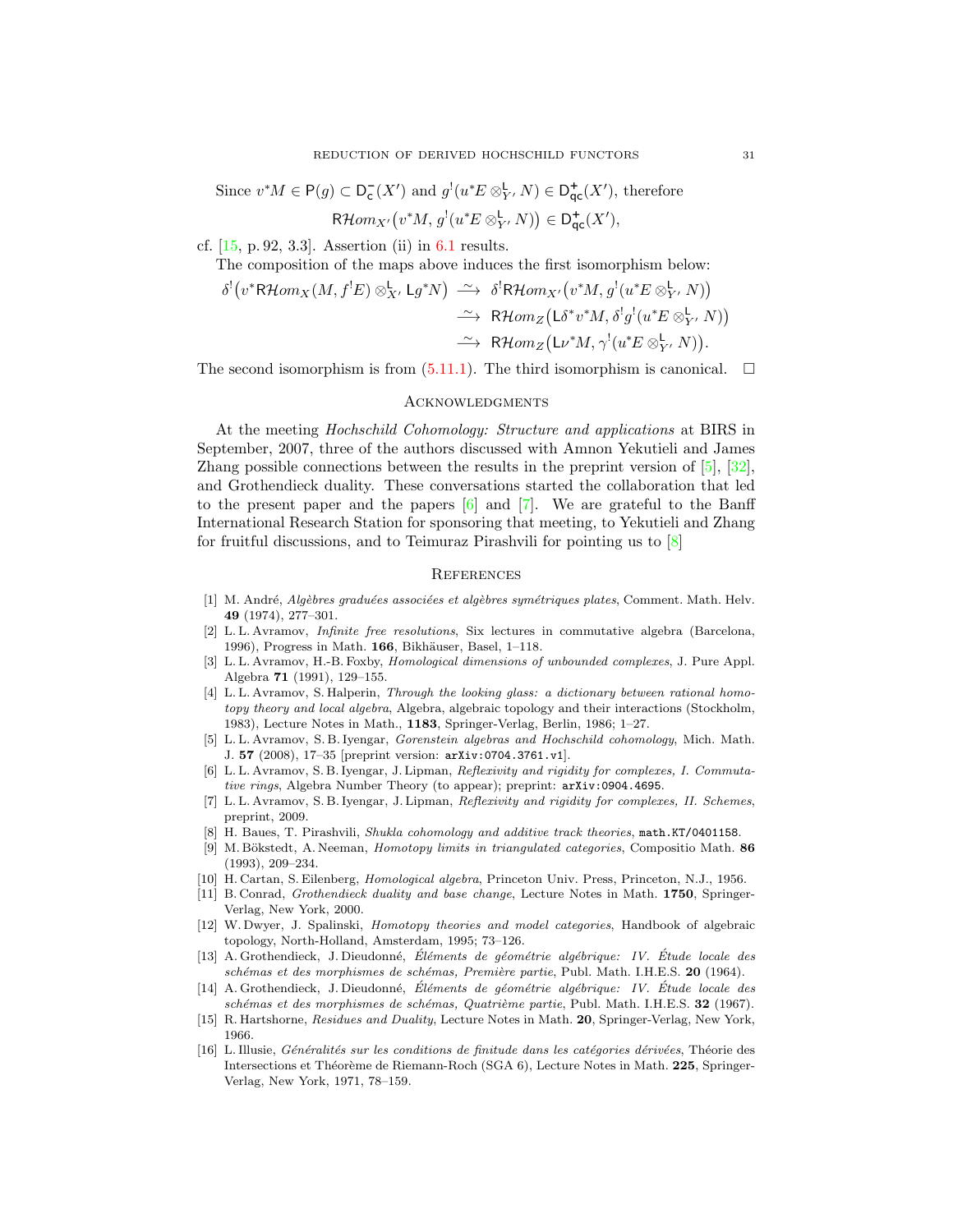Since $v^*M \in \mathsf{P}(g) \subset \mathsf{D}^-_{\mathsf{c}}(X')$ and $g^!(u^*E \otimes^{\mathsf{L}}_{Y'} N) \in \mathsf{D}^+_{\mathsf{qc}}(X')$, therefore

$$\mathsf{R}\mathcal{H}om_{X'}\big(v^*M,\, g^!(u^*E \otimes^{\mathsf{L}}_{Y'} N)\big) \in \mathsf{D}^+_{\mathsf{qc}}(X'),$$

cf. [15, p. 92, 3.3]. Assertion (ii) in 6.1 results.

The composition of the maps above induces the first isomorphism below:

$$\begin{aligned}
\delta^!\big(v^*\mathsf{R}\mathcal{H}om_X(M, f^!E) \otimes^{\mathsf{L}}_{X'} \mathsf{L}g^*N\big) &\xrightarrow{\ \sim\ } \delta^!\mathsf{R}\mathcal{H}om_{X'}\big(v^*M,\, g^!(u^*E \otimes^{\mathsf{L}}_{Y'} N)\big)\\
&\xrightarrow{\ \sim\ } \mathsf{R}\mathcal{H}om_Z\big(\mathsf{L}\delta^*v^*M,\, \delta^!g^!(u^*E \otimes^{\mathsf{L}}_{Y'} N)\big)\\
&\xrightarrow{\ \sim\ } \mathsf{R}\mathcal{H}om_Z\big(\mathsf{L}\nu^*M,\, \gamma^!(u^*E \otimes^{\mathsf{L}}_{Y'} N)\big).
\end{aligned}$$

The second isomorphism is from (5.11.1). The third isomorphism is canonical. $\square$

## Acknowledgments

At the meeting *Hochschild Cohomology: Structure and applications* at BIRS in September, 2007, three of the authors discussed with Amnon Yekutieli and James Zhang possible connections between the results in the preprint version of [5], [32], and Grothendieck duality. These conversations started the collaboration that led to the present paper and the papers [6] and [7]. We are grateful to the Banff International Research Station for sponsoring that meeting, to Yekutieli and Zhang for fruitful discussions, and to Teimuraz Pirashvili for pointing us to [8]

## References

[1] M. André, *Algèbres graduées associées et algèbres symétriques plates*, Comment. Math. Helv. **49** (1974), 277–301.

[2] L. L. Avramov, *Infinite free resolutions*, Six lectures in commutative algebra (Barcelona, 1996), Progress in Math. **166**, Bikhäuser, Basel, 1–118.

[3] L. L. Avramov, H.-B. Foxby, *Homological dimensions of unbounded complexes*, J. Pure Appl. Algebra **71** (1991), 129–155.

[4] L. L. Avramov, S. Halperin, *Through the looking glass: a dictionary between rational homotopy theory and local algebra*, Algebra, algebraic topology and their interactions (Stockholm, 1983), Lecture Notes in Math., **1183**, Springer-Verlag, Berlin, 1986; 1–27.

[5] L. L. Avramov, S. B. Iyengar, *Gorenstein algebras and Hochschild cohomology*, Mich. Math. J. **57** (2008), 17–35 [preprint version: `arXiv:0704.3761.v1`].

[6] L. L. Avramov, S. B. Iyengar, J. Lipman, *Reflexivity and rigidity for complexes, I. Commutative rings*, Algebra Number Theory (to appear); preprint: `arXiv:0904.4695`.

[7] L. L. Avramov, S. B. Iyengar, J. Lipman, *Reflexivity and rigidity for complexes, II. Schemes*, preprint, 2009.

[8] H. Baues, T. Pirashvili, *Shukla cohomology and additive track theories*, `math.KT/0401158`.

[9] M. Bökstedt, A. Neeman, *Homotopy limits in triangulated categories*, Compositio Math. **86** (1993), 209–234.

[10] H. Cartan, S. Eilenberg, *Homological algebra*, Princeton Univ. Press, Princeton, N.J., 1956.

[11] B. Conrad, *Grothendieck duality and base change*, Lecture Notes in Math. **1750**, Springer-Verlag, New York, 2000.

[12] W. Dwyer, J. Spalinski, *Homotopy theories and model categories*, Handbook of algebraic topology, North-Holland, Amsterdam, 1995; 73–126.

[13] A. Grothendieck, J. Dieudonné, *Éléments de géométrie algébrique: IV. Étude locale des schémas et des morphismes de schémas, Première partie*, Publ. Math. I.H.E.S. **20** (1964).

[14] A. Grothendieck, J. Dieudonné, *Éléments de géométrie algébrique: IV. Étude locale des schémas et des morphismes de schémas, Quatrième partie*, Publ. Math. I.H.E.S. **32** (1967).

[15] R. Hartshorne, *Residues and Duality*, Lecture Notes in Math. **20**, Springer-Verlag, New York, 1966.

[16] L. Illusie, *Généralités sur les conditions de finitude dans les catégories dérivées*, Théorie des Intersections et Théorème de Riemann-Roch (SGA 6), Lecture Notes in Math. **225**, Springer-Verlag, New York, 1971, 78–159.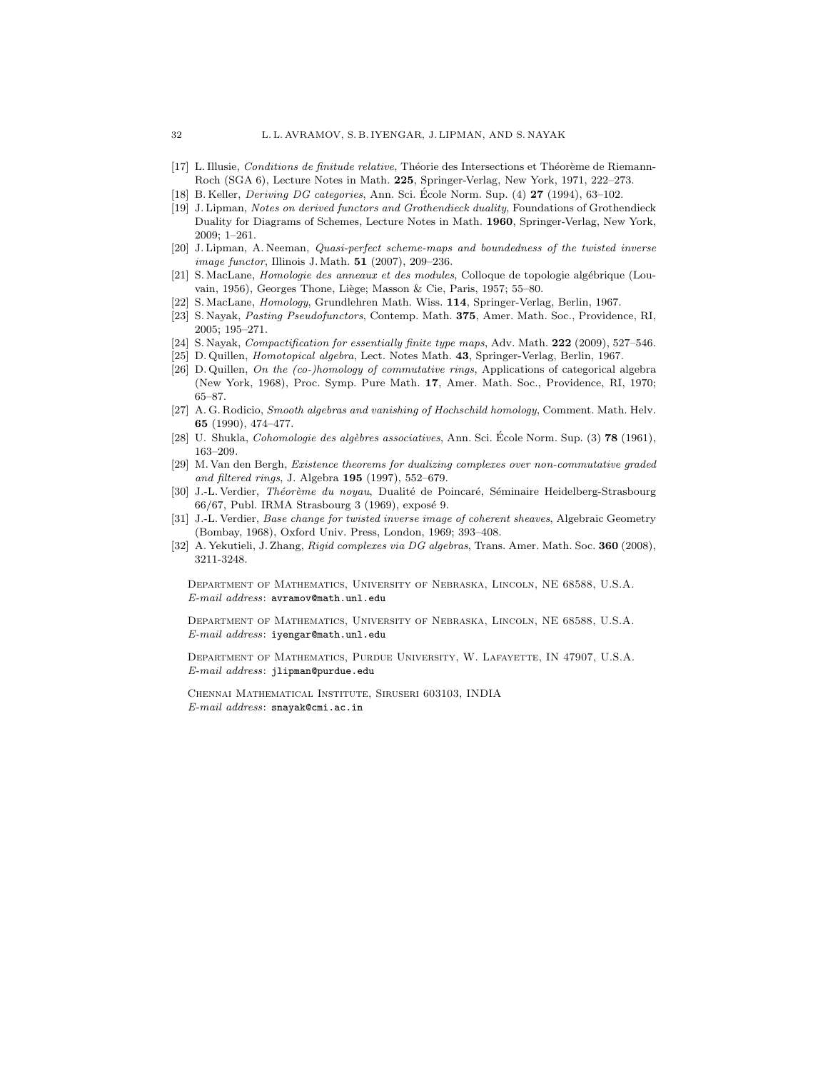[17] L. Illusie, *Conditions de finitude relative*, Théorie des Intersections et Théorème de Riemann-Roch (SGA 6), Lecture Notes in Math. **225**, Springer-Verlag, New York, 1971, 222–273.

[18] B. Keller, *Deriving DG categories*, Ann. Sci. École Norm. Sup. (4) **27** (1994), 63–102.

[19] J. Lipman, *Notes on derived functors and Grothendieck duality*, Foundations of Grothendieck Duality for Diagrams of Schemes, Lecture Notes in Math. **1960**, Springer-Verlag, New York, 2009; 1–261.

[20] J. Lipman, A. Neeman, *Quasi-perfect scheme-maps and boundedness of the twisted inverse image functor*, Illinois J. Math. **51** (2007), 209–236.

[21] S. MacLane, *Homologie des anneaux et des modules*, Colloque de topologie algébrique (Louvain, 1956), Georges Thone, Liège; Masson & Cie, Paris, 1957; 55–80.

[22] S. MacLane, *Homology*, Grundlehren Math. Wiss. **114**, Springer-Verlag, Berlin, 1967.

[23] S. Nayak, *Pasting Pseudofunctors*, Contemp. Math. **375**, Amer. Math. Soc., Providence, RI, 2005; 195–271.

[24] S. Nayak, *Compactification for essentially finite type maps*, Adv. Math. **222** (2009), 527–546.

[25] D. Quillen, *Homotopical algebra*, Lect. Notes Math. **43**, Springer-Verlag, Berlin, 1967.

[26] D. Quillen, *On the (co-)homology of commutative rings*, Applications of categorical algebra (New York, 1968), Proc. Symp. Pure Math. **17**, Amer. Math. Soc., Providence, RI, 1970; 65–87.

[27] A. G. Rodicio, *Smooth algebras and vanishing of Hochschild homology*, Comment. Math. Helv. **65** (1990), 474–477.

[28] U. Shukla, *Cohomologie des algèbres associatives*, Ann. Sci. École Norm. Sup. (3) **78** (1961), 163–209.

[29] M. Van den Bergh, *Existence theorems for dualizing complexes over non-commutative graded and filtered rings*, J. Algebra **195** (1997), 552–679.

[30] J.-L. Verdier, *Théorème du noyau*, Dualité de Poincaré, Séminaire Heidelberg-Strasbourg 66/67, Publ. IRMA Strasbourg 3 (1969), exposé 9.

[31] J.-L. Verdier, *Base change for twisted inverse image of coherent sheaves*, Algebraic Geometry (Bombay, 1968), Oxford Univ. Press, London, 1969; 393–408.

[32] A. Yekutieli, J. Zhang, *Rigid complexes via DG algebras*, Trans. Amer. Math. Soc. **360** (2008), 3211-3248.

Department of Mathematics, University of Nebraska, Lincoln, NE 68588, U.S.A.
*E-mail address*: avramov@math.unl.edu

Department of Mathematics, University of Nebraska, Lincoln, NE 68588, U.S.A.
*E-mail address*: iyengar@math.unl.edu

Department of Mathematics, Purdue University, W. Lafayette, IN 47907, U.S.A.
*E-mail address*: jlipman@purdue.edu

Chennai Mathematical Institute, Siruseri 603103, INDIA
*E-mail address*: snayak@cmi.ac.in